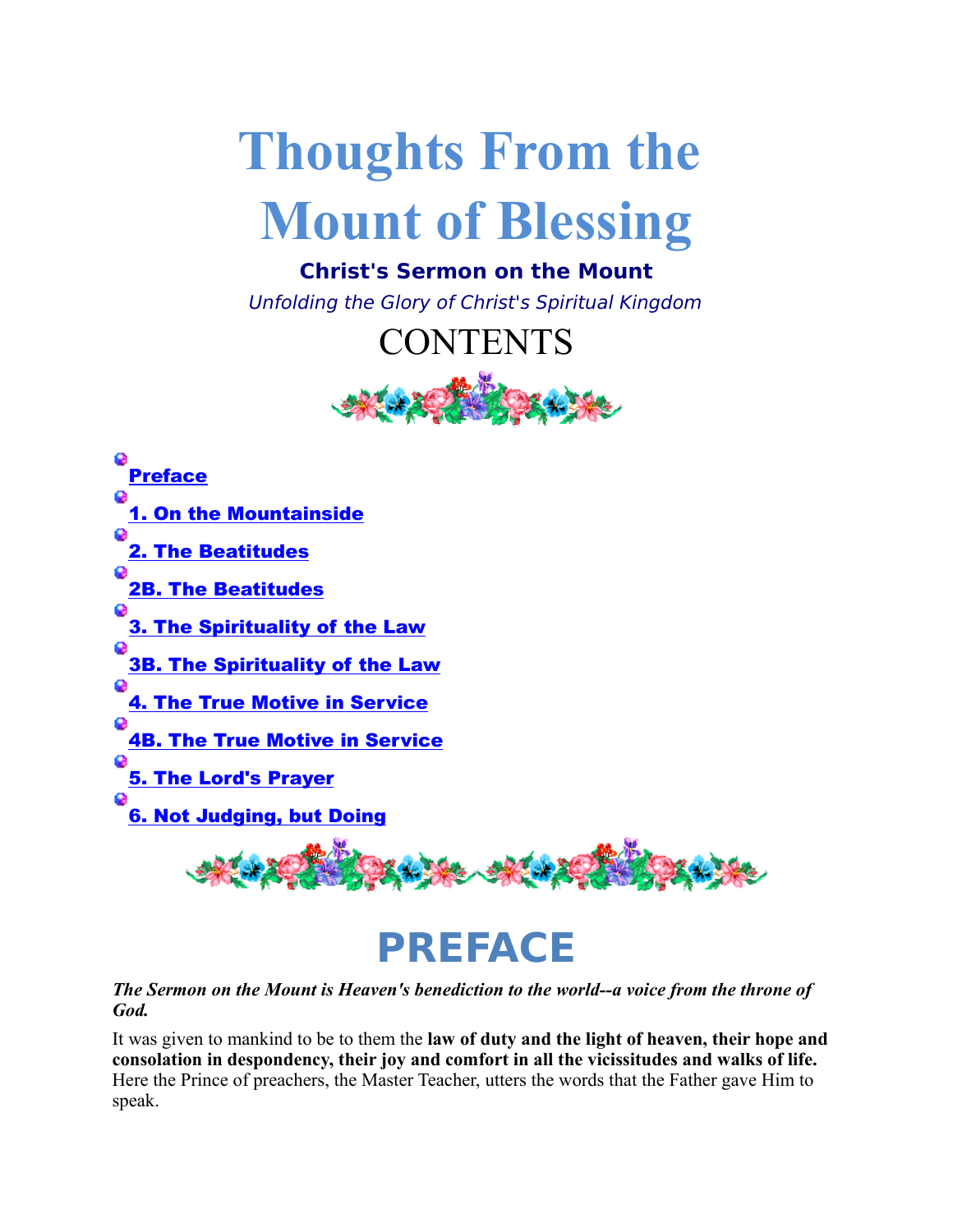# Thoughts From the Mount of Blessing

**Christ's Sermon on the Mount**

*Unfolding the Glory of Christ's Spiritual Kingdom*

## CONTENTS

- **Preface**
- **1. On the Mountainside**
- **2. The Beatitudes**
- **2B. The Beatitudes**
- **3. The Spirituality of the Law**
- **3B. The Spirituality of the Law**
- **4. The True Motive in Service**
- **4B. The True Motive in Service**
- **5. The Lord's Prayer**
- **6. Not Judging, but Doing**

## PREFACE

***The Sermon on the Mount is Heaven's benediction to the world--a voice from the throne of God.***

It was given to mankind to be to them the **law of duty and the light of heaven, their hope and consolation in despondency, their joy and comfort in all the vicissitudes and walks of life.** Here the Prince of preachers, the Master Teacher, utters the words that the Father gave Him to speak.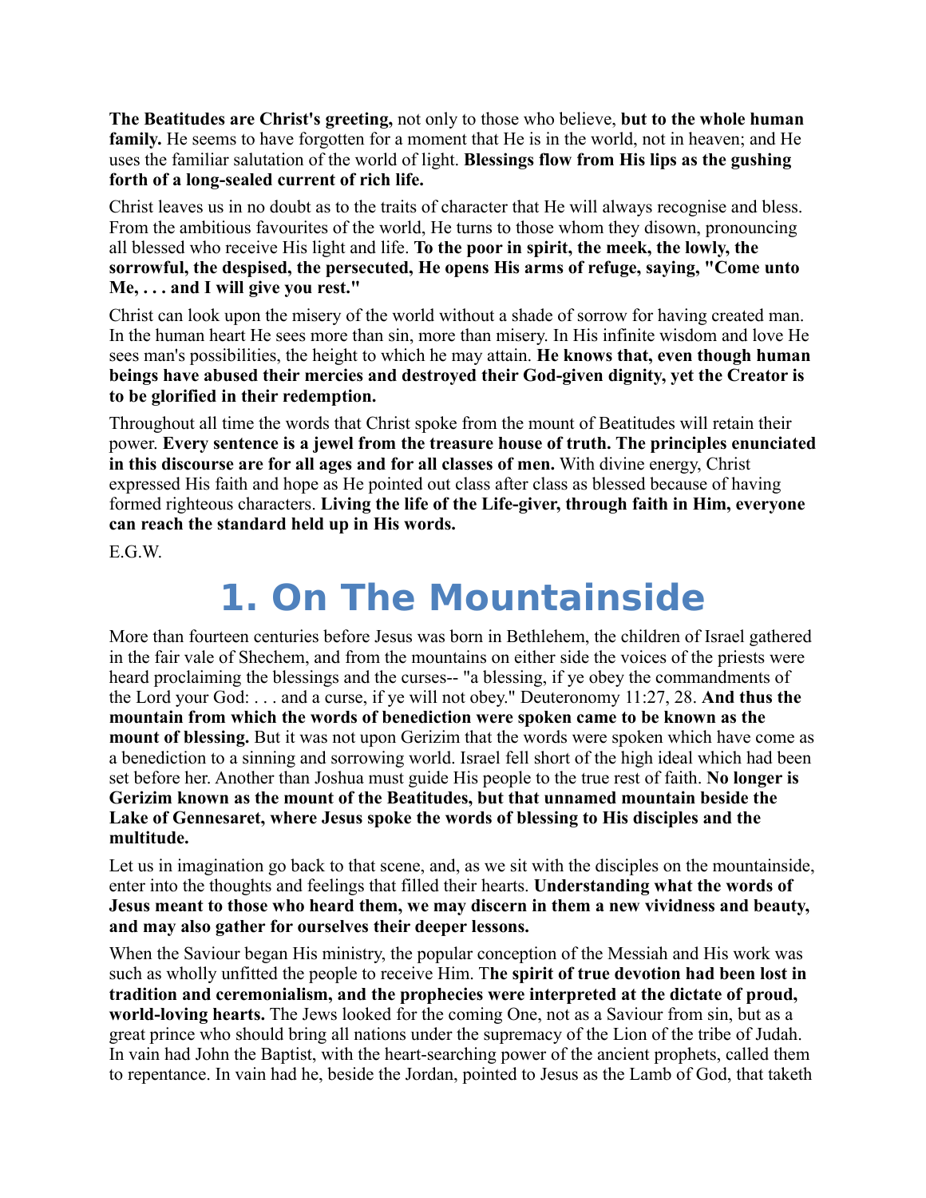**The Beatitudes are Christ's greeting,** not only to those who believe, **but to the whole human family.** He seems to have forgotten for a moment that He is in the world, not in heaven; and He uses the familiar salutation of the world of light. **Blessings flow from His lips as the gushing forth of a long-sealed current of rich life.**

Christ leaves us in no doubt as to the traits of character that He will always recognise and bless. From the ambitious favourites of the world, He turns to those whom they disown, pronouncing all blessed who receive His light and life. **To the poor in spirit, the meek, the lowly, the sorrowful, the despised, the persecuted, He opens His arms of refuge, saying, "Come unto Me, . . . and I will give you rest."**

Christ can look upon the misery of the world without a shade of sorrow for having created man. In the human heart He sees more than sin, more than misery. In His infinite wisdom and love He sees man's possibilities, the height to which he may attain. **He knows that, even though human beings have abused their mercies and destroyed their God-given dignity, yet the Creator is to be glorified in their redemption.**

Throughout all time the words that Christ spoke from the mount of Beatitudes will retain their power. **Every sentence is a jewel from the treasure house of truth. The principles enunciated in this discourse are for all ages and for all classes of men.** With divine energy, Christ expressed His faith and hope as He pointed out class after class as blessed because of having formed righteous characters. **Living the life of the Life-giver, through faith in Him, everyone can reach the standard held up in His words.**

E.G.W.

# 1. On The Mountainside

More than fourteen centuries before Jesus was born in Bethlehem, the children of Israel gathered in the fair vale of Shechem, and from the mountains on either side the voices of the priests were heard proclaiming the blessings and the curses-- "a blessing, if ye obey the commandments of the Lord your God: . . . and a curse, if ye will not obey." Deuteronomy 11:27, 28. **And thus the mountain from which the words of benediction were spoken came to be known as the mount of blessing.** But it was not upon Gerizim that the words were spoken which have come as a benediction to a sinning and sorrowing world. Israel fell short of the high ideal which had been set before her. Another than Joshua must guide His people to the true rest of faith. **No longer is Gerizim known as the mount of the Beatitudes, but that unnamed mountain beside the Lake of Gennesaret, where Jesus spoke the words of blessing to His disciples and the multitude.**

Let us in imagination go back to that scene, and, as we sit with the disciples on the mountainside, enter into the thoughts and feelings that filled their hearts. **Understanding what the words of Jesus meant to those who heard them, we may discern in them a new vividness and beauty, and may also gather for ourselves their deeper lessons.**

When the Saviour began His ministry, the popular conception of the Messiah and His work was such as wholly unfitted the people to receive Him. T**he spirit of true devotion had been lost in tradition and ceremonialism, and the prophecies were interpreted at the dictate of proud, world-loving hearts.** The Jews looked for the coming One, not as a Saviour from sin, but as a great prince who should bring all nations under the supremacy of the Lion of the tribe of Judah. In vain had John the Baptist, with the heart-searching power of the ancient prophets, called them to repentance. In vain had he, beside the Jordan, pointed to Jesus as the Lamb of God, that taketh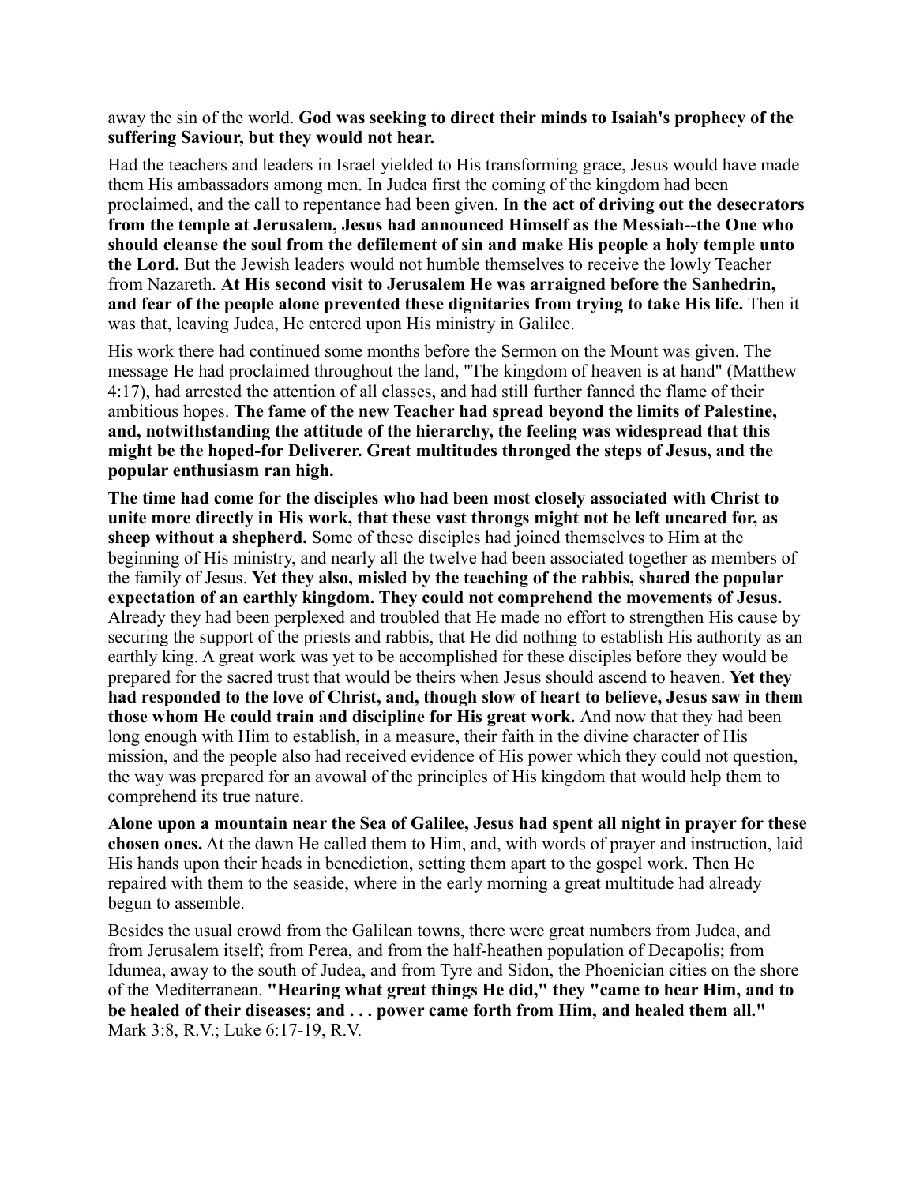away the sin of the world. **God was seeking to direct their minds to Isaiah's prophecy of the suffering Saviour, but they would not hear.**

Had the teachers and leaders in Israel yielded to His transforming grace, Jesus would have made them His ambassadors among men. In Judea first the coming of the kingdom had been proclaimed, and the call to repentance had been given. I**n the act of driving out the desecrators from the temple at Jerusalem, Jesus had announced Himself as the Messiah--the One who should cleanse the soul from the defilement of sin and make His people a holy temple unto the Lord.** But the Jewish leaders would not humble themselves to receive the lowly Teacher from Nazareth. **At His second visit to Jerusalem He was arraigned before the Sanhedrin, and fear of the people alone prevented these dignitaries from trying to take His life.** Then it was that, leaving Judea, He entered upon His ministry in Galilee.

His work there had continued some months before the Sermon on the Mount was given. The message He had proclaimed throughout the land, "The kingdom of heaven is at hand" (Matthew 4:17), had arrested the attention of all classes, and had still further fanned the flame of their ambitious hopes. **The fame of the new Teacher had spread beyond the limits of Palestine, and, notwithstanding the attitude of the hierarchy, the feeling was widespread that this might be the hoped-for Deliverer. Great multitudes thronged the steps of Jesus, and the popular enthusiasm ran high.**

**The time had come for the disciples who had been most closely associated with Christ to unite more directly in His work, that these vast throngs might not be left uncared for, as sheep without a shepherd.** Some of these disciples had joined themselves to Him at the beginning of His ministry, and nearly all the twelve had been associated together as members of the family of Jesus. **Yet they also, misled by the teaching of the rabbis, shared the popular expectation of an earthly kingdom. They could not comprehend the movements of Jesus.** Already they had been perplexed and troubled that He made no effort to strengthen His cause by securing the support of the priests and rabbis, that He did nothing to establish His authority as an earthly king. A great work was yet to be accomplished for these disciples before they would be prepared for the sacred trust that would be theirs when Jesus should ascend to heaven. **Yet they had responded to the love of Christ, and, though slow of heart to believe, Jesus saw in them those whom He could train and discipline for His great work.** And now that they had been long enough with Him to establish, in a measure, their faith in the divine character of His mission, and the people also had received evidence of His power which they could not question, the way was prepared for an avowal of the principles of His kingdom that would help them to comprehend its true nature.

**Alone upon a mountain near the Sea of Galilee, Jesus had spent all night in prayer for these chosen ones.** At the dawn He called them to Him, and, with words of prayer and instruction, laid His hands upon their heads in benediction, setting them apart to the gospel work. Then He repaired with them to the seaside, where in the early morning a great multitude had already begun to assemble.

Besides the usual crowd from the Galilean towns, there were great numbers from Judea, and from Jerusalem itself; from Perea, and from the half-heathen population of Decapolis; from Idumea, away to the south of Judea, and from Tyre and Sidon, the Phoenician cities on the shore of the Mediterranean. **"Hearing what great things He did," they "came to hear Him, and to be healed of their diseases; and . . . power came forth from Him, and healed them all."** Mark 3:8, R.V.; Luke 6:17-19, R.V.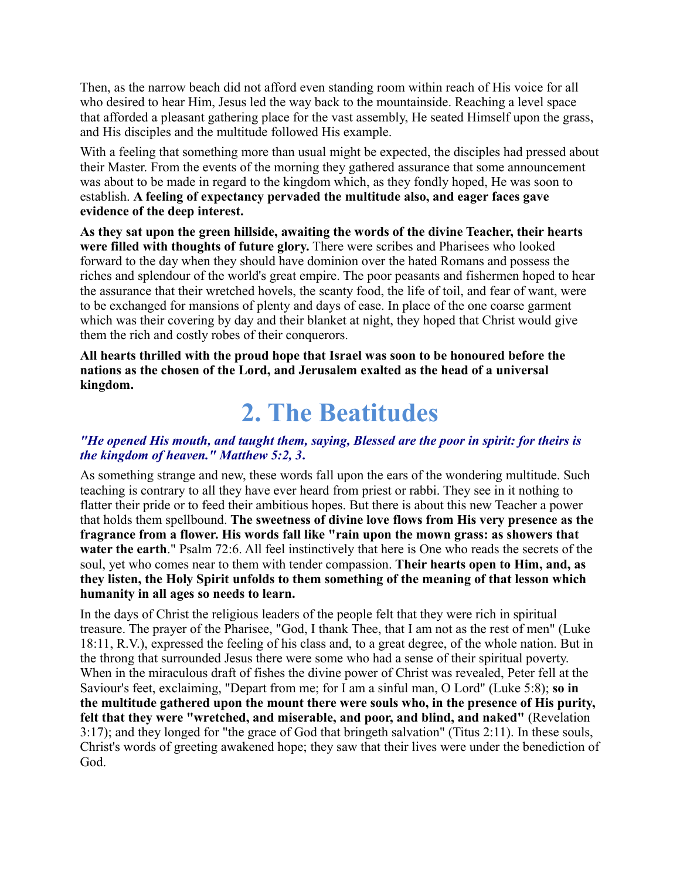Then, as the narrow beach did not afford even standing room within reach of His voice for all who desired to hear Him, Jesus led the way back to the mountainside. Reaching a level space that afforded a pleasant gathering place for the vast assembly, He seated Himself upon the grass, and His disciples and the multitude followed His example.

With a feeling that something more than usual might be expected, the disciples had pressed about their Master. From the events of the morning they gathered assurance that some announcement was about to be made in regard to the kingdom which, as they fondly hoped, He was soon to establish. **A feeling of expectancy pervaded the multitude also, and eager faces gave evidence of the deep interest.**

**As they sat upon the green hillside, awaiting the words of the divine Teacher, their hearts were filled with thoughts of future glory.** There were scribes and Pharisees who looked forward to the day when they should have dominion over the hated Romans and possess the riches and splendour of the world's great empire. The poor peasants and fishermen hoped to hear the assurance that their wretched hovels, the scanty food, the life of toil, and fear of want, were to be exchanged for mansions of plenty and days of ease. In place of the one coarse garment which was their covering by day and their blanket at night, they hoped that Christ would give them the rich and costly robes of their conquerors.

**All hearts thrilled with the proud hope that Israel was soon to be honoured before the nations as the chosen of the Lord, and Jerusalem exalted as the head of a universal kingdom.**

# 2. The Beatitudes

***"He opened His mouth, and taught them, saying, Blessed are the poor in spirit: for theirs is the kingdom of heaven." Matthew 5:2, 3.***

As something strange and new, these words fall upon the ears of the wondering multitude. Such teaching is contrary to all they have ever heard from priest or rabbi. They see in it nothing to flatter their pride or to feed their ambitious hopes. But there is about this new Teacher a power that holds them spellbound. **The sweetness of divine love flows from His very presence as the fragrance from a flower. His words fall like "rain upon the mown grass: as showers that water the earth**." Psalm 72:6. All feel instinctively that here is One who reads the secrets of the soul, yet who comes near to them with tender compassion. **Their hearts open to Him, and, as they listen, the Holy Spirit unfolds to them something of the meaning of that lesson which humanity in all ages so needs to learn.**

In the days of Christ the religious leaders of the people felt that they were rich in spiritual treasure. The prayer of the Pharisee, "God, I thank Thee, that I am not as the rest of men" (Luke 18:11, R.V.), expressed the feeling of his class and, to a great degree, of the whole nation. But in the throng that surrounded Jesus there were some who had a sense of their spiritual poverty. When in the miraculous draft of fishes the divine power of Christ was revealed, Peter fell at the Saviour's feet, exclaiming, "Depart from me; for I am a sinful man, O Lord" (Luke 5:8); **so in the multitude gathered upon the mount there were souls who, in the presence of His purity, felt that they were "wretched, and miserable, and poor, and blind, and naked"** (Revelation 3:17); and they longed for "the grace of God that bringeth salvation" (Titus 2:11). In these souls, Christ's words of greeting awakened hope; they saw that their lives were under the benediction of God.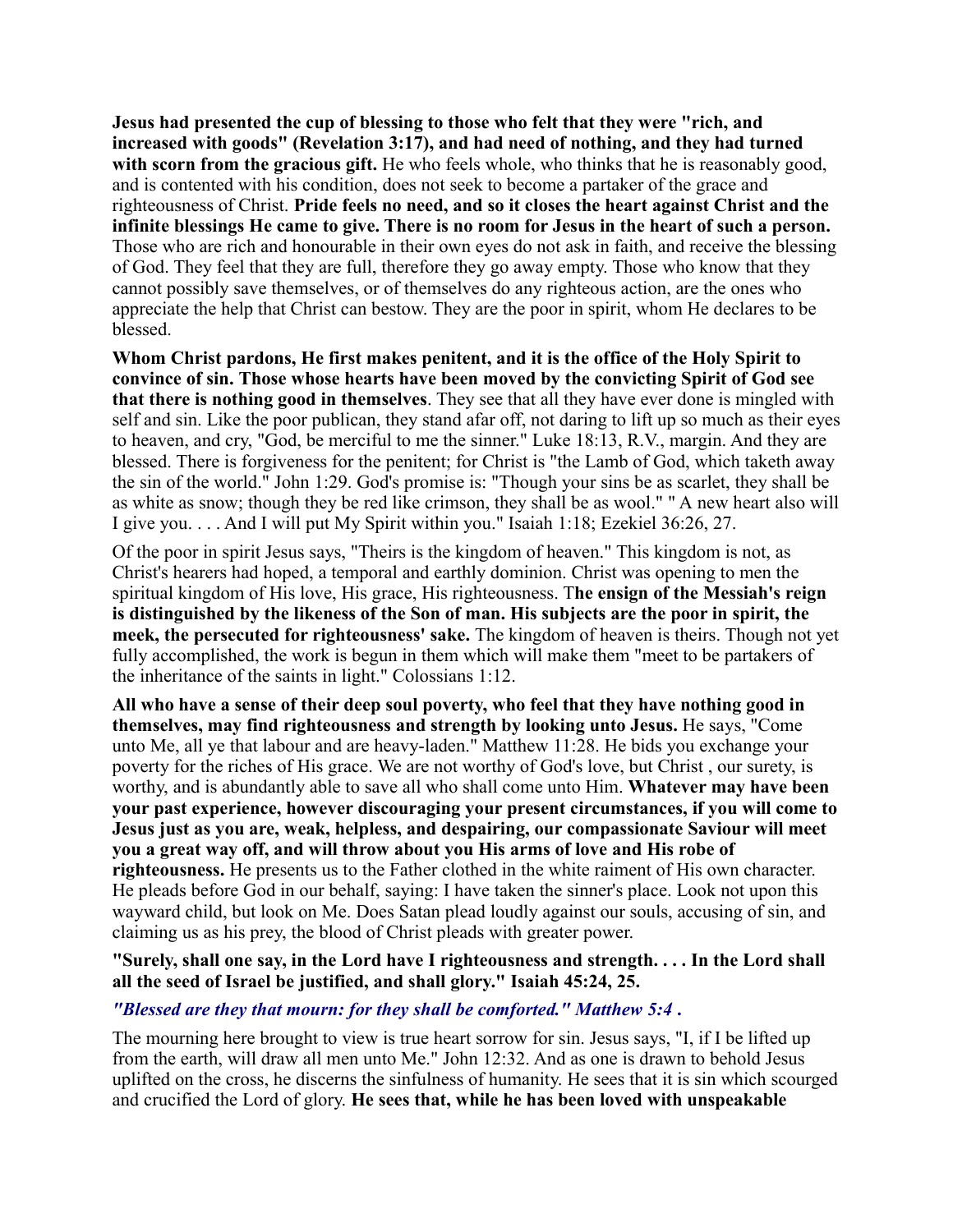**Jesus had presented the cup of blessing to those who felt that they were "rich, and increased with goods" (Revelation 3:17), and had need of nothing, and they had turned with scorn from the gracious gift.** He who feels whole, who thinks that he is reasonably good, and is contented with his condition, does not seek to become a partaker of the grace and righteousness of Christ. **Pride feels no need, and so it closes the heart against Christ and the infinite blessings He came to give. There is no room for Jesus in the heart of such a person.** Those who are rich and honourable in their own eyes do not ask in faith, and receive the blessing of God. They feel that they are full, therefore they go away empty. Those who know that they cannot possibly save themselves, or of themselves do any righteous action, are the ones who appreciate the help that Christ can bestow. They are the poor in spirit, whom He declares to be blessed.

**Whom Christ pardons, He first makes penitent, and it is the office of the Holy Spirit to convince of sin. Those whose hearts have been moved by the convicting Spirit of God see that there is nothing good in themselves**. They see that all they have ever done is mingled with self and sin. Like the poor publican, they stand afar off, not daring to lift up so much as their eyes to heaven, and cry, "God, be merciful to me the sinner." Luke 18:13, R.V., margin. And they are blessed. There is forgiveness for the penitent; for Christ is "the Lamb of God, which taketh away the sin of the world." John 1:29. God's promise is: "Though your sins be as scarlet, they shall be as white as snow; though they be red like crimson, they shall be as wool." " A new heart also will I give you. . . . And I will put My Spirit within you." Isaiah 1:18; Ezekiel 36:26, 27.

Of the poor in spirit Jesus says, "Theirs is the kingdom of heaven." This kingdom is not, as Christ's hearers had hoped, a temporal and earthly dominion. Christ was opening to men the spiritual kingdom of His love, His grace, His righteousness. T**he ensign of the Messiah's reign is distinguished by the likeness of the Son of man. His subjects are the poor in spirit, the meek, the persecuted for righteousness' sake.** The kingdom of heaven is theirs. Though not yet fully accomplished, the work is begun in them which will make them "meet to be partakers of the inheritance of the saints in light." Colossians 1:12.

**All who have a sense of their deep soul poverty, who feel that they have nothing good in themselves, may find righteousness and strength by looking unto Jesus.** He says, "Come unto Me, all ye that labour and are heavy-laden." Matthew 11:28. He bids you exchange your poverty for the riches of His grace. We are not worthy of God's love, but Christ , our surety, is worthy, and is abundantly able to save all who shall come unto Him. **Whatever may have been your past experience, however discouraging your present circumstances, if you will come to Jesus just as you are, weak, helpless, and despairing, our compassionate Saviour will meet you a great way off, and will throw about you His arms of love and His robe of righteousness.** He presents us to the Father clothed in the white raiment of His own character. He pleads before God in our behalf, saying: I have taken the sinner's place. Look not upon this wayward child, but look on Me. Does Satan plead loudly against our souls, accusing of sin, and claiming us as his prey, the blood of Christ pleads with greater power.

**"Surely, shall one say, in the Lord have I righteousness and strength. . . . In the Lord shall all the seed of Israel be justified, and shall glory." Isaiah 45:24, 25.**

***"Blessed are they that mourn: for they shall be comforted." Matthew 5:4 .***

The mourning here brought to view is true heart sorrow for sin. Jesus says, "I, if I be lifted up from the earth, will draw all men unto Me." John 12:32. And as one is drawn to behold Jesus uplifted on the cross, he discerns the sinfulness of humanity. He sees that it is sin which scourged and crucified the Lord of glory. **He sees that, while he has been loved with unspeakable**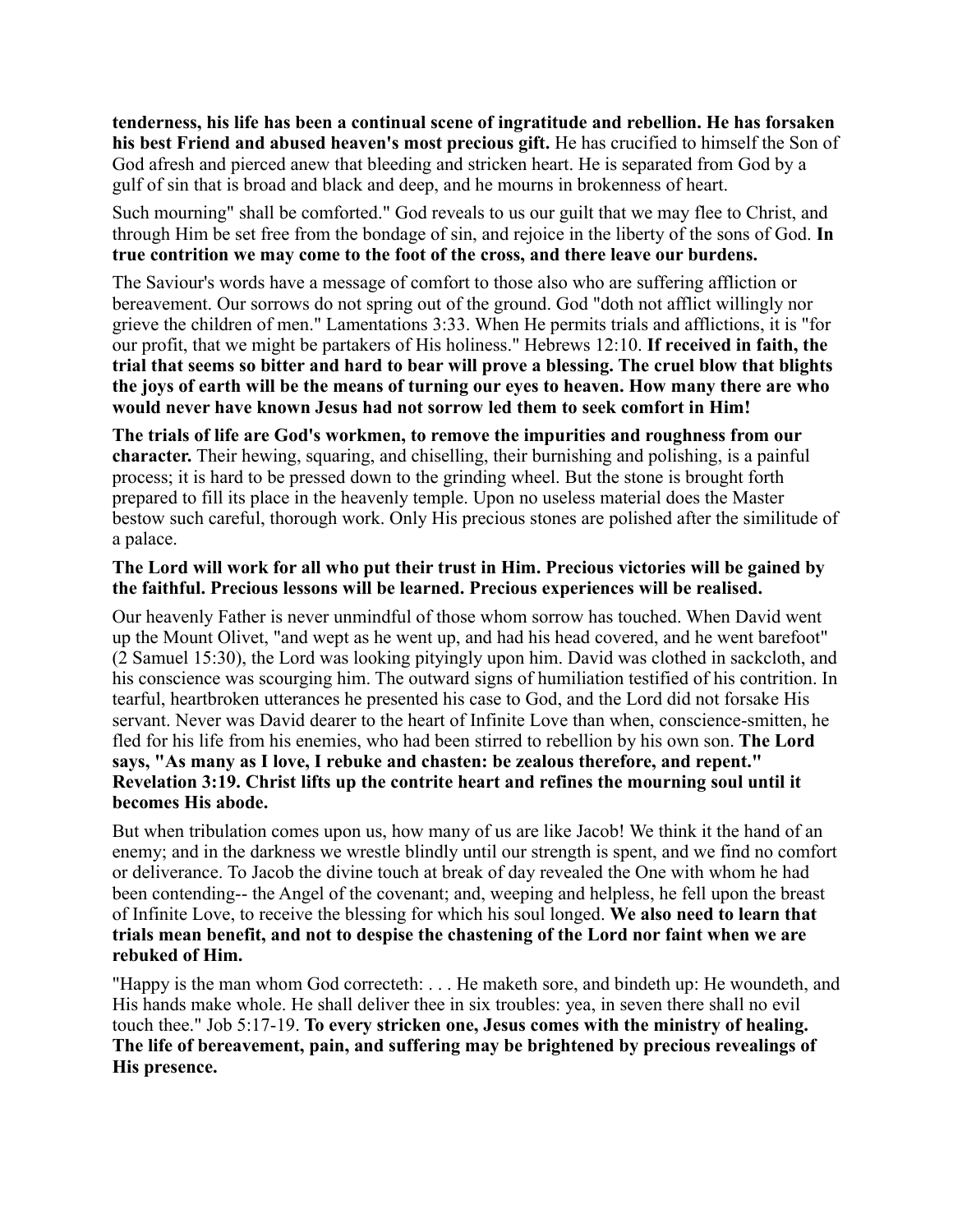**tenderness, his life has been a continual scene of ingratitude and rebellion. He has forsaken his best Friend and abused heaven's most precious gift.** He has crucified to himself the Son of God afresh and pierced anew that bleeding and stricken heart. He is separated from God by a gulf of sin that is broad and black and deep, and he mourns in brokenness of heart.

Such mourning" shall be comforted." God reveals to us our guilt that we may flee to Christ, and through Him be set free from the bondage of sin, and rejoice in the liberty of the sons of God. **In true contrition we may come to the foot of the cross, and there leave our burdens.**

The Saviour's words have a message of comfort to those also who are suffering affliction or bereavement. Our sorrows do not spring out of the ground. God "doth not afflict willingly nor grieve the children of men." Lamentations 3:33. When He permits trials and afflictions, it is "for our profit, that we might be partakers of His holiness." Hebrews 12:10. **If received in faith, the trial that seems so bitter and hard to bear will prove a blessing. The cruel blow that blights the joys of earth will be the means of turning our eyes to heaven. How many there are who would never have known Jesus had not sorrow led them to seek comfort in Him!**

**The trials of life are God's workmen, to remove the impurities and roughness from our character.** Their hewing, squaring, and chiselling, their burnishing and polishing, is a painful process; it is hard to be pressed down to the grinding wheel. But the stone is brought forth prepared to fill its place in the heavenly temple. Upon no useless material does the Master bestow such careful, thorough work. Only His precious stones are polished after the similitude of a palace.

**The Lord will work for all who put their trust in Him. Precious victories will be gained by the faithful. Precious lessons will be learned. Precious experiences will be realised.**

Our heavenly Father is never unmindful of those whom sorrow has touched. When David went up the Mount Olivet, "and wept as he went up, and had his head covered, and he went barefoot" (2 Samuel 15:30), the Lord was looking pityingly upon him. David was clothed in sackcloth, and his conscience was scourging him. The outward signs of humiliation testified of his contrition. In tearful, heartbroken utterances he presented his case to God, and the Lord did not forsake His servant. Never was David dearer to the heart of Infinite Love than when, conscience-smitten, he fled for his life from his enemies, who had been stirred to rebellion by his own son. **The Lord says, "As many as I love, I rebuke and chasten: be zealous therefore, and repent." Revelation 3:19. Christ lifts up the contrite heart and refines the mourning soul until it becomes His abode.**

But when tribulation comes upon us, how many of us are like Jacob! We think it the hand of an enemy; and in the darkness we wrestle blindly until our strength is spent, and we find no comfort or deliverance. To Jacob the divine touch at break of day revealed the One with whom he had been contending-- the Angel of the covenant; and, weeping and helpless, he fell upon the breast of Infinite Love, to receive the blessing for which his soul longed. **We also need to learn that trials mean benefit, and not to despise the chastening of the Lord nor faint when we are rebuked of Him.**

"Happy is the man whom God correcteth: . . . He maketh sore, and bindeth up: He woundeth, and His hands make whole. He shall deliver thee in six troubles: yea, in seven there shall no evil touch thee." Job 5:17-19. **To every stricken one, Jesus comes with the ministry of healing. The life of bereavement, pain, and suffering may be brightened by precious revealings of His presence.**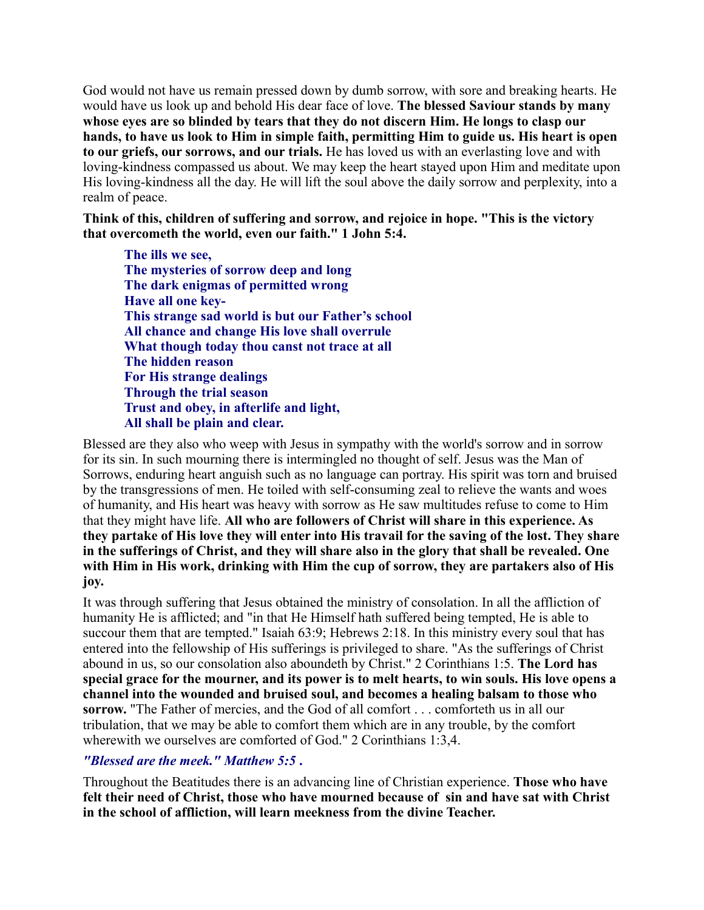God would not have us remain pressed down by dumb sorrow, with sore and breaking hearts. He would have us look up and behold His dear face of love. **The blessed Saviour stands by many whose eyes are so blinded by tears that they do not discern Him. He longs to clasp our hands, to have us look to Him in simple faith, permitting Him to guide us. His heart is open to our griefs, our sorrows, and our trials.** He has loved us with an everlasting love and with loving-kindness compassed us about. We may keep the heart stayed upon Him and meditate upon His loving-kindness all the day. He will lift the soul above the daily sorrow and perplexity, into a realm of peace.

**Think of this, children of suffering and sorrow, and rejoice in hope. "This is the victory that overcometh the world, even our faith." 1 John 5:4.**

> **The ills we see,**
> **The mysteries of sorrow deep and long**
> **The dark enigmas of permitted wrong**
> **Have all one key-**
> **This strange sad world is but our Father's school**
> **All chance and change His love shall overrule**
> **What though today thou canst not trace at all**
> **The hidden reason**
> **For His strange dealings**
> **Through the trial season**
> **Trust and obey, in afterlife and light,**
> **All shall be plain and clear.**

Blessed are they also who weep with Jesus in sympathy with the world's sorrow and in sorrow for its sin. In such mourning there is intermingled no thought of self. Jesus was the Man of Sorrows, enduring heart anguish such as no language can portray. His spirit was torn and bruised by the transgressions of men. He toiled with self-consuming zeal to relieve the wants and woes of humanity, and His heart was heavy with sorrow as He saw multitudes refuse to come to Him that they might have life. **All who are followers of Christ will share in this experience. As they partake of His love they will enter into His travail for the saving of the lost. They share in the sufferings of Christ, and they will share also in the glory that shall be revealed. One with Him in His work, drinking with Him the cup of sorrow, they are partakers also of His joy.**

It was through suffering that Jesus obtained the ministry of consolation. In all the affliction of humanity He is afflicted; and "in that He Himself hath suffered being tempted, He is able to succour them that are tempted." Isaiah 63:9; Hebrews 2:18. In this ministry every soul that has entered into the fellowship of His sufferings is privileged to share. "As the sufferings of Christ abound in us, so our consolation also aboundeth by Christ." 2 Corinthians 1:5. **The Lord has special grace for the mourner, and its power is to melt hearts, to win souls. His love opens a channel into the wounded and bruised soul, and becomes a healing balsam to those who sorrow.** "The Father of mercies, and the God of all comfort . . . comforteth us in all our tribulation, that we may be able to comfort them which are in any trouble, by the comfort wherewith we ourselves are comforted of God." 2 Corinthians 1:3,4.

***"Blessed are the meek." Matthew 5:5 .***

Throughout the Beatitudes there is an advancing line of Christian experience. **Those who have felt their need of Christ, those who have mourned because of sin and have sat with Christ in the school of affliction, will learn meekness from the divine Teacher.**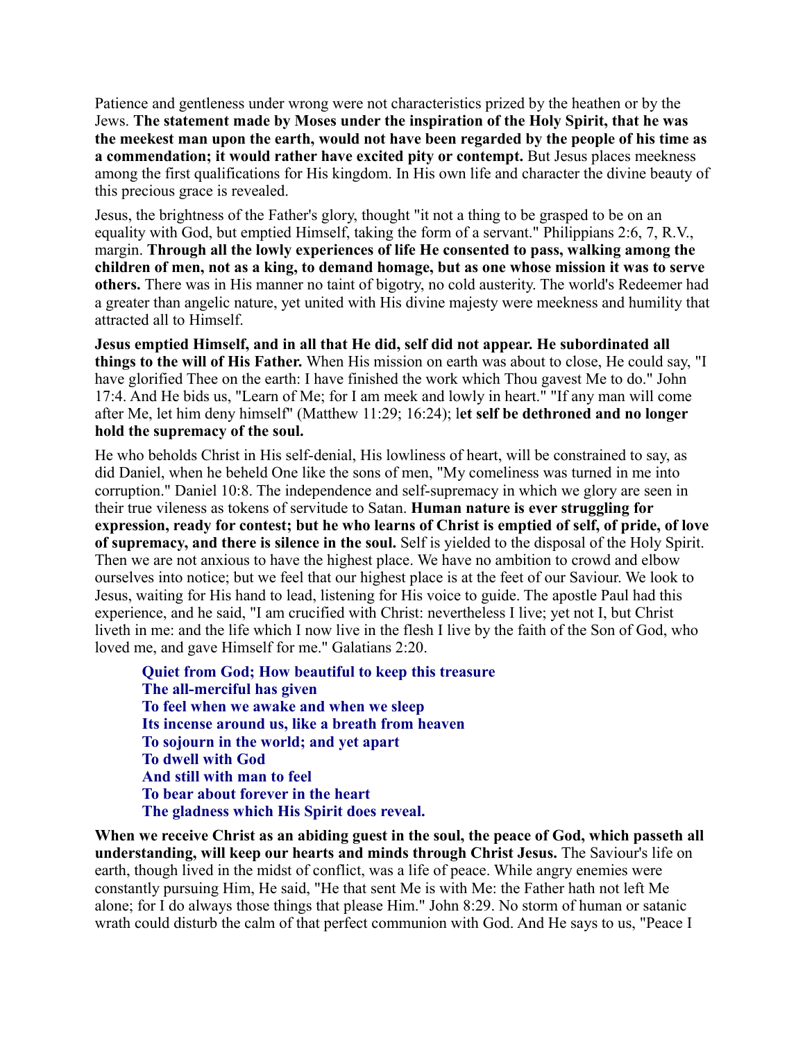Patience and gentleness under wrong were not characteristics prized by the heathen or by the Jews. **The statement made by Moses under the inspiration of the Holy Spirit, that he was the meekest man upon the earth, would not have been regarded by the people of his time as a commendation; it would rather have excited pity or contempt.** But Jesus places meekness among the first qualifications for His kingdom. In His own life and character the divine beauty of this precious grace is revealed.

Jesus, the brightness of the Father's glory, thought "it not a thing to be grasped to be on an equality with God, but emptied Himself, taking the form of a servant." Philippians 2:6, 7, R.V., margin. **Through all the lowly experiences of life He consented to pass, walking among the children of men, not as a king, to demand homage, but as one whose mission it was to serve others.** There was in His manner no taint of bigotry, no cold austerity. The world's Redeemer had a greater than angelic nature, yet united with His divine majesty were meekness and humility that attracted all to Himself.

**Jesus emptied Himself, and in all that He did, self did not appear. He subordinated all things to the will of His Father.** When His mission on earth was about to close, He could say, "I have glorified Thee on the earth: I have finished the work which Thou gavest Me to do." John 17:4. And He bids us, "Learn of Me; for I am meek and lowly in heart." "If any man will come after Me, let him deny himself" (Matthew 11:29; 16:24); l**et self be dethroned and no longer hold the supremacy of the soul.**

He who beholds Christ in His self-denial, His lowliness of heart, will be constrained to say, as did Daniel, when he beheld One like the sons of men, "My comeliness was turned in me into corruption." Daniel 10:8. The independence and self-supremacy in which we glory are seen in their true vileness as tokens of servitude to Satan. **Human nature is ever struggling for expression, ready for contest; but he who learns of Christ is emptied of self, of pride, of love of supremacy, and there is silence in the soul.** Self is yielded to the disposal of the Holy Spirit. Then we are not anxious to have the highest place. We have no ambition to crowd and elbow ourselves into notice; but we feel that our highest place is at the feet of our Saviour. We look to Jesus, waiting for His hand to lead, listening for His voice to guide. The apostle Paul had this experience, and he said, "I am crucified with Christ: nevertheless I live; yet not I, but Christ liveth in me: and the life which I now live in the flesh I live by the faith of the Son of God, who loved me, and gave Himself for me." Galatians 2:20.

> **Quiet from God; How beautiful to keep this treasure**
> **The all-merciful has given**
> **To feel when we awake and when we sleep**
> **Its incense around us, like a breath from heaven**
> **To sojourn in the world; and yet apart**
> **To dwell with God**
> **And still with man to feel**
> **To bear about forever in the heart**
> **The gladness which His Spirit does reveal.**

**When we receive Christ as an abiding guest in the soul, the peace of God, which passeth all understanding, will keep our hearts and minds through Christ Jesus.** The Saviour's life on earth, though lived in the midst of conflict, was a life of peace. While angry enemies were constantly pursuing Him, He said, "He that sent Me is with Me: the Father hath not left Me alone; for I do always those things that please Him." John 8:29. No storm of human or satanic wrath could disturb the calm of that perfect communion with God. And He says to us, "Peace I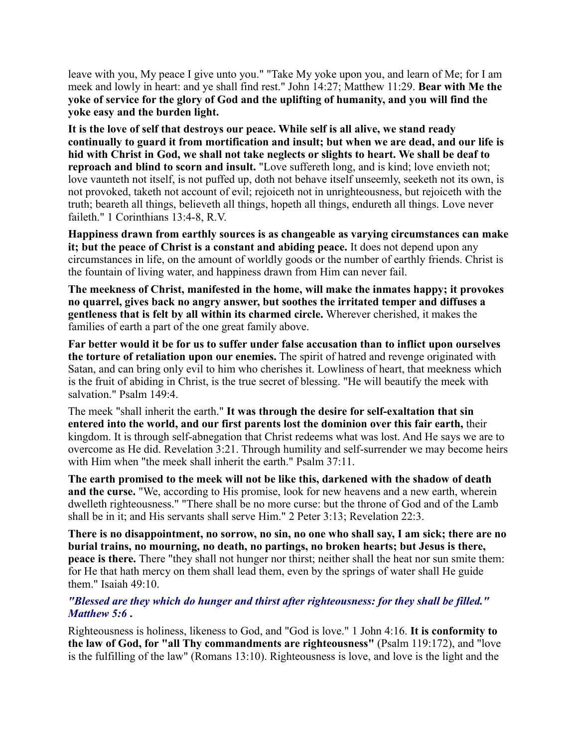leave with you, My peace I give unto you." "Take My yoke upon you, and learn of Me; for I am meek and lowly in heart: and ye shall find rest." John 14:27; Matthew 11:29. **Bear with Me the yoke of service for the glory of God and the uplifting of humanity, and you will find the yoke easy and the burden light.**

**It is the love of self that destroys our peace. While self is all alive, we stand ready continually to guard it from mortification and insult; but when we are dead, and our life is hid with Christ in God, we shall not take neglects or slights to heart. We shall be deaf to reproach and blind to scorn and insult.** "Love suffereth long, and is kind; love envieth not; love vaunteth not itself, is not puffed up, doth not behave itself unseemly, seeketh not its own, is not provoked, taketh not account of evil; rejoiceth not in unrighteousness, but rejoiceth with the truth; beareth all things, believeth all things, hopeth all things, endureth all things. Love never faileth." 1 Corinthians 13:4-8, R.V.

**Happiness drawn from earthly sources is as changeable as varying circumstances can make it; but the peace of Christ is a constant and abiding peace.** It does not depend upon any circumstances in life, on the amount of worldly goods or the number of earthly friends. Christ is the fountain of living water, and happiness drawn from Him can never fail.

**The meekness of Christ, manifested in the home, will make the inmates happy; it provokes no quarrel, gives back no angry answer, but soothes the irritated temper and diffuses a gentleness that is felt by all within its charmed circle.** Wherever cherished, it makes the families of earth a part of the one great family above.

**Far better would it be for us to suffer under false accusation than to inflict upon ourselves the torture of retaliation upon our enemies.** The spirit of hatred and revenge originated with Satan, and can bring only evil to him who cherishes it. Lowliness of heart, that meekness which is the fruit of abiding in Christ, is the true secret of blessing. "He will beautify the meek with salvation." Psalm 149:4.

The meek "shall inherit the earth." **It was through the desire for self-exaltation that sin entered into the world, and our first parents lost the dominion over this fair earth,** their kingdom. It is through self-abnegation that Christ redeems what was lost. And He says we are to overcome as He did. Revelation 3:21. Through humility and self-surrender we may become heirs with Him when "the meek shall inherit the earth." Psalm 37:11.

**The earth promised to the meek will not be like this, darkened with the shadow of death and the curse.** "We, according to His promise, look for new heavens and a new earth, wherein dwelleth righteousness." "There shall be no more curse: but the throne of God and of the Lamb shall be in it; and His servants shall serve Him." 2 Peter 3:13; Revelation 22:3.

**There is no disappointment, no sorrow, no sin, no one who shall say, I am sick; there are no burial trains, no mourning, no death, no partings, no broken hearts; but Jesus is there, peace is there.** There "they shall not hunger nor thirst; neither shall the heat nor sun smite them: for He that hath mercy on them shall lead them, even by the springs of water shall He guide them." Isaiah 49:10.

***"Blessed are they which do hunger and thirst after righteousness: for they shall be filled." Matthew 5:6 .***

Righteousness is holiness, likeness to God, and "God is love." 1 John 4:16. **It is conformity to the law of God, for "all Thy commandments are righteousness"** (Psalm 119:172), and "love is the fulfilling of the law" (Romans 13:10). Righteousness is love, and love is the light and the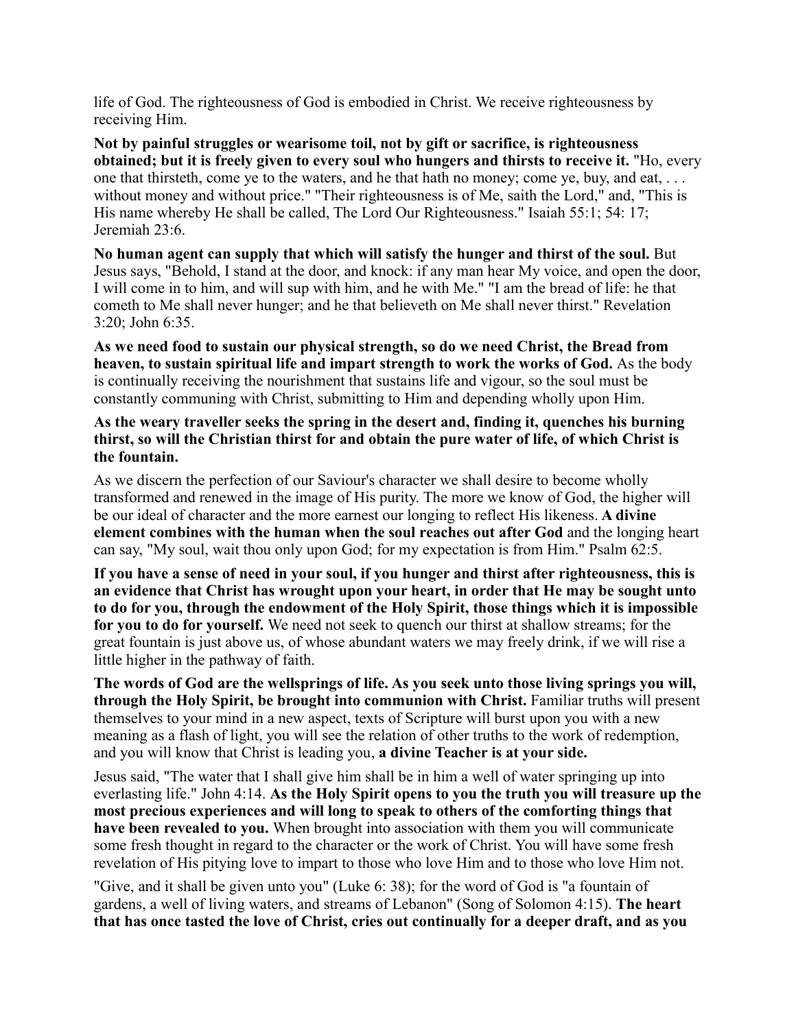life of God. The righteousness of God is embodied in Christ. We receive righteousness by receiving Him.

**Not by painful struggles or wearisome toil, not by gift or sacrifice, is righteousness obtained; but it is freely given to every soul who hungers and thirsts to receive it.** "Ho, every one that thirsteth, come ye to the waters, and he that hath no money; come ye, buy, and eat, . . . without money and without price." "Their righteousness is of Me, saith the Lord," and, "This is His name whereby He shall be called, The Lord Our Righteousness." Isaiah 55:1; 54: 17; Jeremiah 23:6.

**No human agent can supply that which will satisfy the hunger and thirst of the soul.** But Jesus says, "Behold, I stand at the door, and knock: if any man hear My voice, and open the door, I will come in to him, and will sup with him, and he with Me." "I am the bread of life: he that cometh to Me shall never hunger; and he that believeth on Me shall never thirst." Revelation 3:20; John 6:35.

**As we need food to sustain our physical strength, so do we need Christ, the Bread from heaven, to sustain spiritual life and impart strength to work the works of God.** As the body is continually receiving the nourishment that sustains life and vigour, so the soul must be constantly communing with Christ, submitting to Him and depending wholly upon Him.

**As the weary traveller seeks the spring in the desert and, finding it, quenches his burning thirst, so will the Christian thirst for and obtain the pure water of life, of which Christ is the fountain.**

As we discern the perfection of our Saviour's character we shall desire to become wholly transformed and renewed in the image of His purity. The more we know of God, the higher will be our ideal of character and the more earnest our longing to reflect His likeness. **A divine element combines with the human when the soul reaches out after God** and the longing heart can say, "My soul, wait thou only upon God; for my expectation is from Him." Psalm 62:5.

**If you have a sense of need in your soul, if you hunger and thirst after righteousness, this is an evidence that Christ has wrought upon your heart, in order that He may be sought unto to do for you, through the endowment of the Holy Spirit, those things which it is impossible for you to do for yourself.** We need not seek to quench our thirst at shallow streams; for the great fountain is just above us, of whose abundant waters we may freely drink, if we will rise a little higher in the pathway of faith.

**The words of God are the wellsprings of life. As you seek unto those living springs you will, through the Holy Spirit, be brought into communion with Christ.** Familiar truths will present themselves to your mind in a new aspect, texts of Scripture will burst upon you with a new meaning as a flash of light, you will see the relation of other truths to the work of redemption, and you will know that Christ is leading you, **a divine Teacher is at your side.**

Jesus said, "The water that I shall give him shall be in him a well of water springing up into everlasting life." John 4:14. **As the Holy Spirit opens to you the truth you will treasure up the most precious experiences and will long to speak to others of the comforting things that have been revealed to you.** When brought into association with them you will communicate some fresh thought in regard to the character or the work of Christ. You will have some fresh revelation of His pitying love to impart to those who love Him and to those who love Him not.

"Give, and it shall be given unto you" (Luke 6: 38); for the word of God is "a fountain of gardens, a well of living waters, and streams of Lebanon" (Song of Solomon 4:15). **The heart that has once tasted the love of Christ, cries out continually for a deeper draft, and as you**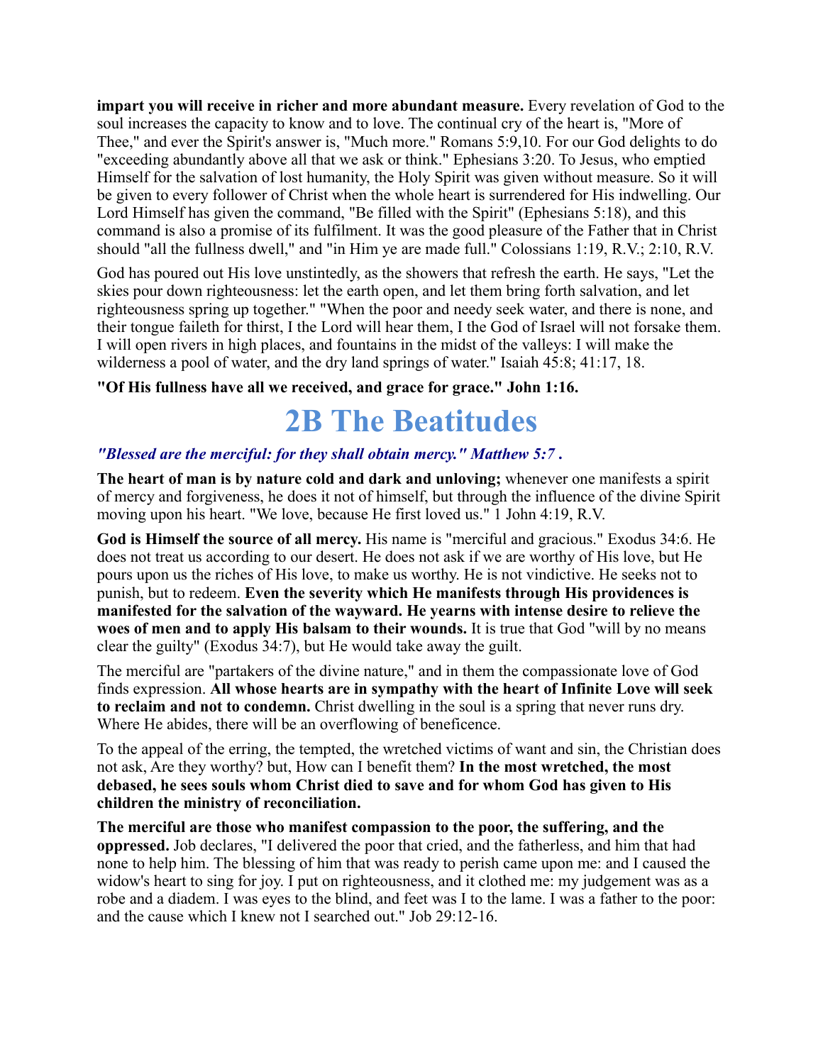**impart you will receive in richer and more abundant measure.** Every revelation of God to the soul increases the capacity to know and to love. The continual cry of the heart is, "More of Thee," and ever the Spirit's answer is, "Much more." Romans 5:9,10. For our God delights to do "exceeding abundantly above all that we ask or think." Ephesians 3:20. To Jesus, who emptied Himself for the salvation of lost humanity, the Holy Spirit was given without measure. So it will be given to every follower of Christ when the whole heart is surrendered for His indwelling. Our Lord Himself has given the command, "Be filled with the Spirit" (Ephesians 5:18), and this command is also a promise of its fulfilment. It was the good pleasure of the Father that in Christ should "all the fullness dwell," and "in Him ye are made full." Colossians 1:19, R.V.; 2:10, R.V.

God has poured out His love unstintedly, as the showers that refresh the earth. He says, "Let the skies pour down righteousness: let the earth open, and let them bring forth salvation, and let righteousness spring up together." "When the poor and needy seek water, and there is none, and their tongue faileth for thirst, I the Lord will hear them, I the God of Israel will not forsake them. I will open rivers in high places, and fountains in the midst of the valleys: I will make the wilderness a pool of water, and the dry land springs of water." Isaiah 45:8; 41:17, 18.

**"Of His fullness have all we received, and grace for grace." John 1:16.**

# 2B The Beatitudes

***"Blessed are the merciful: for they shall obtain mercy." Matthew 5:7 .***

**The heart of man is by nature cold and dark and unloving;** whenever one manifests a spirit of mercy and forgiveness, he does it not of himself, but through the influence of the divine Spirit moving upon his heart. "We love, because He first loved us." 1 John 4:19, R.V.

**God is Himself the source of all mercy.** His name is "merciful and gracious." Exodus 34:6. He does not treat us according to our desert. He does not ask if we are worthy of His love, but He pours upon us the riches of His love, to make us worthy. He is not vindictive. He seeks not to punish, but to redeem. **Even the severity which He manifests through His providences is manifested for the salvation of the wayward. He yearns with intense desire to relieve the woes of men and to apply His balsam to their wounds.** It is true that God "will by no means clear the guilty" (Exodus 34:7), but He would take away the guilt.

The merciful are "partakers of the divine nature," and in them the compassionate love of God finds expression. **All whose hearts are in sympathy with the heart of Infinite Love will seek to reclaim and not to condemn.** Christ dwelling in the soul is a spring that never runs dry. Where He abides, there will be an overflowing of beneficence.

To the appeal of the erring, the tempted, the wretched victims of want and sin, the Christian does not ask, Are they worthy? but, How can I benefit them? **In the most wretched, the most debased, he sees souls whom Christ died to save and for whom God has given to His children the ministry of reconciliation.**

**The merciful are those who manifest compassion to the poor, the suffering, and the oppressed.** Job declares, "I delivered the poor that cried, and the fatherless, and him that had none to help him. The blessing of him that was ready to perish came upon me: and I caused the widow's heart to sing for joy. I put on righteousness, and it clothed me: my judgement was as a robe and a diadem. I was eyes to the blind, and feet was I to the lame. I was a father to the poor: and the cause which I knew not I searched out." Job 29:12-16.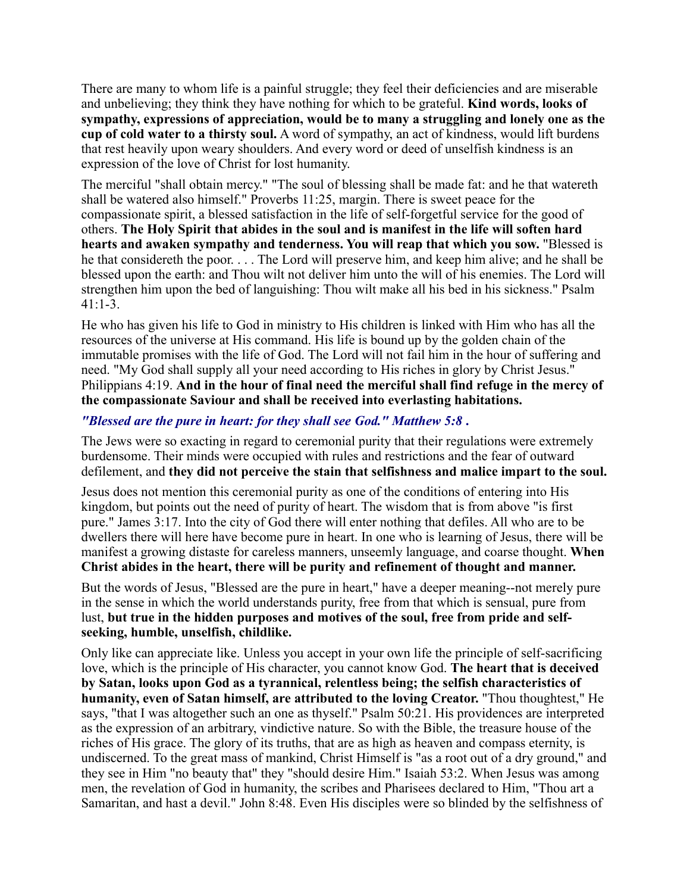There are many to whom life is a painful struggle; they feel their deficiencies and are miserable and unbelieving; they think they have nothing for which to be grateful. **Kind words, looks of sympathy, expressions of appreciation, would be to many a struggling and lonely one as the cup of cold water to a thirsty soul.** A word of sympathy, an act of kindness, would lift burdens that rest heavily upon weary shoulders. And every word or deed of unselfish kindness is an expression of the love of Christ for lost humanity.

The merciful "shall obtain mercy." "The soul of blessing shall be made fat: and he that watereth shall be watered also himself." Proverbs 11:25, margin. There is sweet peace for the compassionate spirit, a blessed satisfaction in the life of self-forgetful service for the good of others. **The Holy Spirit that abides in the soul and is manifest in the life will soften hard hearts and awaken sympathy and tenderness. You will reap that which you sow.** "Blessed is he that considereth the poor. . . . The Lord will preserve him, and keep him alive; and he shall be blessed upon the earth: and Thou wilt not deliver him unto the will of his enemies. The Lord will strengthen him upon the bed of languishing: Thou wilt make all his bed in his sickness." Psalm 41:1-3.

He who has given his life to God in ministry to His children is linked with Him who has all the resources of the universe at His command. His life is bound up by the golden chain of the immutable promises with the life of God. The Lord will not fail him in the hour of suffering and need. "My God shall supply all your need according to His riches in glory by Christ Jesus." Philippians 4:19. **And in the hour of final need the merciful shall find refuge in the mercy of the compassionate Saviour and shall be received into everlasting habitations.**

***"Blessed are the pure in heart: for they shall see God." Matthew 5:8 .***

The Jews were so exacting in regard to ceremonial purity that their regulations were extremely burdensome. Their minds were occupied with rules and restrictions and the fear of outward defilement, and **they did not perceive the stain that selfishness and malice impart to the soul.**

Jesus does not mention this ceremonial purity as one of the conditions of entering into His kingdom, but points out the need of purity of heart. The wisdom that is from above "is first pure." James 3:17. Into the city of God there will enter nothing that defiles. All who are to be dwellers there will here have become pure in heart. In one who is learning of Jesus, there will be manifest a growing distaste for careless manners, unseemly language, and coarse thought. **When Christ abides in the heart, there will be purity and refinement of thought and manner.**

But the words of Jesus, "Blessed are the pure in heart," have a deeper meaning--not merely pure in the sense in which the world understands purity, free from that which is sensual, pure from lust, **but true in the hidden purposes and motives of the soul, free from pride and self-seeking, humble, unselfish, childlike.**

Only like can appreciate like. Unless you accept in your own life the principle of self-sacrificing love, which is the principle of His character, you cannot know God. **The heart that is deceived by Satan, looks upon God as a tyrannical, relentless being; the selfish characteristics of humanity, even of Satan himself, are attributed to the loving Creator.** "Thou thoughtest," He says, "that I was altogether such an one as thyself." Psalm 50:21. His providences are interpreted as the expression of an arbitrary, vindictive nature. So with the Bible, the treasure house of the riches of His grace. The glory of its truths, that are as high as heaven and compass eternity, is undiscerned. To the great mass of mankind, Christ Himself is "as a root out of a dry ground," and they see in Him "no beauty that" they "should desire Him." Isaiah 53:2. When Jesus was among men, the revelation of God in humanity, the scribes and Pharisees declared to Him, "Thou art a Samaritan, and hast a devil." John 8:48. Even His disciples were so blinded by the selfishness of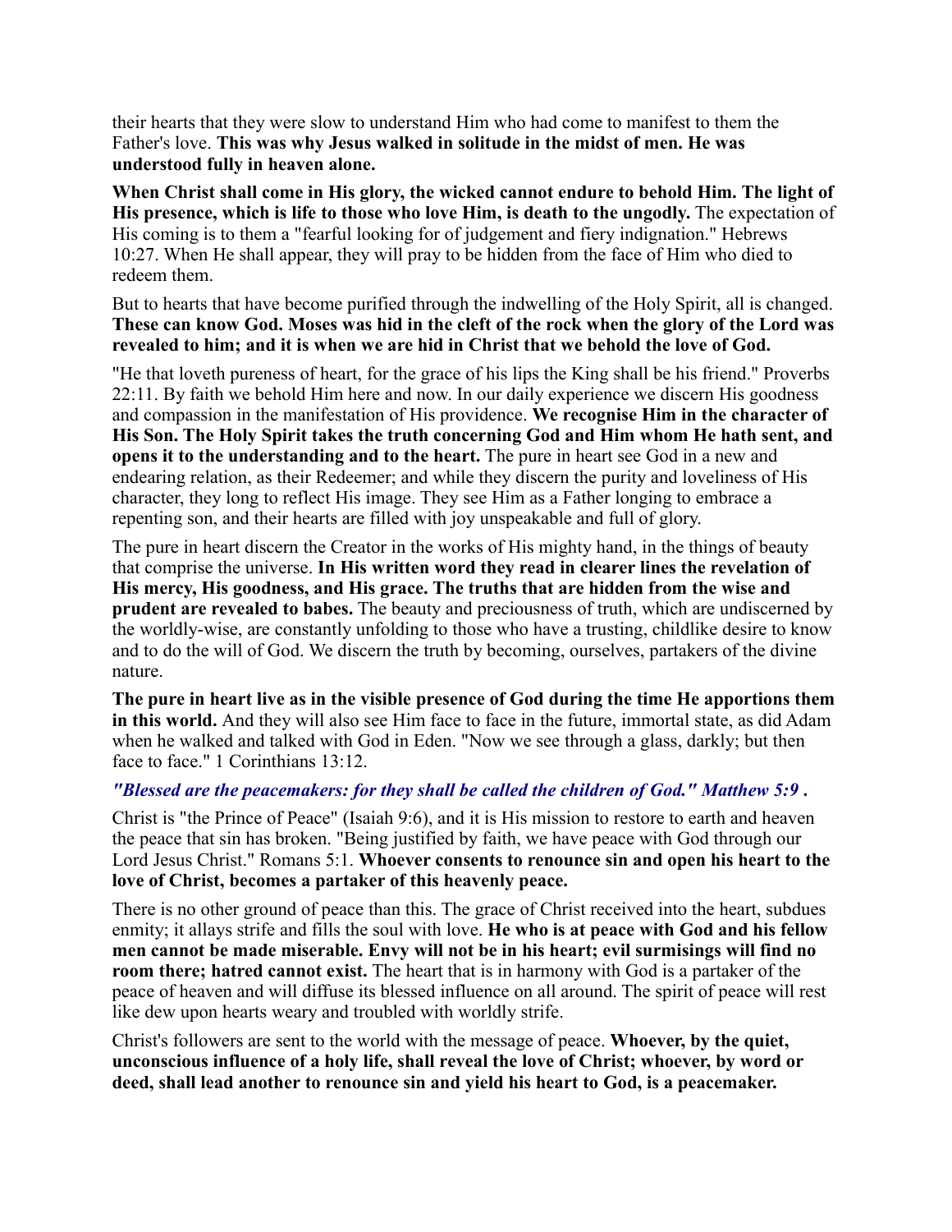their hearts that they were slow to understand Him who had come to manifest to them the Father's love. **This was why Jesus walked in solitude in the midst of men. He was understood fully in heaven alone.**

**When Christ shall come in His glory, the wicked cannot endure to behold Him. The light of His presence, which is life to those who love Him, is death to the ungodly.** The expectation of His coming is to them a "fearful looking for of judgement and fiery indignation." Hebrews 10:27. When He shall appear, they will pray to be hidden from the face of Him who died to redeem them.

But to hearts that have become purified through the indwelling of the Holy Spirit, all is changed. **These can know God. Moses was hid in the cleft of the rock when the glory of the Lord was revealed to him; and it is when we are hid in Christ that we behold the love of God.**

"He that loveth pureness of heart, for the grace of his lips the King shall be his friend." Proverbs 22:11. By faith we behold Him here and now. In our daily experience we discern His goodness and compassion in the manifestation of His providence. **We recognise Him in the character of His Son. The Holy Spirit takes the truth concerning God and Him whom He hath sent, and opens it to the understanding and to the heart.** The pure in heart see God in a new and endearing relation, as their Redeemer; and while they discern the purity and loveliness of His character, they long to reflect His image. They see Him as a Father longing to embrace a repenting son, and their hearts are filled with joy unspeakable and full of glory.

The pure in heart discern the Creator in the works of His mighty hand, in the things of beauty that comprise the universe. **In His written word they read in clearer lines the revelation of His mercy, His goodness, and His grace. The truths that are hidden from the wise and prudent are revealed to babes.** The beauty and preciousness of truth, which are undiscerned by the worldly-wise, are constantly unfolding to those who have a trusting, childlike desire to know and to do the will of God. We discern the truth by becoming, ourselves, partakers of the divine nature.

**The pure in heart live as in the visible presence of God during the time He apportions them in this world.** And they will also see Him face to face in the future, immortal state, as did Adam when he walked and talked with God in Eden. "Now we see through a glass, darkly; but then face to face." 1 Corinthians 13:12.

***"Blessed are the peacemakers: for they shall be called the children of God." Matthew 5:9 .***

Christ is "the Prince of Peace" (Isaiah 9:6), and it is His mission to restore to earth and heaven the peace that sin has broken. "Being justified by faith, we have peace with God through our Lord Jesus Christ." Romans 5:1. **Whoever consents to renounce sin and open his heart to the love of Christ, becomes a partaker of this heavenly peace.**

There is no other ground of peace than this. The grace of Christ received into the heart, subdues enmity; it allays strife and fills the soul with love. **He who is at peace with God and his fellow men cannot be made miserable. Envy will not be in his heart; evil surmisings will find no room there; hatred cannot exist.** The heart that is in harmony with God is a partaker of the peace of heaven and will diffuse its blessed influence on all around. The spirit of peace will rest like dew upon hearts weary and troubled with worldly strife.

Christ's followers are sent to the world with the message of peace. **Whoever, by the quiet, unconscious influence of a holy life, shall reveal the love of Christ; whoever, by word or deed, shall lead another to renounce sin and yield his heart to God, is a peacemaker.**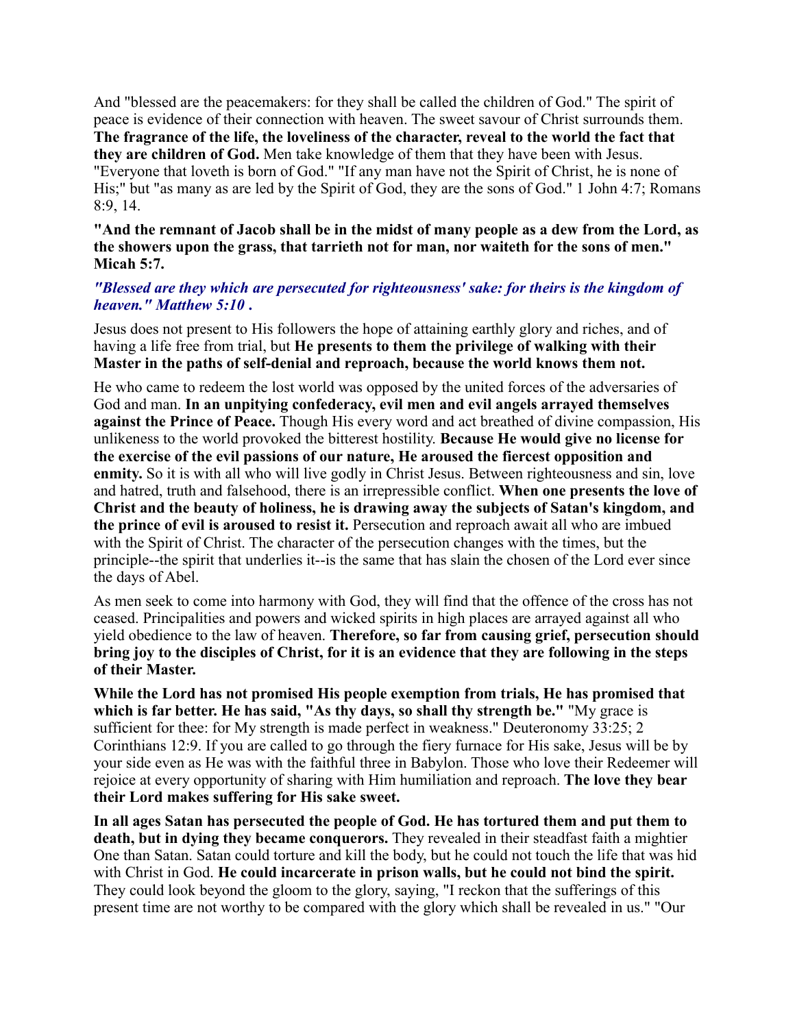And "blessed are the peacemakers: for they shall be called the children of God." The spirit of peace is evidence of their connection with heaven. The sweet savour of Christ surrounds them. **The fragrance of the life, the loveliness of the character, reveal to the world the fact that they are children of God.** Men take knowledge of them that they have been with Jesus. "Everyone that loveth is born of God." "If any man have not the Spirit of Christ, he is none of His;" but "as many as are led by the Spirit of God, they are the sons of God." 1 John 4:7; Romans 8:9, 14.

**"And the remnant of Jacob shall be in the midst of many people as a dew from the Lord, as the showers upon the grass, that tarrieth not for man, nor waiteth for the sons of men." Micah 5:7.**

***"Blessed are they which are persecuted for righteousness' sake: for theirs is the kingdom of heaven." Matthew 5:10 .***

Jesus does not present to His followers the hope of attaining earthly glory and riches, and of having a life free from trial, but **He presents to them the privilege of walking with their Master in the paths of self-denial and reproach, because the world knows them not.**

He who came to redeem the lost world was opposed by the united forces of the adversaries of God and man. **In an unpitying confederacy, evil men and evil angels arrayed themselves against the Prince of Peace.** Though His every word and act breathed of divine compassion, His unlikeness to the world provoked the bitterest hostility. **Because He would give no license for the exercise of the evil passions of our nature, He aroused the fiercest opposition and enmity.** So it is with all who will live godly in Christ Jesus. Between righteousness and sin, love and hatred, truth and falsehood, there is an irrepressible conflict. **When one presents the love of Christ and the beauty of holiness, he is drawing away the subjects of Satan's kingdom, and the prince of evil is aroused to resist it.** Persecution and reproach await all who are imbued with the Spirit of Christ. The character of the persecution changes with the times, but the principle--the spirit that underlies it--is the same that has slain the chosen of the Lord ever since the days of Abel.

As men seek to come into harmony with God, they will find that the offence of the cross has not ceased. Principalities and powers and wicked spirits in high places are arrayed against all who yield obedience to the law of heaven. **Therefore, so far from causing grief, persecution should bring joy to the disciples of Christ, for it is an evidence that they are following in the steps of their Master.**

**While the Lord has not promised His people exemption from trials, He has promised that which is far better. He has said, "As thy days, so shall thy strength be."** "My grace is sufficient for thee: for My strength is made perfect in weakness." Deuteronomy 33:25; 2 Corinthians 12:9. If you are called to go through the fiery furnace for His sake, Jesus will be by your side even as He was with the faithful three in Babylon. Those who love their Redeemer will rejoice at every opportunity of sharing with Him humiliation and reproach. **The love they bear their Lord makes suffering for His sake sweet.**

**In all ages Satan has persecuted the people of God. He has tortured them and put them to death, but in dying they became conquerors.** They revealed in their steadfast faith a mightier One than Satan. Satan could torture and kill the body, but he could not touch the life that was hid with Christ in God. **He could incarcerate in prison walls, but he could not bind the spirit.** They could look beyond the gloom to the glory, saying, "I reckon that the sufferings of this present time are not worthy to be compared with the glory which shall be revealed in us." "Our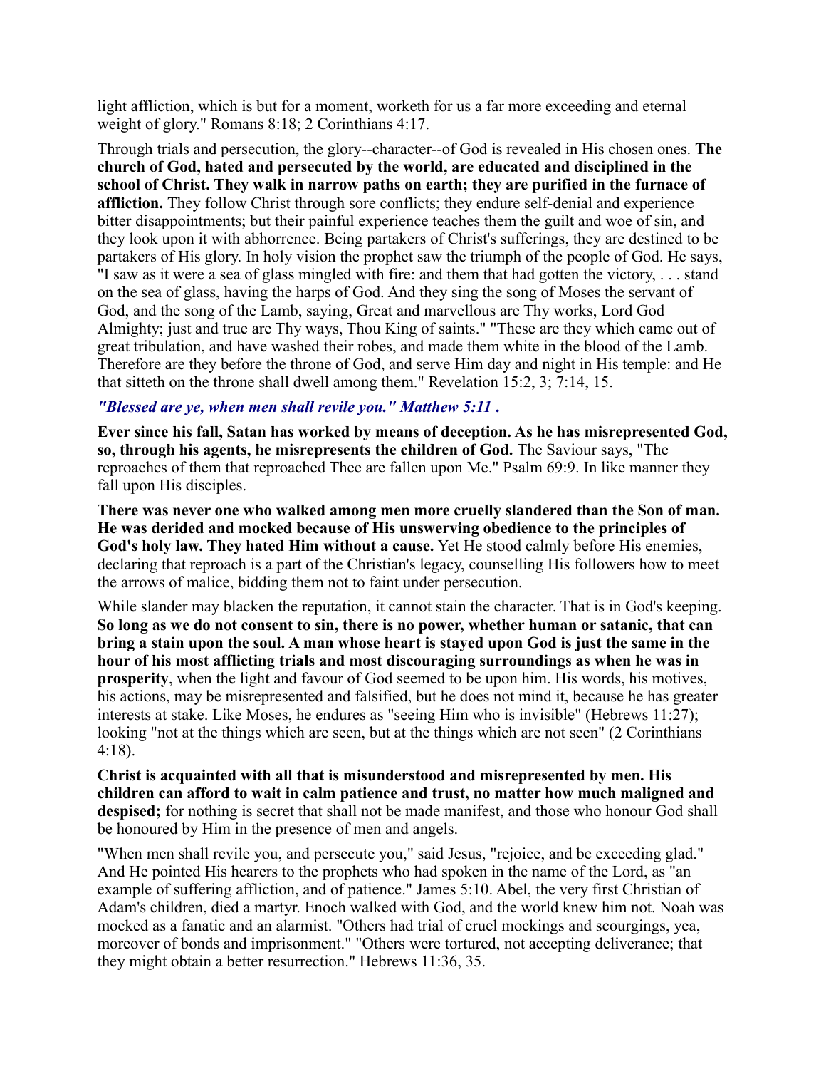light affliction, which is but for a moment, worketh for us a far more exceeding and eternal weight of glory." Romans 8:18; 2 Corinthians 4:17.

Through trials and persecution, the glory--character--of God is revealed in His chosen ones. **The church of God, hated and persecuted by the world, are educated and disciplined in the school of Christ. They walk in narrow paths on earth; they are purified in the furnace of affliction.** They follow Christ through sore conflicts; they endure self-denial and experience bitter disappointments; but their painful experience teaches them the guilt and woe of sin, and they look upon it with abhorrence. Being partakers of Christ's sufferings, they are destined to be partakers of His glory. In holy vision the prophet saw the triumph of the people of God. He says, "I saw as it were a sea of glass mingled with fire: and them that had gotten the victory, . . . stand on the sea of glass, having the harps of God. And they sing the song of Moses the servant of God, and the song of the Lamb, saying, Great and marvellous are Thy works, Lord God Almighty; just and true are Thy ways, Thou King of saints." "These are they which came out of great tribulation, and have washed their robes, and made them white in the blood of the Lamb. Therefore are they before the throne of God, and serve Him day and night in His temple: and He that sitteth on the throne shall dwell among them." Revelation 15:2, 3; 7:14, 15.

***"Blessed are ye, when men shall revile you." Matthew 5:11 .***

**Ever since his fall, Satan has worked by means of deception. As he has misrepresented God, so, through his agents, he misrepresents the children of God.** The Saviour says, "The reproaches of them that reproached Thee are fallen upon Me." Psalm 69:9. In like manner they fall upon His disciples.

**There was never one who walked among men more cruelly slandered than the Son of man. He was derided and mocked because of His unswerving obedience to the principles of God's holy law. They hated Him without a cause.** Yet He stood calmly before His enemies, declaring that reproach is a part of the Christian's legacy, counselling His followers how to meet the arrows of malice, bidding them not to faint under persecution.

While slander may blacken the reputation, it cannot stain the character. That is in God's keeping. **So long as we do not consent to sin, there is no power, whether human or satanic, that can bring a stain upon the soul. A man whose heart is stayed upon God is just the same in the hour of his most afflicting trials and most discouraging surroundings as when he was in prosperity**, when the light and favour of God seemed to be upon him. His words, his motives, his actions, may be misrepresented and falsified, but he does not mind it, because he has greater interests at stake. Like Moses, he endures as "seeing Him who is invisible" (Hebrews 11:27); looking "not at the things which are seen, but at the things which are not seen" (2 Corinthians 4:18).

**Christ is acquainted with all that is misunderstood and misrepresented by men. His children can afford to wait in calm patience and trust, no matter how much maligned and despised;** for nothing is secret that shall not be made manifest, and those who honour God shall be honoured by Him in the presence of men and angels.

"When men shall revile you, and persecute you," said Jesus, "rejoice, and be exceeding glad." And He pointed His hearers to the prophets who had spoken in the name of the Lord, as "an example of suffering affliction, and of patience." James 5:10. Abel, the very first Christian of Adam's children, died a martyr. Enoch walked with God, and the world knew him not. Noah was mocked as a fanatic and an alarmist. "Others had trial of cruel mockings and scourgings, yea, moreover of bonds and imprisonment." "Others were tortured, not accepting deliverance; that they might obtain a better resurrection." Hebrews 11:36, 35.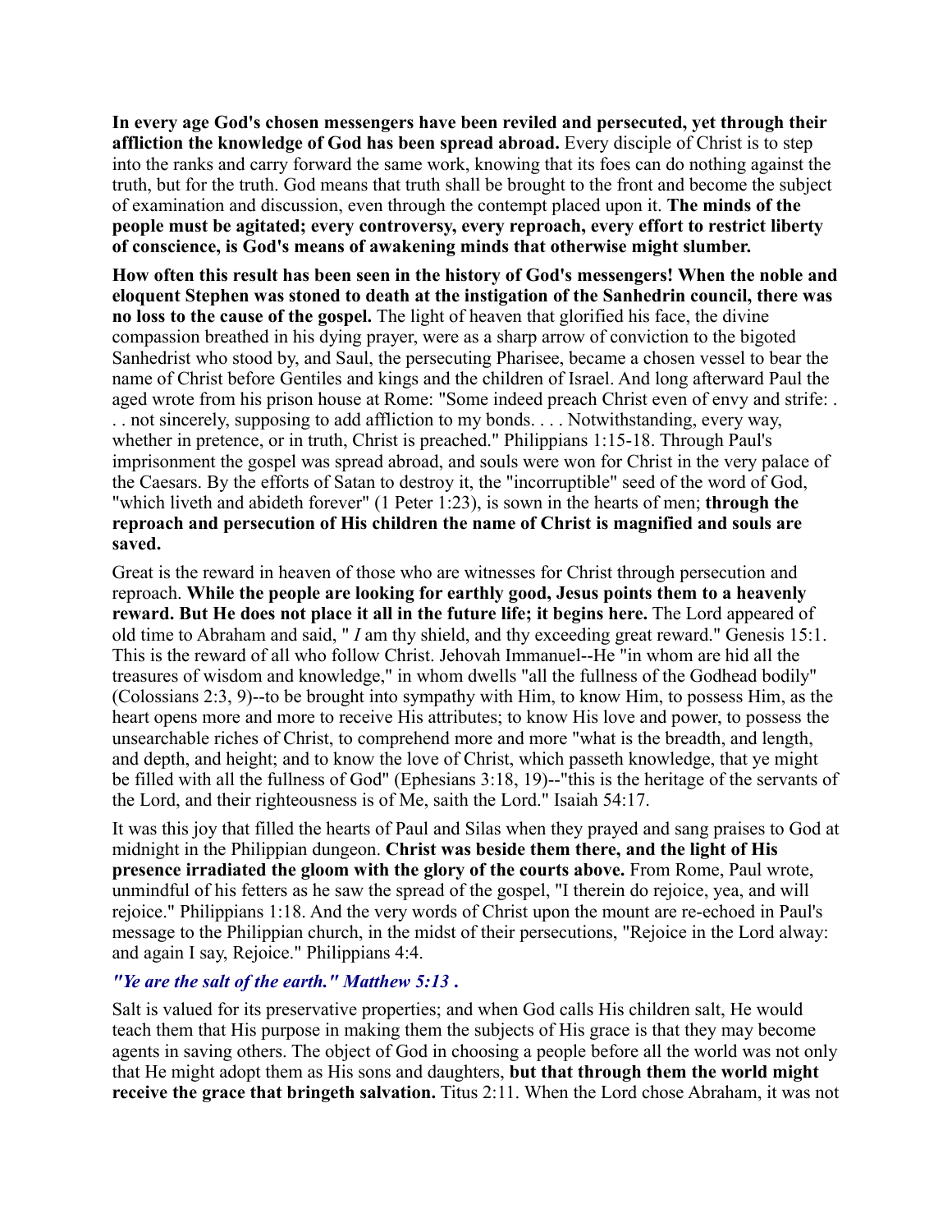**In every age God's chosen messengers have been reviled and persecuted, yet through their affliction the knowledge of God has been spread abroad.** Every disciple of Christ is to step into the ranks and carry forward the same work, knowing that its foes can do nothing against the truth, but for the truth. God means that truth shall be brought to the front and become the subject of examination and discussion, even through the contempt placed upon it. **The minds of the people must be agitated; every controversy, every reproach, every effort to restrict liberty of conscience, is God's means of awakening minds that otherwise might slumber.**

**How often this result has been seen in the history of God's messengers! When the noble and eloquent Stephen was stoned to death at the instigation of the Sanhedrin council, there was no loss to the cause of the gospel.** The light of heaven that glorified his face, the divine compassion breathed in his dying prayer, were as a sharp arrow of conviction to the bigoted Sanhedrist who stood by, and Saul, the persecuting Pharisee, became a chosen vessel to bear the name of Christ before Gentiles and kings and the children of Israel. And long afterward Paul the aged wrote from his prison house at Rome: "Some indeed preach Christ even of envy and strife: . . . not sincerely, supposing to add affliction to my bonds. . . . Notwithstanding, every way, whether in pretence, or in truth, Christ is preached." Philippians 1:15-18. Through Paul's imprisonment the gospel was spread abroad, and souls were won for Christ in the very palace of the Caesars. By the efforts of Satan to destroy it, the "incorruptible" seed of the word of God, "which liveth and abideth forever" (1 Peter 1:23), is sown in the hearts of men; **through the reproach and persecution of His children the name of Christ is magnified and souls are saved.**

Great is the reward in heaven of those who are witnesses for Christ through persecution and reproach. **While the people are looking for earthly good, Jesus points them to a heavenly reward. But He does not place it all in the future life; it begins here.** The Lord appeared of old time to Abraham and said, " *I* am thy shield, and thy exceeding great reward." Genesis 15:1. This is the reward of all who follow Christ. Jehovah Immanuel--He "in whom are hid all the treasures of wisdom and knowledge," in whom dwells "all the fullness of the Godhead bodily" (Colossians 2:3, 9)--to be brought into sympathy with Him, to know Him, to possess Him, as the heart opens more and more to receive His attributes; to know His love and power, to possess the unsearchable riches of Christ, to comprehend more and more "what is the breadth, and length, and depth, and height; and to know the love of Christ, which passeth knowledge, that ye might be filled with all the fullness of God" (Ephesians 3:18, 19)--"this is the heritage of the servants of the Lord, and their righteousness is of Me, saith the Lord." Isaiah 54:17.

It was this joy that filled the hearts of Paul and Silas when they prayed and sang praises to God at midnight in the Philippian dungeon. **Christ was beside them there, and the light of His presence irradiated the gloom with the glory of the courts above.** From Rome, Paul wrote, unmindful of his fetters as he saw the spread of the gospel, "I therein do rejoice, yea, and will rejoice." Philippians 1:18. And the very words of Christ upon the mount are re-echoed in Paul's message to the Philippian church, in the midst of their persecutions, "Rejoice in the Lord alway: and again I say, Rejoice." Philippians 4:4.

### *"Ye are the salt of the earth." Matthew 5:13 .*

Salt is valued for its preservative properties; and when God calls His children salt, He would teach them that His purpose in making them the subjects of His grace is that they may become agents in saving others. The object of God in choosing a people before all the world was not only that He might adopt them as His sons and daughters, **but that through them the world might receive the grace that bringeth salvation.** Titus 2:11. When the Lord chose Abraham, it was not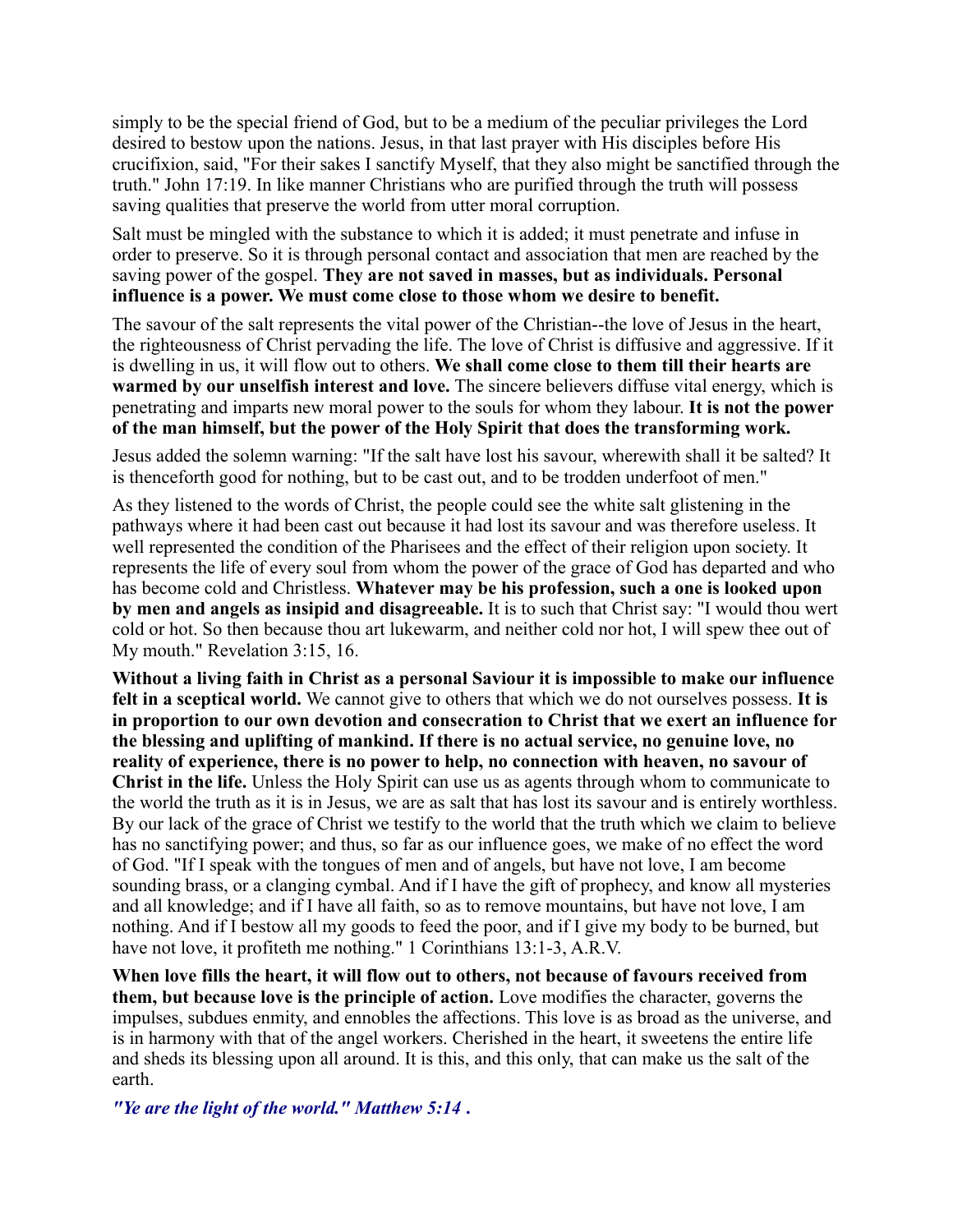simply to be the special friend of God, but to be a medium of the peculiar privileges the Lord desired to bestow upon the nations. Jesus, in that last prayer with His disciples before His crucifixion, said, "For their sakes I sanctify Myself, that they also might be sanctified through the truth." John 17:19. In like manner Christians who are purified through the truth will possess saving qualities that preserve the world from utter moral corruption.

Salt must be mingled with the substance to which it is added; it must penetrate and infuse in order to preserve. So it is through personal contact and association that men are reached by the saving power of the gospel. **They are not saved in masses, but as individuals. Personal influence is a power. We must come close to those whom we desire to benefit.**

The savour of the salt represents the vital power of the Christian--the love of Jesus in the heart, the righteousness of Christ pervading the life. The love of Christ is diffusive and aggressive. If it is dwelling in us, it will flow out to others. **We shall come close to them till their hearts are warmed by our unselfish interest and love.** The sincere believers diffuse vital energy, which is penetrating and imparts new moral power to the souls for whom they labour. **It is not the power of the man himself, but the power of the Holy Spirit that does the transforming work.**

Jesus added the solemn warning: "If the salt have lost his savour, wherewith shall it be salted? It is thenceforth good for nothing, but to be cast out, and to be trodden underfoot of men."

As they listened to the words of Christ, the people could see the white salt glistening in the pathways where it had been cast out because it had lost its savour and was therefore useless. It well represented the condition of the Pharisees and the effect of their religion upon society. It represents the life of every soul from whom the power of the grace of God has departed and who has become cold and Christless. **Whatever may be his profession, such a one is looked upon by men and angels as insipid and disagreeable.** It is to such that Christ say: "I would thou wert cold or hot. So then because thou art lukewarm, and neither cold nor hot, I will spew thee out of My mouth." Revelation 3:15, 16.

**Without a living faith in Christ as a personal Saviour it is impossible to make our influence felt in a sceptical world.** We cannot give to others that which we do not ourselves possess. **It is in proportion to our own devotion and consecration to Christ that we exert an influence for the blessing and uplifting of mankind. If there is no actual service, no genuine love, no reality of experience, there is no power to help, no connection with heaven, no savour of Christ in the life.** Unless the Holy Spirit can use us as agents through whom to communicate to the world the truth as it is in Jesus, we are as salt that has lost its savour and is entirely worthless. By our lack of the grace of Christ we testify to the world that the truth which we claim to believe has no sanctifying power; and thus, so far as our influence goes, we make of no effect the word of God. "If I speak with the tongues of men and of angels, but have not love, I am become sounding brass, or a clanging cymbal. And if I have the gift of prophecy, and know all mysteries and all knowledge; and if I have all faith, so as to remove mountains, but have not love, I am nothing. And if I bestow all my goods to feed the poor, and if I give my body to be burned, but have not love, it profiteth me nothing." 1 Corinthians 13:1-3, A.R.V.

**When love fills the heart, it will flow out to others, not because of favours received from them, but because love is the principle of action.** Love modifies the character, governs the impulses, subdues enmity, and ennobles the affections. This love is as broad as the universe, and is in harmony with that of the angel workers. Cherished in the heart, it sweetens the entire life and sheds its blessing upon all around. It is this, and this only, that can make us the salt of the earth.

***"Ye are the light of the world." Matthew 5:14 .***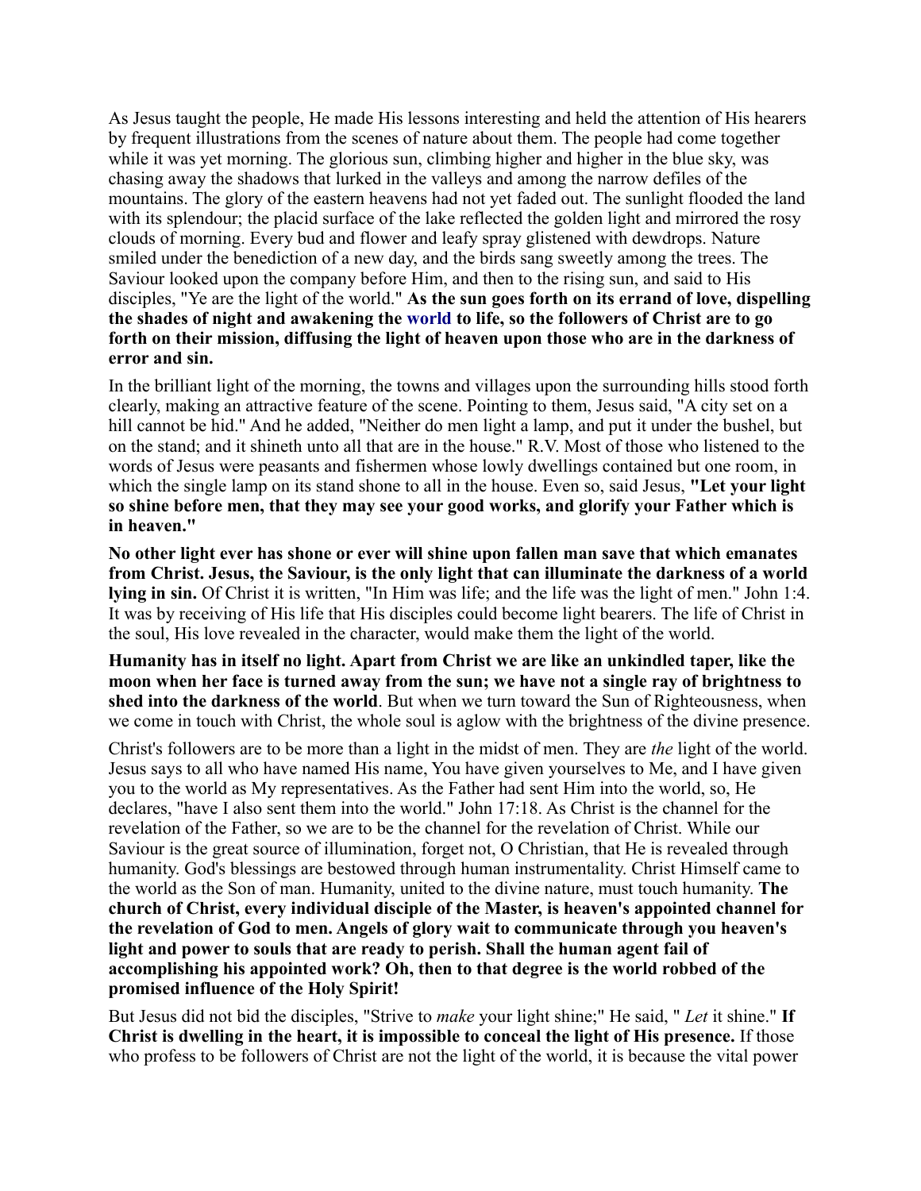As Jesus taught the people, He made His lessons interesting and held the attention of His hearers by frequent illustrations from the scenes of nature about them. The people had come together while it was yet morning. The glorious sun, climbing higher and higher in the blue sky, was chasing away the shadows that lurked in the valleys and among the narrow defiles of the mountains. The glory of the eastern heavens had not yet faded out. The sunlight flooded the land with its splendour; the placid surface of the lake reflected the golden light and mirrored the rosy clouds of morning. Every bud and flower and leafy spray glistened with dewdrops. Nature smiled under the benediction of a new day, and the birds sang sweetly among the trees. The Saviour looked upon the company before Him, and then to the rising sun, and said to His disciples, "Ye are the light of the world." **As the sun goes forth on its errand of love, dispelling the shades of night and awakening the world to life, so the followers of Christ are to go forth on their mission, diffusing the light of heaven upon those who are in the darkness of error and sin.**

In the brilliant light of the morning, the towns and villages upon the surrounding hills stood forth clearly, making an attractive feature of the scene. Pointing to them, Jesus said, "A city set on a hill cannot be hid." And he added, "Neither do men light a lamp, and put it under the bushel, but on the stand; and it shineth unto all that are in the house." R.V. Most of those who listened to the words of Jesus were peasants and fishermen whose lowly dwellings contained but one room, in which the single lamp on its stand shone to all in the house. Even so, said Jesus, **"Let your light so shine before men, that they may see your good works, and glorify your Father which is in heaven."**

**No other light ever has shone or ever will shine upon fallen man save that which emanates from Christ. Jesus, the Saviour, is the only light that can illuminate the darkness of a world lying in sin.** Of Christ it is written, "In Him was life; and the life was the light of men." John 1:4. It was by receiving of His life that His disciples could become light bearers. The life of Christ in the soul, His love revealed in the character, would make them the light of the world.

**Humanity has in itself no light. Apart from Christ we are like an unkindled taper, like the moon when her face is turned away from the sun; we have not a single ray of brightness to shed into the darkness of the world**. But when we turn toward the Sun of Righteousness, when we come in touch with Christ, the whole soul is aglow with the brightness of the divine presence.

Christ's followers are to be more than a light in the midst of men. They are *the* light of the world. Jesus says to all who have named His name, You have given yourselves to Me, and I have given you to the world as My representatives. As the Father had sent Him into the world, so, He declares, "have I also sent them into the world." John 17:18. As Christ is the channel for the revelation of the Father, so we are to be the channel for the revelation of Christ. While our Saviour is the great source of illumination, forget not, O Christian, that He is revealed through humanity. God's blessings are bestowed through human instrumentality. Christ Himself came to the world as the Son of man. Humanity, united to the divine nature, must touch humanity. **The church of Christ, every individual disciple of the Master, is heaven's appointed channel for the revelation of God to men. Angels of glory wait to communicate through you heaven's light and power to souls that are ready to perish. Shall the human agent fail of accomplishing his appointed work? Oh, then to that degree is the world robbed of the promised influence of the Holy Spirit!**

But Jesus did not bid the disciples, "Strive to *make* your light shine;" He said, " *Let* it shine." **If Christ is dwelling in the heart, it is impossible to conceal the light of His presence.** If those who profess to be followers of Christ are not the light of the world, it is because the vital power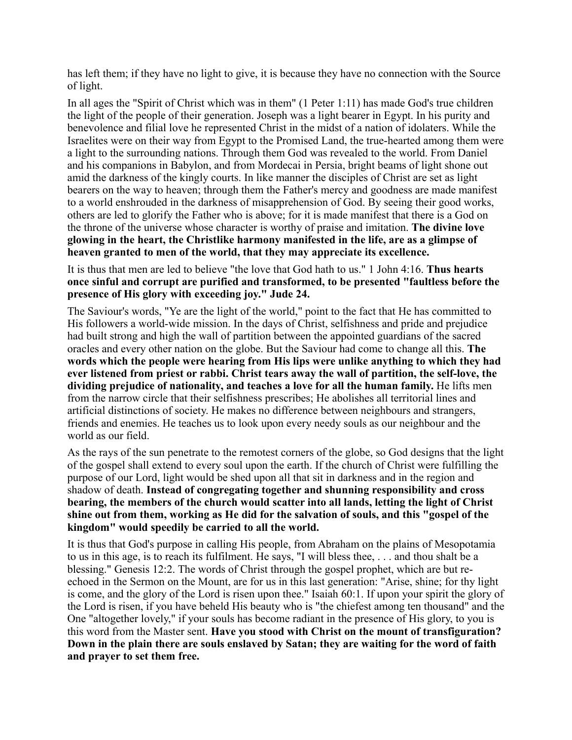has left them; if they have no light to give, it is because they have no connection with the Source of light.

In all ages the "Spirit of Christ which was in them" (1 Peter 1:11) has made God's true children the light of the people of their generation. Joseph was a light bearer in Egypt. In his purity and benevolence and filial love he represented Christ in the midst of a nation of idolaters. While the Israelites were on their way from Egypt to the Promised Land, the true-hearted among them were a light to the surrounding nations. Through them God was revealed to the world. From Daniel and his companions in Babylon, and from Mordecai in Persia, bright beams of light shone out amid the darkness of the kingly courts. In like manner the disciples of Christ are set as light bearers on the way to heaven; through them the Father's mercy and goodness are made manifest to a world enshrouded in the darkness of misapprehension of God. By seeing their good works, others are led to glorify the Father who is above; for it is made manifest that there is a God on the throne of the universe whose character is worthy of praise and imitation. **The divine love glowing in the heart, the Christlike harmony manifested in the life, are as a glimpse of heaven granted to men of the world, that they may appreciate its excellence.**

It is thus that men are led to believe "the love that God hath to us." 1 John 4:16. **Thus hearts once sinful and corrupt are purified and transformed, to be presented "faultless before the presence of His glory with exceeding joy." Jude 24.**

The Saviour's words, "Ye are the light of the world," point to the fact that He has committed to His followers a world-wide mission. In the days of Christ, selfishness and pride and prejudice had built strong and high the wall of partition between the appointed guardians of the sacred oracles and every other nation on the globe. But the Saviour had come to change all this. **The words which the people were hearing from His lips were unlike anything to which they had ever listened from priest or rabbi. Christ tears away the wall of partition, the self-love, the dividing prejudice of nationality, and teaches a love for all the human family.** He lifts men from the narrow circle that their selfishness prescribes; He abolishes all territorial lines and artificial distinctions of society. He makes no difference between neighbours and strangers, friends and enemies. He teaches us to look upon every needy souls as our neighbour and the world as our field.

As the rays of the sun penetrate to the remotest corners of the globe, so God designs that the light of the gospel shall extend to every soul upon the earth. If the church of Christ were fulfilling the purpose of our Lord, light would be shed upon all that sit in darkness and in the region and shadow of death. **Instead of congregating together and shunning responsibility and cross bearing, the members of the church would scatter into all lands, letting the light of Christ shine out from them, working as He did for the salvation of souls, and this "gospel of the kingdom" would speedily be carried to all the world.**

It is thus that God's purpose in calling His people, from Abraham on the plains of Mesopotamia to us in this age, is to reach its fulfilment. He says, "I will bless thee, . . . and thou shalt be a blessing." Genesis 12:2. The words of Christ through the gospel prophet, which are but re-echoed in the Sermon on the Mount, are for us in this last generation: "Arise, shine; for thy light is come, and the glory of the Lord is risen upon thee." Isaiah 60:1. If upon your spirit the glory of the Lord is risen, if you have beheld His beauty who is "the chiefest among ten thousand" and the One "altogether lovely," if your souls has become radiant in the presence of His glory, to you is this word from the Master sent. **Have you stood with Christ on the mount of transfiguration? Down in the plain there are souls enslaved by Satan; they are waiting for the word of faith and prayer to set them free.**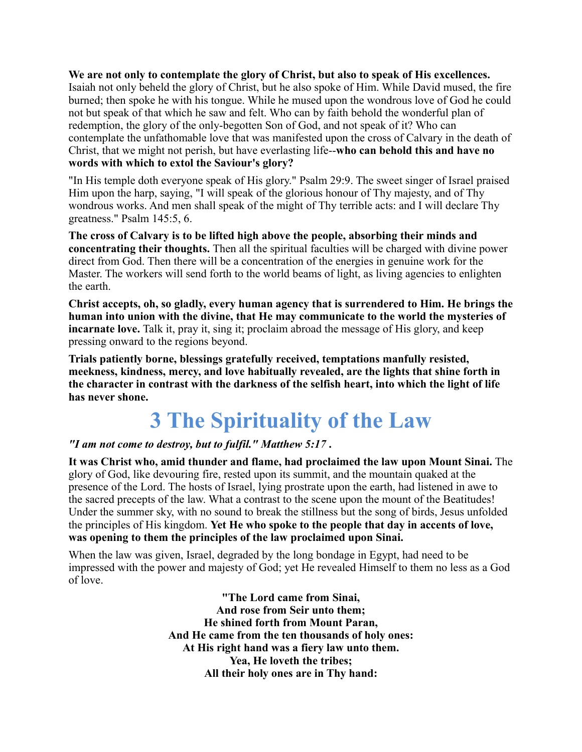**We are not only to contemplate the glory of Christ, but also to speak of His excellences.** Isaiah not only beheld the glory of Christ, but he also spoke of Him. While David mused, the fire burned; then spoke he with his tongue. While he mused upon the wondrous love of God he could not but speak of that which he saw and felt. Who can by faith behold the wonderful plan of redemption, the glory of the only-begotten Son of God, and not speak of it? Who can contemplate the unfathomable love that was manifested upon the cross of Calvary in the death of Christ, that we might not perish, but have everlasting life--**who can behold this and have no words with which to extol the Saviour's glory?**

"In His temple doth everyone speak of His glory." Psalm 29:9. The sweet singer of Israel praised Him upon the harp, saying, "I will speak of the glorious honour of Thy majesty, and of Thy wondrous works. And men shall speak of the might of Thy terrible acts: and I will declare Thy greatness." Psalm 145:5, 6.

**The cross of Calvary is to be lifted high above the people, absorbing their minds and concentrating their thoughts.** Then all the spiritual faculties will be charged with divine power direct from God. Then there will be a concentration of the energies in genuine work for the Master. The workers will send forth to the world beams of light, as living agencies to enlighten the earth.

**Christ accepts, oh, so gladly, every human agency that is surrendered to Him. He brings the human into union with the divine, that He may communicate to the world the mysteries of incarnate love.** Talk it, pray it, sing it; proclaim abroad the message of His glory, and keep pressing onward to the regions beyond.

**Trials patiently borne, blessings gratefully received, temptations manfully resisted, meekness, kindness, mercy, and love habitually revealed, are the lights that shine forth in the character in contrast with the darkness of the selfish heart, into which the light of life has never shone.**

# 3 The Spirituality of the Law

***"I am not come to destroy, but to fulfil." Matthew 5:17 .***

**It was Christ who, amid thunder and flame, had proclaimed the law upon Mount Sinai.** The glory of God, like devouring fire, rested upon its summit, and the mountain quaked at the presence of the Lord. The hosts of Israel, lying prostrate upon the earth, had listened in awe to the sacred precepts of the law. What a contrast to the scene upon the mount of the Beatitudes! Under the summer sky, with no sound to break the stillness but the song of birds, Jesus unfolded the principles of His kingdom. **Yet He who spoke to the people that day in accents of love, was opening to them the principles of the law proclaimed upon Sinai.**

When the law was given, Israel, degraded by the long bondage in Egypt, had need to be impressed with the power and majesty of God; yet He revealed Himself to them no less as a God of love.

**"The Lord came from Sinai,**
**And rose from Seir unto them;**
**He shined forth from Mount Paran,**
**And He came from the ten thousands of holy ones:**
**At His right hand was a fiery law unto them.**
**Yea, He loveth the tribes;**
**All their holy ones are in Thy hand:**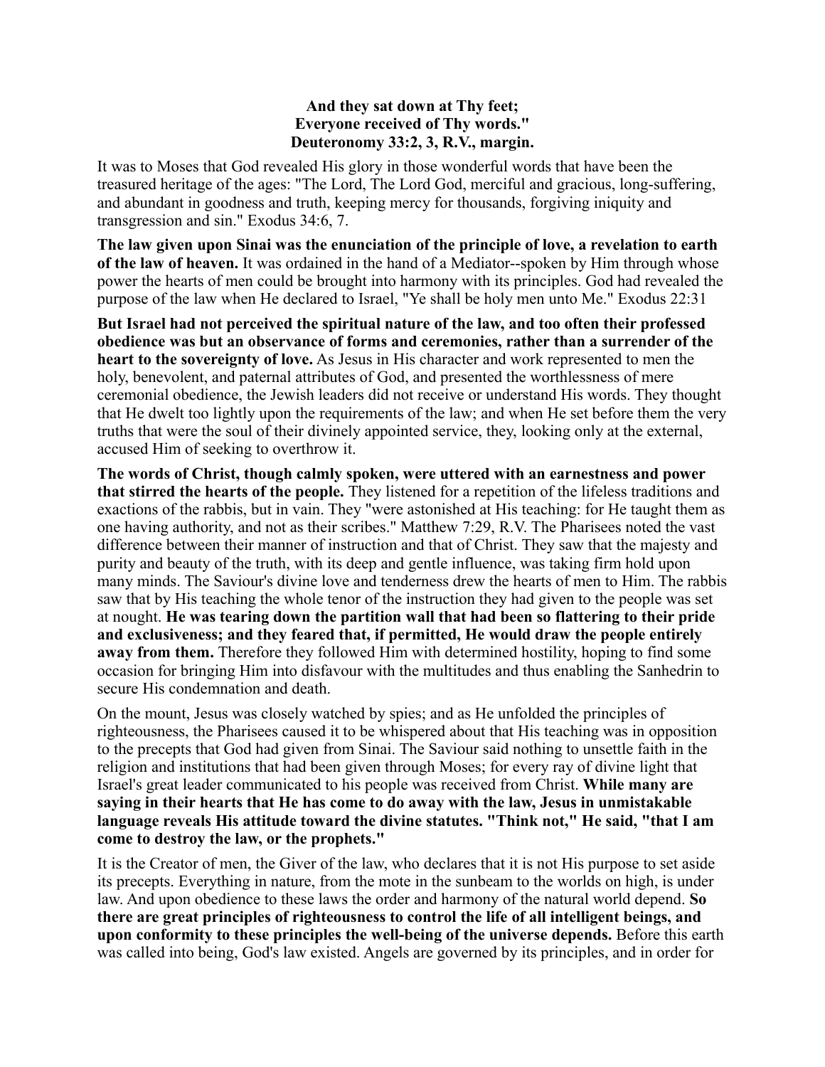**And they sat down at Thy feet;**
**Everyone received of Thy words."**
**Deuteronomy 33:2, 3, R.V., margin.**

It was to Moses that God revealed His glory in those wonderful words that have been the treasured heritage of the ages: "The Lord, The Lord God, merciful and gracious, long-suffering, and abundant in goodness and truth, keeping mercy for thousands, forgiving iniquity and transgression and sin." Exodus 34:6, 7.

**The law given upon Sinai was the enunciation of the principle of love, a revelation to earth of the law of heaven.** It was ordained in the hand of a Mediator--spoken by Him through whose power the hearts of men could be brought into harmony with its principles. God had revealed the purpose of the law when He declared to Israel, "Ye shall be holy men unto Me." Exodus 22:31

**But Israel had not perceived the spiritual nature of the law, and too often their professed obedience was but an observance of forms and ceremonies, rather than a surrender of the heart to the sovereignty of love.** As Jesus in His character and work represented to men the holy, benevolent, and paternal attributes of God, and presented the worthlessness of mere ceremonial obedience, the Jewish leaders did not receive or understand His words. They thought that He dwelt too lightly upon the requirements of the law; and when He set before them the very truths that were the soul of their divinely appointed service, they, looking only at the external, accused Him of seeking to overthrow it.

**The words of Christ, though calmly spoken, were uttered with an earnestness and power that stirred the hearts of the people.** They listened for a repetition of the lifeless traditions and exactions of the rabbis, but in vain. They "were astonished at His teaching: for He taught them as one having authority, and not as their scribes." Matthew 7:29, R.V. The Pharisees noted the vast difference between their manner of instruction and that of Christ. They saw that the majesty and purity and beauty of the truth, with its deep and gentle influence, was taking firm hold upon many minds. The Saviour's divine love and tenderness drew the hearts of men to Him. The rabbis saw that by His teaching the whole tenor of the instruction they had given to the people was set at nought. **He was tearing down the partition wall that had been so flattering to their pride and exclusiveness; and they feared that, if permitted, He would draw the people entirely away from them.** Therefore they followed Him with determined hostility, hoping to find some occasion for bringing Him into disfavour with the multitudes and thus enabling the Sanhedrin to secure His condemnation and death.

On the mount, Jesus was closely watched by spies; and as He unfolded the principles of righteousness, the Pharisees caused it to be whispered about that His teaching was in opposition to the precepts that God had given from Sinai. The Saviour said nothing to unsettle faith in the religion and institutions that had been given through Moses; for every ray of divine light that Israel's great leader communicated to his people was received from Christ. **While many are saying in their hearts that He has come to do away with the law, Jesus in unmistakable language reveals His attitude toward the divine statutes. "Think not," He said, "that I am come to destroy the law, or the prophets."**

It is the Creator of men, the Giver of the law, who declares that it is not His purpose to set aside its precepts. Everything in nature, from the mote in the sunbeam to the worlds on high, is under law. And upon obedience to these laws the order and harmony of the natural world depend. **So there are great principles of righteousness to control the life of all intelligent beings, and upon conformity to these principles the well-being of the universe depends.** Before this earth was called into being, God's law existed. Angels are governed by its principles, and in order for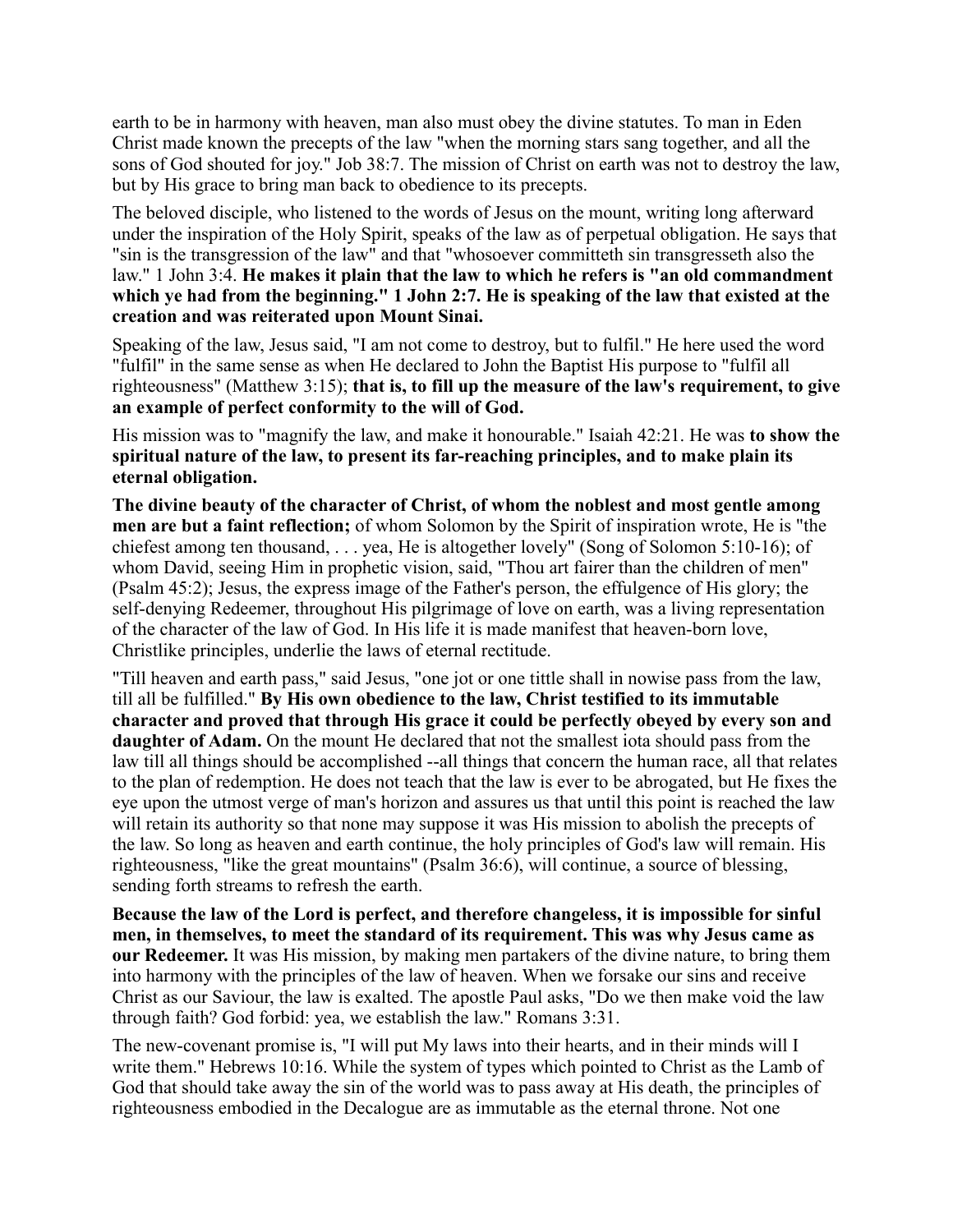earth to be in harmony with heaven, man also must obey the divine statutes. To man in Eden Christ made known the precepts of the law "when the morning stars sang together, and all the sons of God shouted for joy." Job 38:7. The mission of Christ on earth was not to destroy the law, but by His grace to bring man back to obedience to its precepts.

The beloved disciple, who listened to the words of Jesus on the mount, writing long afterward under the inspiration of the Holy Spirit, speaks of the law as of perpetual obligation. He says that "sin is the transgression of the law" and that "whosoever committeth sin transgresseth also the law." 1 John 3:4. **He makes it plain that the law to which he refers is "an old commandment which ye had from the beginning." 1 John 2:7. He is speaking of the law that existed at the creation and was reiterated upon Mount Sinai.**

Speaking of the law, Jesus said, "I am not come to destroy, but to fulfil." He here used the word "fulfil" in the same sense as when He declared to John the Baptist His purpose to "fulfil all righteousness" (Matthew 3:15); **that is, to fill up the measure of the law's requirement, to give an example of perfect conformity to the will of God.**

His mission was to "magnify the law, and make it honourable." Isaiah 42:21. He was **to show the spiritual nature of the law, to present its far-reaching principles, and to make plain its eternal obligation.**

**The divine beauty of the character of Christ, of whom the noblest and most gentle among men are but a faint reflection;** of whom Solomon by the Spirit of inspiration wrote, He is "the chiefest among ten thousand, . . . yea, He is altogether lovely" (Song of Solomon 5:10-16); of whom David, seeing Him in prophetic vision, said, "Thou art fairer than the children of men" (Psalm 45:2); Jesus, the express image of the Father's person, the effulgence of His glory; the self-denying Redeemer, throughout His pilgrimage of love on earth, was a living representation of the character of the law of God. In His life it is made manifest that heaven-born love, Christlike principles, underlie the laws of eternal rectitude.

"Till heaven and earth pass," said Jesus, "one jot or one tittle shall in nowise pass from the law, till all be fulfilled." **By His own obedience to the law, Christ testified to its immutable character and proved that through His grace it could be perfectly obeyed by every son and daughter of Adam.** On the mount He declared that not the smallest iota should pass from the law till all things should be accomplished --all things that concern the human race, all that relates to the plan of redemption. He does not teach that the law is ever to be abrogated, but He fixes the eye upon the utmost verge of man's horizon and assures us that until this point is reached the law will retain its authority so that none may suppose it was His mission to abolish the precepts of the law. So long as heaven and earth continue, the holy principles of God's law will remain. His righteousness, "like the great mountains" (Psalm 36:6), will continue, a source of blessing, sending forth streams to refresh the earth.

**Because the law of the Lord is perfect, and therefore changeless, it is impossible for sinful men, in themselves, to meet the standard of its requirement. This was why Jesus came as our Redeemer.** It was His mission, by making men partakers of the divine nature, to bring them into harmony with the principles of the law of heaven. When we forsake our sins and receive Christ as our Saviour, the law is exalted. The apostle Paul asks, "Do we then make void the law through faith? God forbid: yea, we establish the law." Romans 3:31.

The new-covenant promise is, "I will put My laws into their hearts, and in their minds will I write them." Hebrews 10:16. While the system of types which pointed to Christ as the Lamb of God that should take away the sin of the world was to pass away at His death, the principles of righteousness embodied in the Decalogue are as immutable as the eternal throne. Not one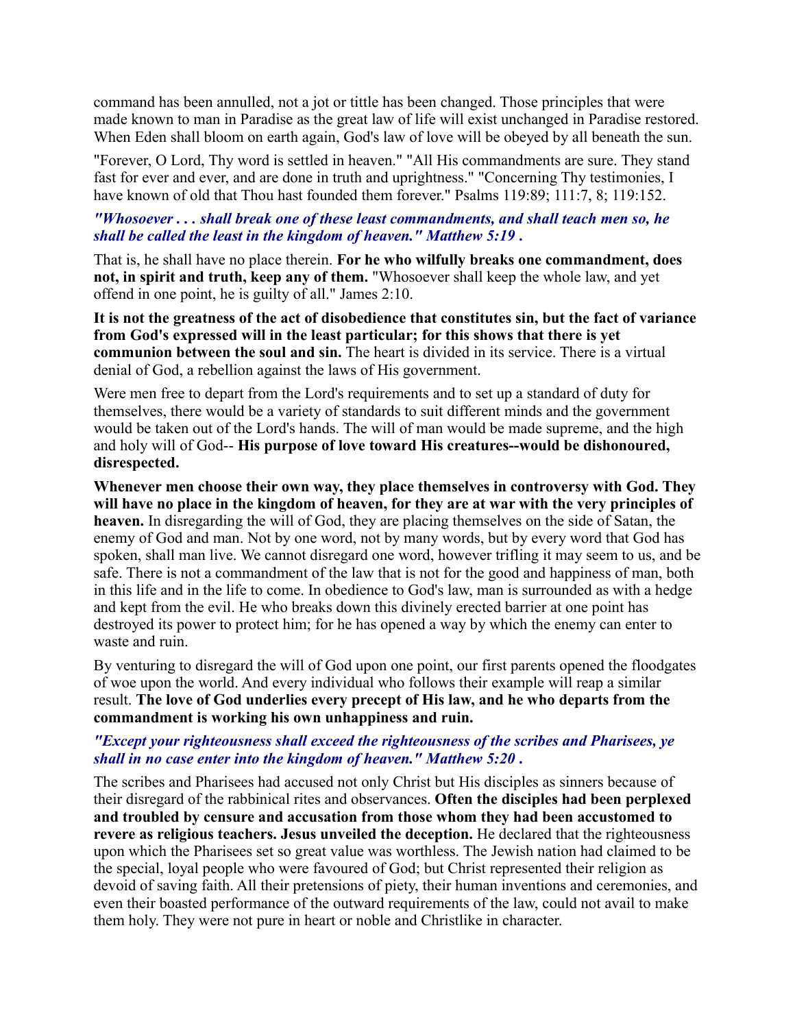command has been annulled, not a jot or tittle has been changed. Those principles that were made known to man in Paradise as the great law of life will exist unchanged in Paradise restored. When Eden shall bloom on earth again, God's law of love will be obeyed by all beneath the sun.

"Forever, O Lord, Thy word is settled in heaven." "All His commandments are sure. They stand fast for ever and ever, and are done in truth and uprightness." "Concerning Thy testimonies, I have known of old that Thou hast founded them forever." Psalms 119:89; 111:7, 8; 119:152.

***"Whosoever . . . shall break one of these least commandments, and shall teach men so, he shall be called the least in the kingdom of heaven." Matthew 5:19 .***

That is, he shall have no place therein. **For he who wilfully breaks one commandment, does not, in spirit and truth, keep any of them.** "Whosoever shall keep the whole law, and yet offend in one point, he is guilty of all." James 2:10.

**It is not the greatness of the act of disobedience that constitutes sin, but the fact of variance from God's expressed will in the least particular; for this shows that there is yet communion between the soul and sin.** The heart is divided in its service. There is a virtual denial of God, a rebellion against the laws of His government.

Were men free to depart from the Lord's requirements and to set up a standard of duty for themselves, there would be a variety of standards to suit different minds and the government would be taken out of the Lord's hands. The will of man would be made supreme, and the high and holy will of God-- **His purpose of love toward His creatures--would be dishonoured, disrespected.**

**Whenever men choose their own way, they place themselves in controversy with God. They will have no place in the kingdom of heaven, for they are at war with the very principles of heaven.** In disregarding the will of God, they are placing themselves on the side of Satan, the enemy of God and man. Not by one word, not by many words, but by every word that God has spoken, shall man live. We cannot disregard one word, however trifling it may seem to us, and be safe. There is not a commandment of the law that is not for the good and happiness of man, both in this life and in the life to come. In obedience to God's law, man is surrounded as with a hedge and kept from the evil. He who breaks down this divinely erected barrier at one point has destroyed its power to protect him; for he has opened a way by which the enemy can enter to waste and ruin.

By venturing to disregard the will of God upon one point, our first parents opened the floodgates of woe upon the world. And every individual who follows their example will reap a similar result. **The love of God underlies every precept of His law, and he who departs from the commandment is working his own unhappiness and ruin.**

***"Except your righteousness shall exceed the righteousness of the scribes and Pharisees, ye shall in no case enter into the kingdom of heaven." Matthew 5:20 .***

The scribes and Pharisees had accused not only Christ but His disciples as sinners because of their disregard of the rabbinical rites and observances. **Often the disciples had been perplexed and troubled by censure and accusation from those whom they had been accustomed to revere as religious teachers. Jesus unveiled the deception.** He declared that the righteousness upon which the Pharisees set so great value was worthless. The Jewish nation had claimed to be the special, loyal people who were favoured of God; but Christ represented their religion as devoid of saving faith. All their pretensions of piety, their human inventions and ceremonies, and even their boasted performance of the outward requirements of the law, could not avail to make them holy. They were not pure in heart or noble and Christlike in character.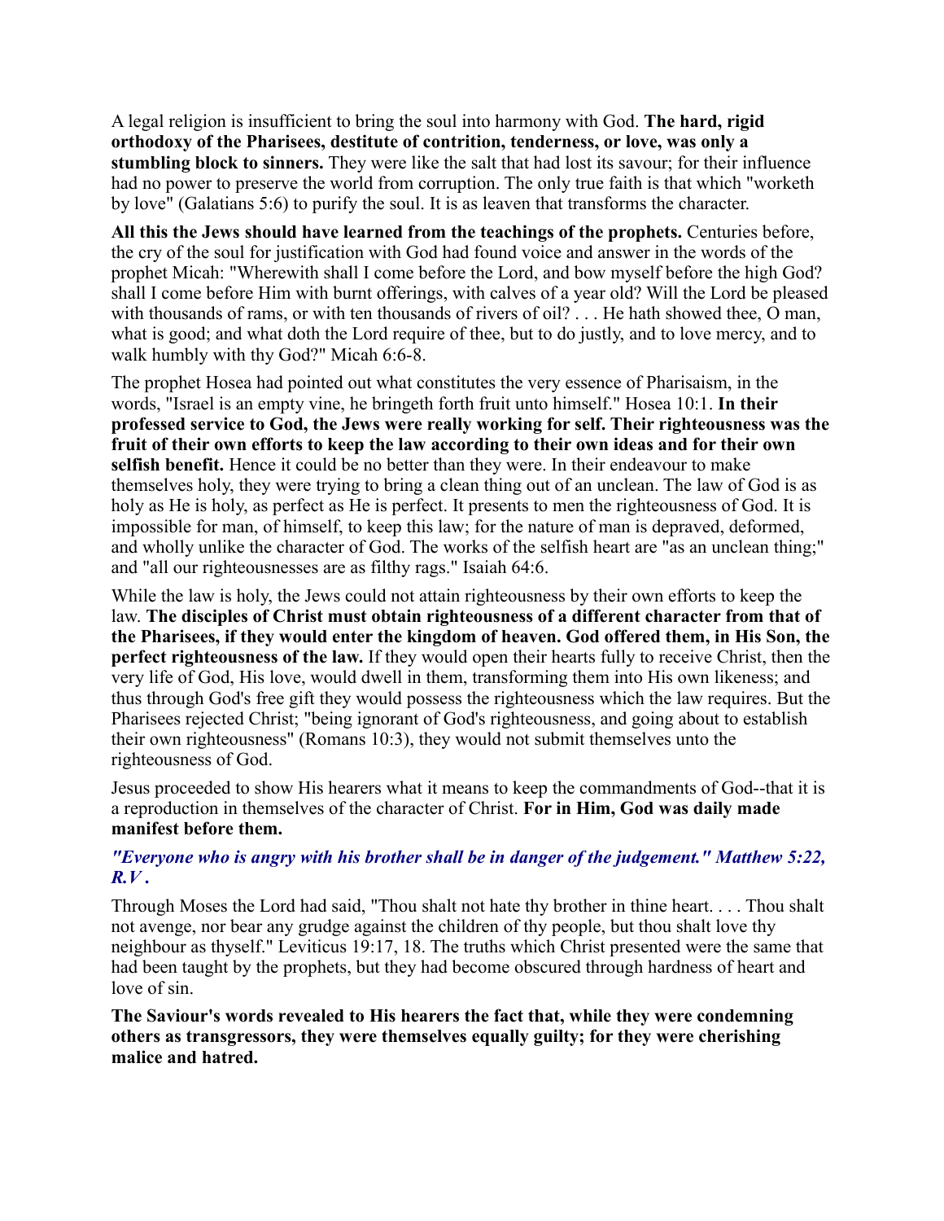A legal religion is insufficient to bring the soul into harmony with God. **The hard, rigid orthodoxy of the Pharisees, destitute of contrition, tenderness, or love, was only a stumbling block to sinners.** They were like the salt that had lost its savour; for their influence had no power to preserve the world from corruption. The only true faith is that which "worketh by love" (Galatians 5:6) to purify the soul. It is as leaven that transforms the character.

**All this the Jews should have learned from the teachings of the prophets.** Centuries before, the cry of the soul for justification with God had found voice and answer in the words of the prophet Micah: "Wherewith shall I come before the Lord, and bow myself before the high God? shall I come before Him with burnt offerings, with calves of a year old? Will the Lord be pleased with thousands of rams, or with ten thousands of rivers of oil? . . . He hath showed thee, O man, what is good; and what doth the Lord require of thee, but to do justly, and to love mercy, and to walk humbly with thy God?" Micah 6:6-8.

The prophet Hosea had pointed out what constitutes the very essence of Pharisaism, in the words, "Israel is an empty vine, he bringeth forth fruit unto himself." Hosea 10:1. **In their professed service to God, the Jews were really working for self. Their righteousness was the fruit of their own efforts to keep the law according to their own ideas and for their own selfish benefit.** Hence it could be no better than they were. In their endeavour to make themselves holy, they were trying to bring a clean thing out of an unclean. The law of God is as holy as He is holy, as perfect as He is perfect. It presents to men the righteousness of God. It is impossible for man, of himself, to keep this law; for the nature of man is depraved, deformed, and wholly unlike the character of God. The works of the selfish heart are "as an unclean thing;" and "all our righteousnesses are as filthy rags." Isaiah 64:6.

While the law is holy, the Jews could not attain righteousness by their own efforts to keep the law. **The disciples of Christ must obtain righteousness of a different character from that of the Pharisees, if they would enter the kingdom of heaven. God offered them, in His Son, the perfect righteousness of the law.** If they would open their hearts fully to receive Christ, then the very life of God, His love, would dwell in them, transforming them into His own likeness; and thus through God's free gift they would possess the righteousness which the law requires. But the Pharisees rejected Christ; "being ignorant of God's righteousness, and going about to establish their own righteousness" (Romans 10:3), they would not submit themselves unto the righteousness of God.

Jesus proceeded to show His hearers what it means to keep the commandments of God--that it is a reproduction in themselves of the character of Christ. **For in Him, God was daily made manifest before them.**

### *"Everyone who is angry with his brother shall be in danger of the judgement." Matthew 5:22, R.V.*

Through Moses the Lord had said, "Thou shalt not hate thy brother in thine heart. . . . Thou shalt not avenge, nor bear any grudge against the children of thy people, but thou shalt love thy neighbour as thyself." Leviticus 19:17, 18. The truths which Christ presented were the same that had been taught by the prophets, but they had become obscured through hardness of heart and love of sin.

**The Saviour's words revealed to His hearers the fact that, while they were condemning others as transgressors, they were themselves equally guilty; for they were cherishing malice and hatred.**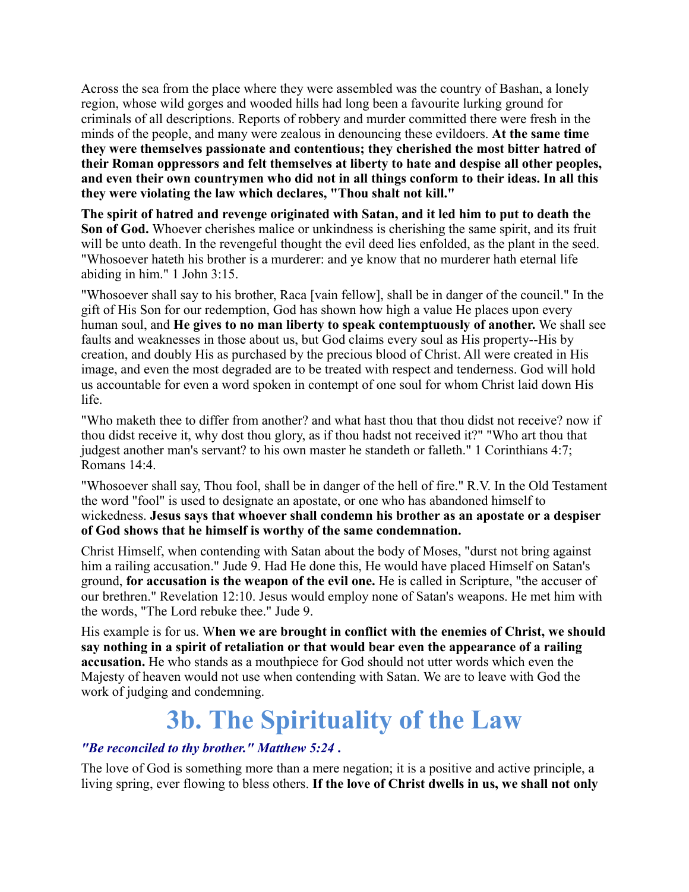Across the sea from the place where they were assembled was the country of Bashan, a lonely region, whose wild gorges and wooded hills had long been a favourite lurking ground for criminals of all descriptions. Reports of robbery and murder committed there were fresh in the minds of the people, and many were zealous in denouncing these evildoers. **At the same time they were themselves passionate and contentious; they cherished the most bitter hatred of their Roman oppressors and felt themselves at liberty to hate and despise all other peoples, and even their own countrymen who did not in all things conform to their ideas. In all this they were violating the law which declares, "Thou shalt not kill."**

**The spirit of hatred and revenge originated with Satan, and it led him to put to death the Son of God.** Whoever cherishes malice or unkindness is cherishing the same spirit, and its fruit will be unto death. In the revengeful thought the evil deed lies enfolded, as the plant in the seed. "Whosoever hateth his brother is a murderer: and ye know that no murderer hath eternal life abiding in him." 1 John 3:15.

"Whosoever shall say to his brother, Raca [vain fellow], shall be in danger of the council." In the gift of His Son for our redemption, God has shown how high a value He places upon every human soul, and **He gives to no man liberty to speak contemptuously of another.** We shall see faults and weaknesses in those about us, but God claims every soul as His property--His by creation, and doubly His as purchased by the precious blood of Christ. All were created in His image, and even the most degraded are to be treated with respect and tenderness. God will hold us accountable for even a word spoken in contempt of one soul for whom Christ laid down His life.

"Who maketh thee to differ from another? and what hast thou that thou didst not receive? now if thou didst receive it, why dost thou glory, as if thou hadst not received it?" "Who art thou that judgest another man's servant? to his own master he standeth or falleth." 1 Corinthians 4:7; Romans 14:4.

"Whosoever shall say, Thou fool, shall be in danger of the hell of fire." R.V. In the Old Testament the word "fool" is used to designate an apostate, or one who has abandoned himself to wickedness. **Jesus says that whoever shall condemn his brother as an apostate or a despiser of God shows that he himself is worthy of the same condemnation.**

Christ Himself, when contending with Satan about the body of Moses, "durst not bring against him a railing accusation." Jude 9. Had He done this, He would have placed Himself on Satan's ground, **for accusation is the weapon of the evil one.** He is called in Scripture, "the accuser of our brethren." Revelation 12:10. Jesus would employ none of Satan's weapons. He met him with the words, "The Lord rebuke thee." Jude 9.

His example is for us. W**hen we are brought in conflict with the enemies of Christ, we should say nothing in a spirit of retaliation or that would bear even the appearance of a railing accusation.** He who stands as a mouthpiece for God should not utter words which even the Majesty of heaven would not use when contending with Satan. We are to leave with God the work of judging and condemning.

# 3b. The Spirituality of the Law

***"Be reconciled to thy brother." Matthew 5:24 .***

The love of God is something more than a mere negation; it is a positive and active principle, a living spring, ever flowing to bless others. **If the love of Christ dwells in us, we shall not only**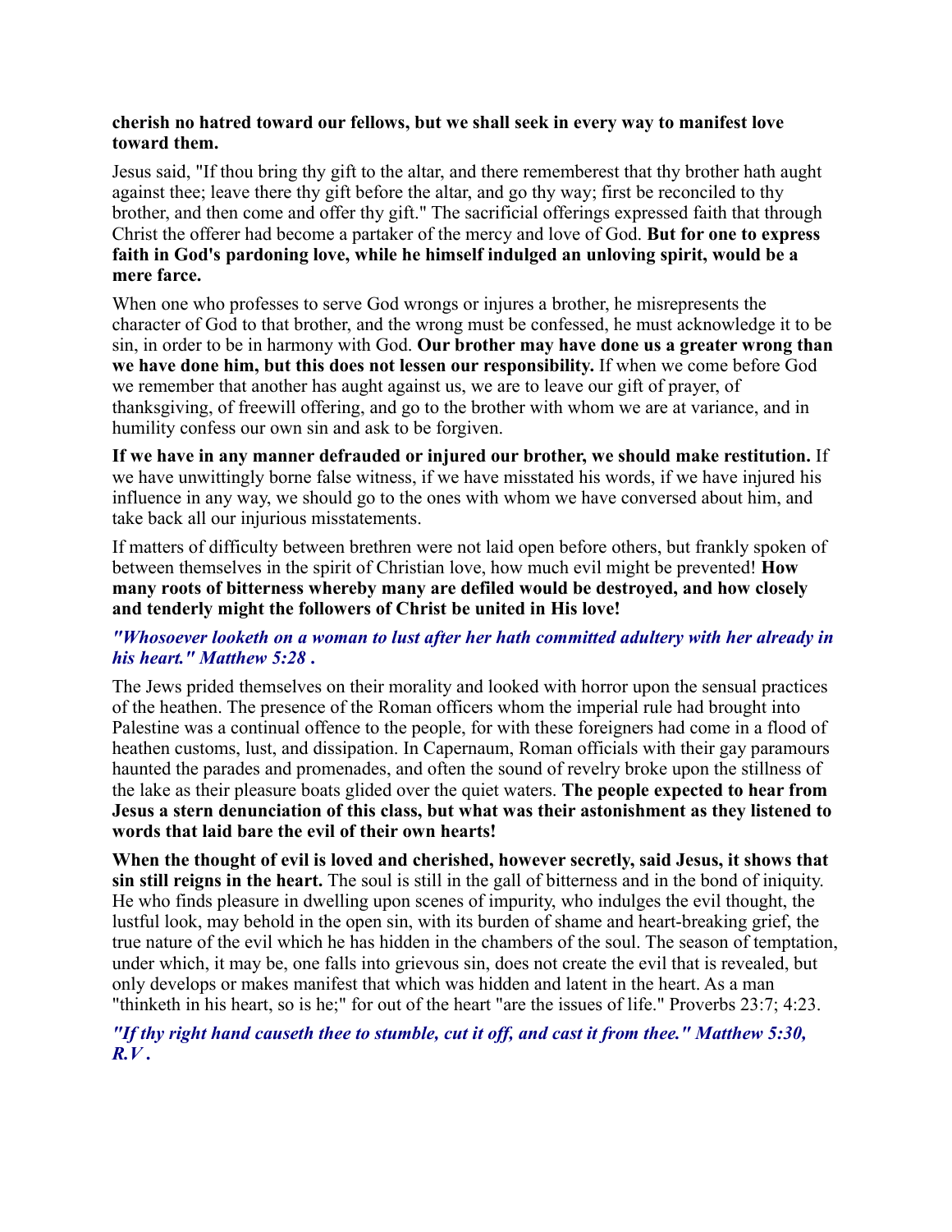**cherish no hatred toward our fellows, but we shall seek in every way to manifest love toward them.**

Jesus said, "If thou bring thy gift to the altar, and there rememberest that thy brother hath aught against thee; leave there thy gift before the altar, and go thy way; first be reconciled to thy brother, and then come and offer thy gift." The sacrificial offerings expressed faith that through Christ the offerer had become a partaker of the mercy and love of God. **But for one to express faith in God's pardoning love, while he himself indulged an unloving spirit, would be a mere farce.**

When one who professes to serve God wrongs or injures a brother, he misrepresents the character of God to that brother, and the wrong must be confessed, he must acknowledge it to be sin, in order to be in harmony with God. **Our brother may have done us a greater wrong than we have done him, but this does not lessen our responsibility.** If when we come before God we remember that another has aught against us, we are to leave our gift of prayer, of thanksgiving, of freewill offering, and go to the brother with whom we are at variance, and in humility confess our own sin and ask to be forgiven.

**If we have in any manner defrauded or injured our brother, we should make restitution.** If we have unwittingly borne false witness, if we have misstated his words, if we have injured his influence in any way, we should go to the ones with whom we have conversed about him, and take back all our injurious misstatements.

If matters of difficulty between brethren were not laid open before others, but frankly spoken of between themselves in the spirit of Christian love, how much evil might be prevented! **How many roots of bitterness whereby many are defiled would be destroyed, and how closely and tenderly might the followers of Christ be united in His love!**

***"Whosoever looketh on a woman to lust after her hath committed adultery with her already in his heart." Matthew 5:28 .***

The Jews prided themselves on their morality and looked with horror upon the sensual practices of the heathen. The presence of the Roman officers whom the imperial rule had brought into Palestine was a continual offence to the people, for with these foreigners had come in a flood of heathen customs, lust, and dissipation. In Capernaum, Roman officials with their gay paramours haunted the parades and promenades, and often the sound of revelry broke upon the stillness of the lake as their pleasure boats glided over the quiet waters. **The people expected to hear from Jesus a stern denunciation of this class, but what was their astonishment as they listened to words that laid bare the evil of their own hearts!**

**When the thought of evil is loved and cherished, however secretly, said Jesus, it shows that sin still reigns in the heart.** The soul is still in the gall of bitterness and in the bond of iniquity. He who finds pleasure in dwelling upon scenes of impurity, who indulges the evil thought, the lustful look, may behold in the open sin, with its burden of shame and heart-breaking grief, the true nature of the evil which he has hidden in the chambers of the soul. The season of temptation, under which, it may be, one falls into grievous sin, does not create the evil that is revealed, but only develops or makes manifest that which was hidden and latent in the heart. As a man "thinketh in his heart, so is he;" for out of the heart "are the issues of life." Proverbs 23:7; 4:23.

***"If thy right hand causeth thee to stumble, cut it off, and cast it from thee." Matthew 5:30, R.V .***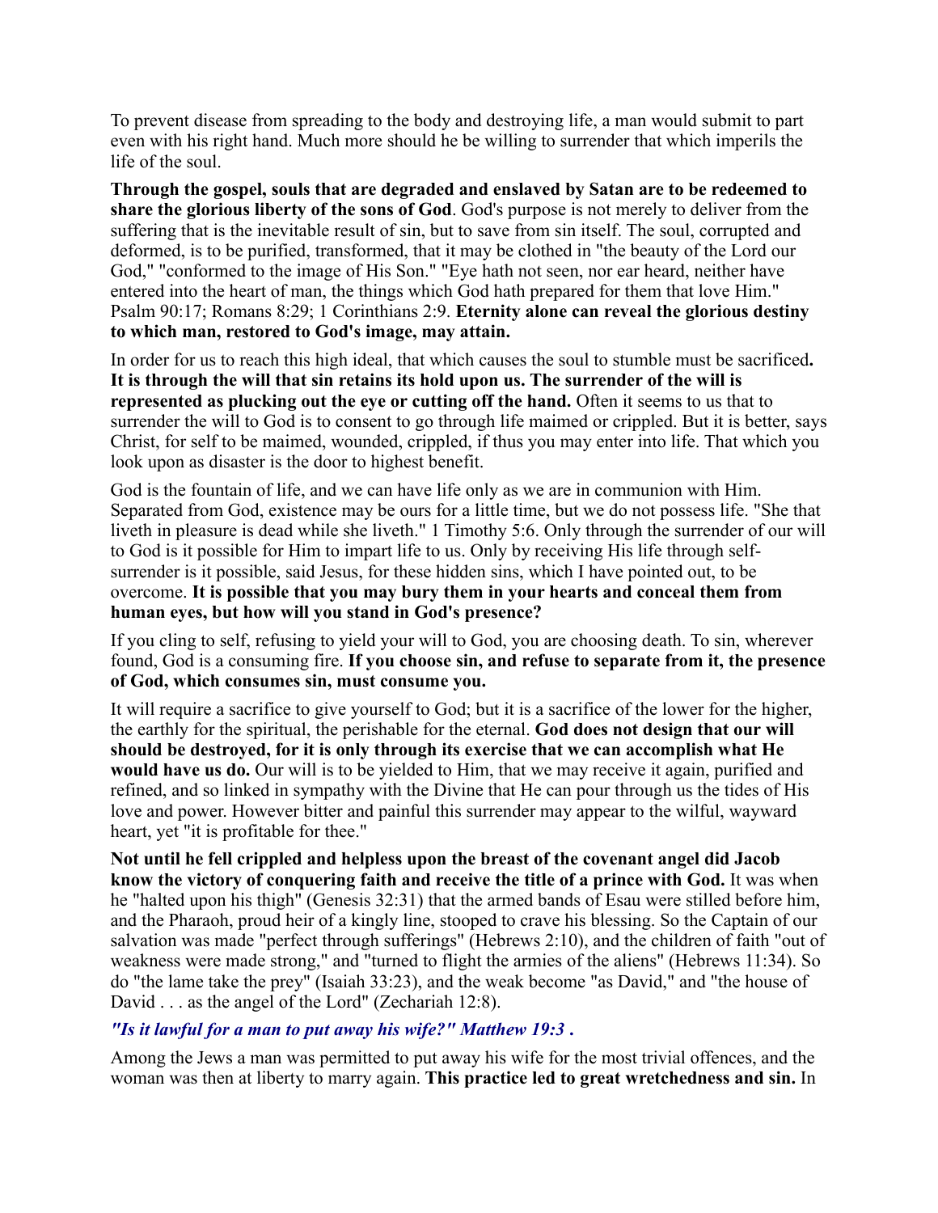To prevent disease from spreading to the body and destroying life, a man would submit to part even with his right hand. Much more should he be willing to surrender that which imperils the life of the soul.

**Through the gospel, souls that are degraded and enslaved by Satan are to be redeemed to share the glorious liberty of the sons of God**. God's purpose is not merely to deliver from the suffering that is the inevitable result of sin, but to save from sin itself. The soul, corrupted and deformed, is to be purified, transformed, that it may be clothed in "the beauty of the Lord our God," "conformed to the image of His Son." "Eye hath not seen, nor ear heard, neither have entered into the heart of man, the things which God hath prepared for them that love Him." Psalm 90:17; Romans 8:29; 1 Corinthians 2:9. **Eternity alone can reveal the glorious destiny to which man, restored to God's image, may attain.**

In order for us to reach this high ideal, that which causes the soul to stumble must be sacrificed**. It is through the will that sin retains its hold upon us. The surrender of the will is represented as plucking out the eye or cutting off the hand.** Often it seems to us that to surrender the will to God is to consent to go through life maimed or crippled. But it is better, says Christ, for self to be maimed, wounded, crippled, if thus you may enter into life. That which you look upon as disaster is the door to highest benefit.

God is the fountain of life, and we can have life only as we are in communion with Him. Separated from God, existence may be ours for a little time, but we do not possess life. "She that liveth in pleasure is dead while she liveth." 1 Timothy 5:6. Only through the surrender of our will to God is it possible for Him to impart life to us. Only by receiving His life through self-surrender is it possible, said Jesus, for these hidden sins, which I have pointed out, to be overcome. **It is possible that you may bury them in your hearts and conceal them from human eyes, but how will you stand in God's presence?**

If you cling to self, refusing to yield your will to God, you are choosing death. To sin, wherever found, God is a consuming fire. **If you choose sin, and refuse to separate from it, the presence of God, which consumes sin, must consume you.**

It will require a sacrifice to give yourself to God; but it is a sacrifice of the lower for the higher, the earthly for the spiritual, the perishable for the eternal. **God does not design that our will should be destroyed, for it is only through its exercise that we can accomplish what He would have us do.** Our will is to be yielded to Him, that we may receive it again, purified and refined, and so linked in sympathy with the Divine that He can pour through us the tides of His love and power. However bitter and painful this surrender may appear to the wilful, wayward heart, yet "it is profitable for thee."

**Not until he fell crippled and helpless upon the breast of the covenant angel did Jacob know the victory of conquering faith and receive the title of a prince with God.** It was when he "halted upon his thigh" (Genesis 32:31) that the armed bands of Esau were stilled before him, and the Pharaoh, proud heir of a kingly line, stooped to crave his blessing. So the Captain of our salvation was made "perfect through sufferings" (Hebrews 2:10), and the children of faith "out of weakness were made strong," and "turned to flight the armies of the aliens" (Hebrews 11:34). So do "the lame take the prey" (Isaiah 33:23), and the weak become "as David," and "the house of David . . . as the angel of the Lord" (Zechariah 12:8).

### *"Is it lawful for a man to put away his wife?" Matthew 19:3 .*

Among the Jews a man was permitted to put away his wife for the most trivial offences, and the woman was then at liberty to marry again. **This practice led to great wretchedness and sin.** In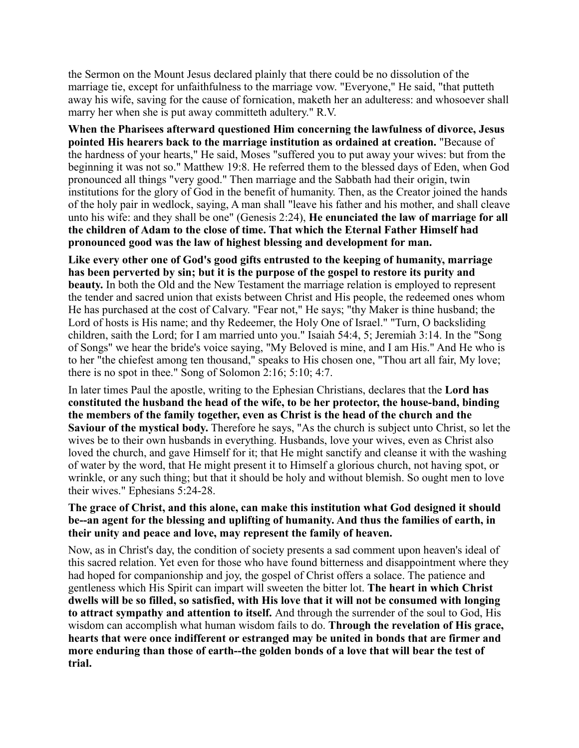the Sermon on the Mount Jesus declared plainly that there could be no dissolution of the marriage tie, except for unfaithfulness to the marriage vow. "Everyone," He said, "that putteth away his wife, saving for the cause of fornication, maketh her an adulteress: and whosoever shall marry her when she is put away committeth adultery." R.V.

**When the Pharisees afterward questioned Him concerning the lawfulness of divorce, Jesus pointed His hearers back to the marriage institution as ordained at creation.** "Because of the hardness of your hearts," He said, Moses "suffered you to put away your wives: but from the beginning it was not so." Matthew 19:8. He referred them to the blessed days of Eden, when God pronounced all things "very good." Then marriage and the Sabbath had their origin, twin institutions for the glory of God in the benefit of humanity. Then, as the Creator joined the hands of the holy pair in wedlock, saying, A man shall "leave his father and his mother, and shall cleave unto his wife: and they shall be one" (Genesis 2:24), **He enunciated the law of marriage for all the children of Adam to the close of time. That which the Eternal Father Himself had pronounced good was the law of highest blessing and development for man.**

**Like every other one of God's good gifts entrusted to the keeping of humanity, marriage has been perverted by sin; but it is the purpose of the gospel to restore its purity and beauty.** In both the Old and the New Testament the marriage relation is employed to represent the tender and sacred union that exists between Christ and His people, the redeemed ones whom He has purchased at the cost of Calvary. "Fear not," He says; "thy Maker is thine husband; the Lord of hosts is His name; and thy Redeemer, the Holy One of Israel." "Turn, O backsliding children, saith the Lord; for I am married unto you." Isaiah 54:4, 5; Jeremiah 3:14. In the "Song of Songs" we hear the bride's voice saying, "My Beloved is mine, and I am His." And He who is to her "the chiefest among ten thousand," speaks to His chosen one, "Thou art all fair, My love; there is no spot in thee." Song of Solomon 2:16; 5:10; 4:7.

In later times Paul the apostle, writing to the Ephesian Christians, declares that the **Lord has constituted the husband the head of the wife, to be her protector, the house-band, binding the members of the family together, even as Christ is the head of the church and the Saviour of the mystical body.** Therefore he says, "As the church is subject unto Christ, so let the wives be to their own husbands in everything. Husbands, love your wives, even as Christ also loved the church, and gave Himself for it; that He might sanctify and cleanse it with the washing of water by the word, that He might present it to Himself a glorious church, not having spot, or wrinkle, or any such thing; but that it should be holy and without blemish. So ought men to love their wives." Ephesians 5:24-28.

**The grace of Christ, and this alone, can make this institution what God designed it should be--an agent for the blessing and uplifting of humanity. And thus the families of earth, in their unity and peace and love, may represent the family of heaven.**

Now, as in Christ's day, the condition of society presents a sad comment upon heaven's ideal of this sacred relation. Yet even for those who have found bitterness and disappointment where they had hoped for companionship and joy, the gospel of Christ offers a solace. The patience and gentleness which His Spirit can impart will sweeten the bitter lot. **The heart in which Christ dwells will be so filled, so satisfied, with His love that it will not be consumed with longing to attract sympathy and attention to itself.** And through the surrender of the soul to God, His wisdom can accomplish what human wisdom fails to do. **Through the revelation of His grace, hearts that were once indifferent or estranged may be united in bonds that are firmer and more enduring than those of earth--the golden bonds of a love that will bear the test of trial.**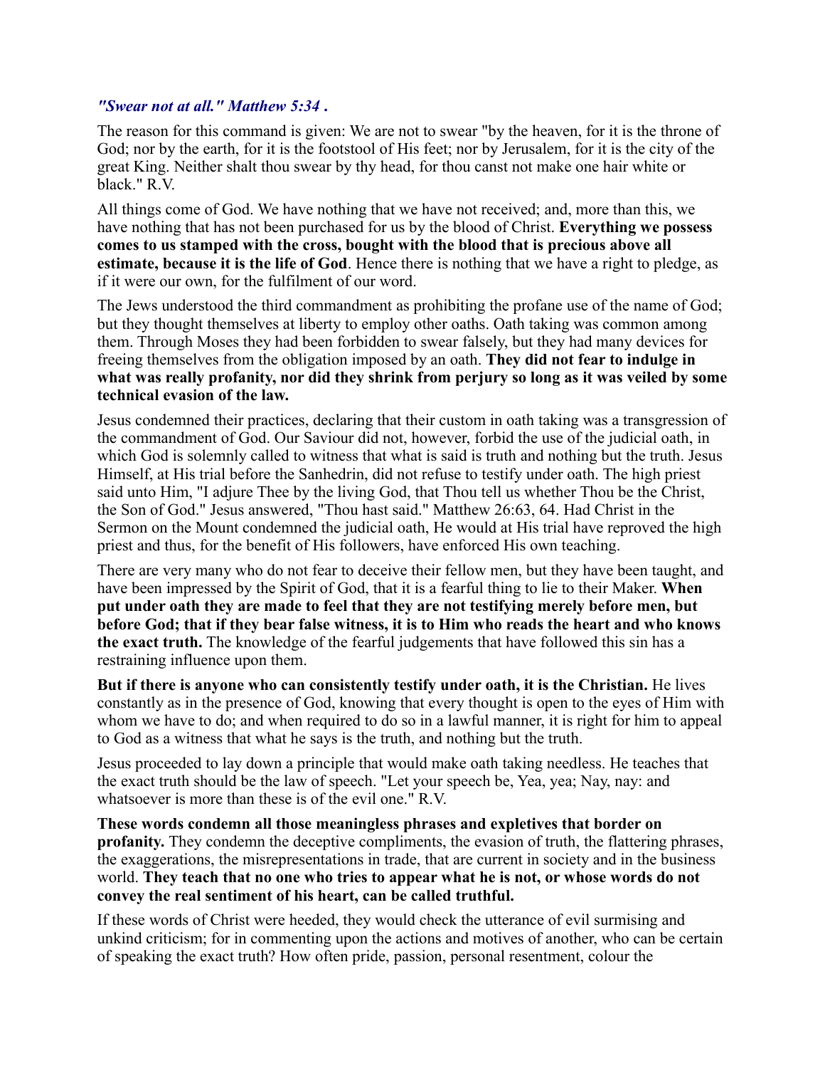*"Swear not at all." Matthew 5:34 .*

The reason for this command is given: We are not to swear "by the heaven, for it is the throne of God; nor by the earth, for it is the footstool of His feet; nor by Jerusalem, for it is the city of the great King. Neither shalt thou swear by thy head, for thou canst not make one hair white or black." R.V.

All things come of God. We have nothing that we have not received; and, more than this, we have nothing that has not been purchased for us by the blood of Christ. **Everything we possess comes to us stamped with the cross, bought with the blood that is precious above all estimate, because it is the life of God**. Hence there is nothing that we have a right to pledge, as if it were our own, for the fulfilment of our word.

The Jews understood the third commandment as prohibiting the profane use of the name of God; but they thought themselves at liberty to employ other oaths. Oath taking was common among them. Through Moses they had been forbidden to swear falsely, but they had many devices for freeing themselves from the obligation imposed by an oath. **They did not fear to indulge in what was really profanity, nor did they shrink from perjury so long as it was veiled by some technical evasion of the law.**

Jesus condemned their practices, declaring that their custom in oath taking was a transgression of the commandment of God. Our Saviour did not, however, forbid the use of the judicial oath, in which God is solemnly called to witness that what is said is truth and nothing but the truth. Jesus Himself, at His trial before the Sanhedrin, did not refuse to testify under oath. The high priest said unto Him, "I adjure Thee by the living God, that Thou tell us whether Thou be the Christ, the Son of God." Jesus answered, "Thou hast said." Matthew 26:63, 64. Had Christ in the Sermon on the Mount condemned the judicial oath, He would at His trial have reproved the high priest and thus, for the benefit of His followers, have enforced His own teaching.

There are very many who do not fear to deceive their fellow men, but they have been taught, and have been impressed by the Spirit of God, that it is a fearful thing to lie to their Maker. **When put under oath they are made to feel that they are not testifying merely before men, but before God; that if they bear false witness, it is to Him who reads the heart and who knows the exact truth.** The knowledge of the fearful judgements that have followed this sin has a restraining influence upon them.

**But if there is anyone who can consistently testify under oath, it is the Christian.** He lives constantly as in the presence of God, knowing that every thought is open to the eyes of Him with whom we have to do; and when required to do so in a lawful manner, it is right for him to appeal to God as a witness that what he says is the truth, and nothing but the truth.

Jesus proceeded to lay down a principle that would make oath taking needless. He teaches that the exact truth should be the law of speech. "Let your speech be, Yea, yea; Nay, nay: and whatsoever is more than these is of the evil one." R.V.

**These words condemn all those meaningless phrases and expletives that border on profanity.** They condemn the deceptive compliments, the evasion of truth, the flattering phrases, the exaggerations, the misrepresentations in trade, that are current in society and in the business world. **They teach that no one who tries to appear what he is not, or whose words do not convey the real sentiment of his heart, can be called truthful.**

If these words of Christ were heeded, they would check the utterance of evil surmising and unkind criticism; for in commenting upon the actions and motives of another, who can be certain of speaking the exact truth? How often pride, passion, personal resentment, colour the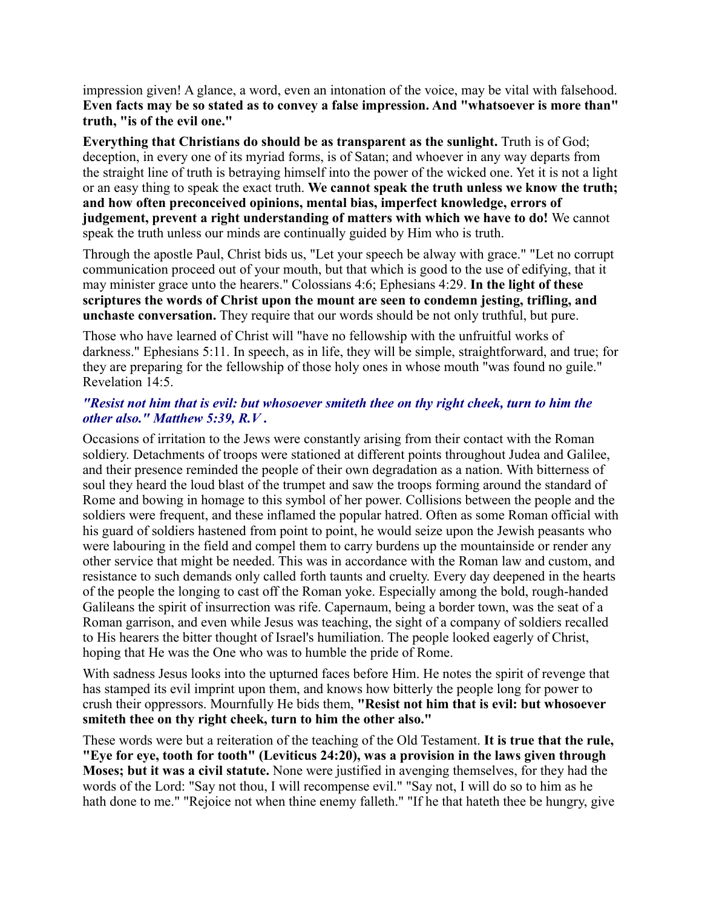impression given! A glance, a word, even an intonation of the voice, may be vital with falsehood. **Even facts may be so stated as to convey a false impression. And "whatsoever is more than" truth, "is of the evil one."**

**Everything that Christians do should be as transparent as the sunlight.** Truth is of God; deception, in every one of its myriad forms, is of Satan; and whoever in any way departs from the straight line of truth is betraying himself into the power of the wicked one. Yet it is not a light or an easy thing to speak the exact truth. **We cannot speak the truth unless we know the truth; and how often preconceived opinions, mental bias, imperfect knowledge, errors of judgement, prevent a right understanding of matters with which we have to do!** We cannot speak the truth unless our minds are continually guided by Him who is truth.

Through the apostle Paul, Christ bids us, "Let your speech be alway with grace." "Let no corrupt communication proceed out of your mouth, but that which is good to the use of edifying, that it may minister grace unto the hearers." Colossians 4:6; Ephesians 4:29. **In the light of these scriptures the words of Christ upon the mount are seen to condemn jesting, trifling, and unchaste conversation.** They require that our words should be not only truthful, but pure.

Those who have learned of Christ will "have no fellowship with the unfruitful works of darkness." Ephesians 5:11. In speech, as in life, they will be simple, straightforward, and true; for they are preparing for the fellowship of those holy ones in whose mouth "was found no guile." Revelation 14:5.

### *"Resist not him that is evil: but whosoever smiteth thee on thy right cheek, turn to him the other also." Matthew 5:39, R.V .*

Occasions of irritation to the Jews were constantly arising from their contact with the Roman soldiery. Detachments of troops were stationed at different points throughout Judea and Galilee, and their presence reminded the people of their own degradation as a nation. With bitterness of soul they heard the loud blast of the trumpet and saw the troops forming around the standard of Rome and bowing in homage to this symbol of her power. Collisions between the people and the soldiers were frequent, and these inflamed the popular hatred. Often as some Roman official with his guard of soldiers hastened from point to point, he would seize upon the Jewish peasants who were labouring in the field and compel them to carry burdens up the mountainside or render any other service that might be needed. This was in accordance with the Roman law and custom, and resistance to such demands only called forth taunts and cruelty. Every day deepened in the hearts of the people the longing to cast off the Roman yoke. Especially among the bold, rough-handed Galileans the spirit of insurrection was rife. Capernaum, being a border town, was the seat of a Roman garrison, and even while Jesus was teaching, the sight of a company of soldiers recalled to His hearers the bitter thought of Israel's humiliation. The people looked eagerly of Christ, hoping that He was the One who was to humble the pride of Rome.

With sadness Jesus looks into the upturned faces before Him. He notes the spirit of revenge that has stamped its evil imprint upon them, and knows how bitterly the people long for power to crush their oppressors. Mournfully He bids them, **"Resist not him that is evil: but whosoever smiteth thee on thy right cheek, turn to him the other also."**

These words were but a reiteration of the teaching of the Old Testament. **It is true that the rule, "Eye for eye, tooth for tooth" (Leviticus 24:20), was a provision in the laws given through Moses; but it was a civil statute.** None were justified in avenging themselves, for they had the words of the Lord: "Say not thou, I will recompense evil." "Say not, I will do so to him as he hath done to me." "Rejoice not when thine enemy falleth." "If he that hateth thee be hungry, give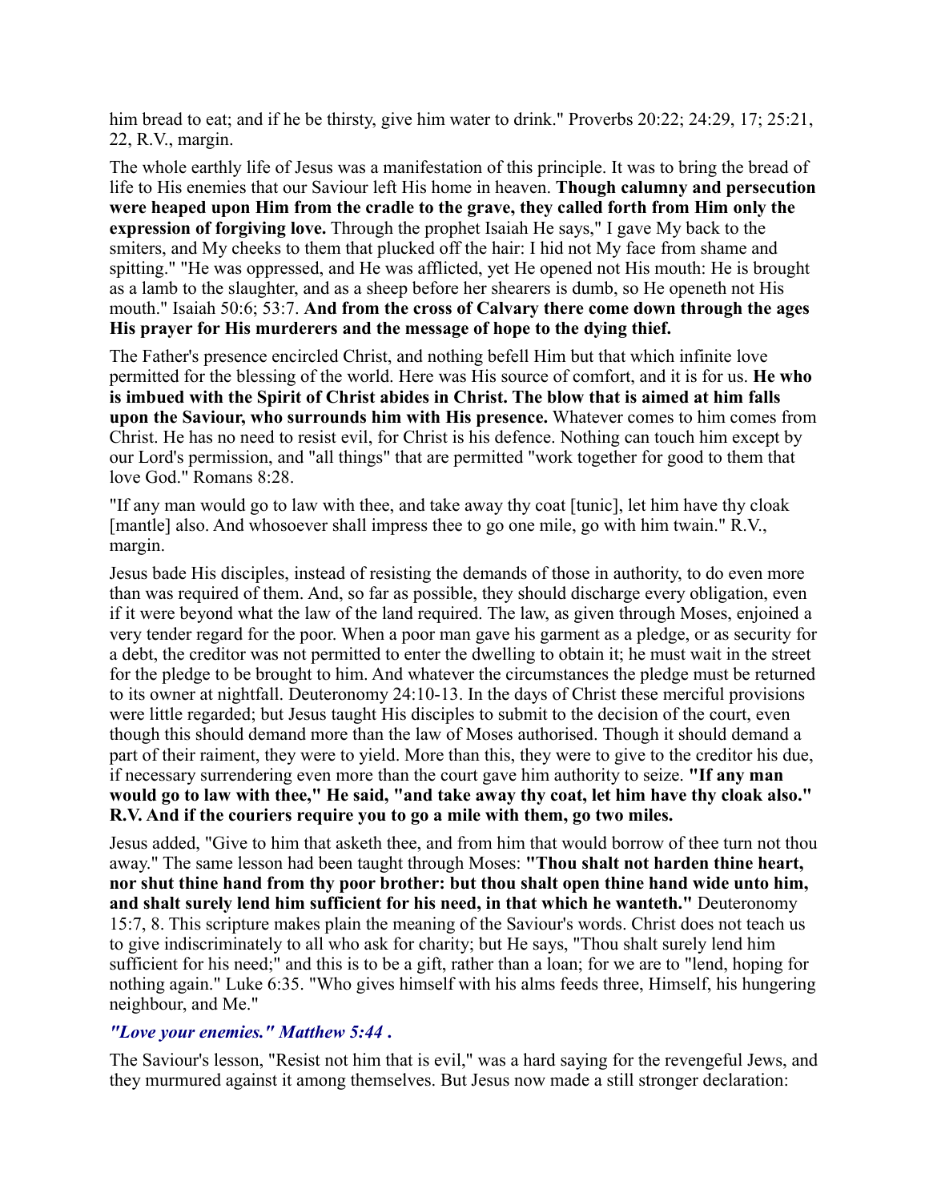him bread to eat; and if he be thirsty, give him water to drink." Proverbs 20:22; 24:29, 17; 25:21, 22, R.V., margin.

The whole earthly life of Jesus was a manifestation of this principle. It was to bring the bread of life to His enemies that our Saviour left His home in heaven. **Though calumny and persecution were heaped upon Him from the cradle to the grave, they called forth from Him only the expression of forgiving love.** Through the prophet Isaiah He says," I gave My back to the smiters, and My cheeks to them that plucked off the hair: I hid not My face from shame and spitting." "He was oppressed, and He was afflicted, yet He opened not His mouth: He is brought as a lamb to the slaughter, and as a sheep before her shearers is dumb, so He openeth not His mouth." Isaiah 50:6; 53:7. **And from the cross of Calvary there come down through the ages His prayer for His murderers and the message of hope to the dying thief.**

The Father's presence encircled Christ, and nothing befell Him but that which infinite love permitted for the blessing of the world. Here was His source of comfort, and it is for us. **He who is imbued with the Spirit of Christ abides in Christ. The blow that is aimed at him falls upon the Saviour, who surrounds him with His presence.** Whatever comes to him comes from Christ. He has no need to resist evil, for Christ is his defence. Nothing can touch him except by our Lord's permission, and "all things" that are permitted "work together for good to them that love God." Romans 8:28.

"If any man would go to law with thee, and take away thy coat [tunic], let him have thy cloak [mantle] also. And whosoever shall impress thee to go one mile, go with him twain." R.V., margin.

Jesus bade His disciples, instead of resisting the demands of those in authority, to do even more than was required of them. And, so far as possible, they should discharge every obligation, even if it were beyond what the law of the land required. The law, as given through Moses, enjoined a very tender regard for the poor. When a poor man gave his garment as a pledge, or as security for a debt, the creditor was not permitted to enter the dwelling to obtain it; he must wait in the street for the pledge to be brought to him. And whatever the circumstances the pledge must be returned to its owner at nightfall. Deuteronomy 24:10-13. In the days of Christ these merciful provisions were little regarded; but Jesus taught His disciples to submit to the decision of the court, even though this should demand more than the law of Moses authorised. Though it should demand a part of their raiment, they were to yield. More than this, they were to give to the creditor his due, if necessary surrendering even more than the court gave him authority to seize. **"If any man would go to law with thee," He said, "and take away thy coat, let him have thy cloak also." R.V. And if the couriers require you to go a mile with them, go two miles.**

Jesus added, "Give to him that asketh thee, and from him that would borrow of thee turn not thou away." The same lesson had been taught through Moses: **"Thou shalt not harden thine heart, nor shut thine hand from thy poor brother: but thou shalt open thine hand wide unto him, and shalt surely lend him sufficient for his need, in that which he wanteth."** Deuteronomy 15:7, 8. This scripture makes plain the meaning of the Saviour's words. Christ does not teach us to give indiscriminately to all who ask for charity; but He says, "Thou shalt surely lend him sufficient for his need;" and this is to be a gift, rather than a loan; for we are to "lend, hoping for nothing again." Luke 6:35. "Who gives himself with his alms feeds three, Himself, his hungering neighbour, and Me."

### *"Love your enemies." Matthew 5:44 .*

The Saviour's lesson, "Resist not him that is evil," was a hard saying for the revengeful Jews, and they murmured against it among themselves. But Jesus now made a still stronger declaration: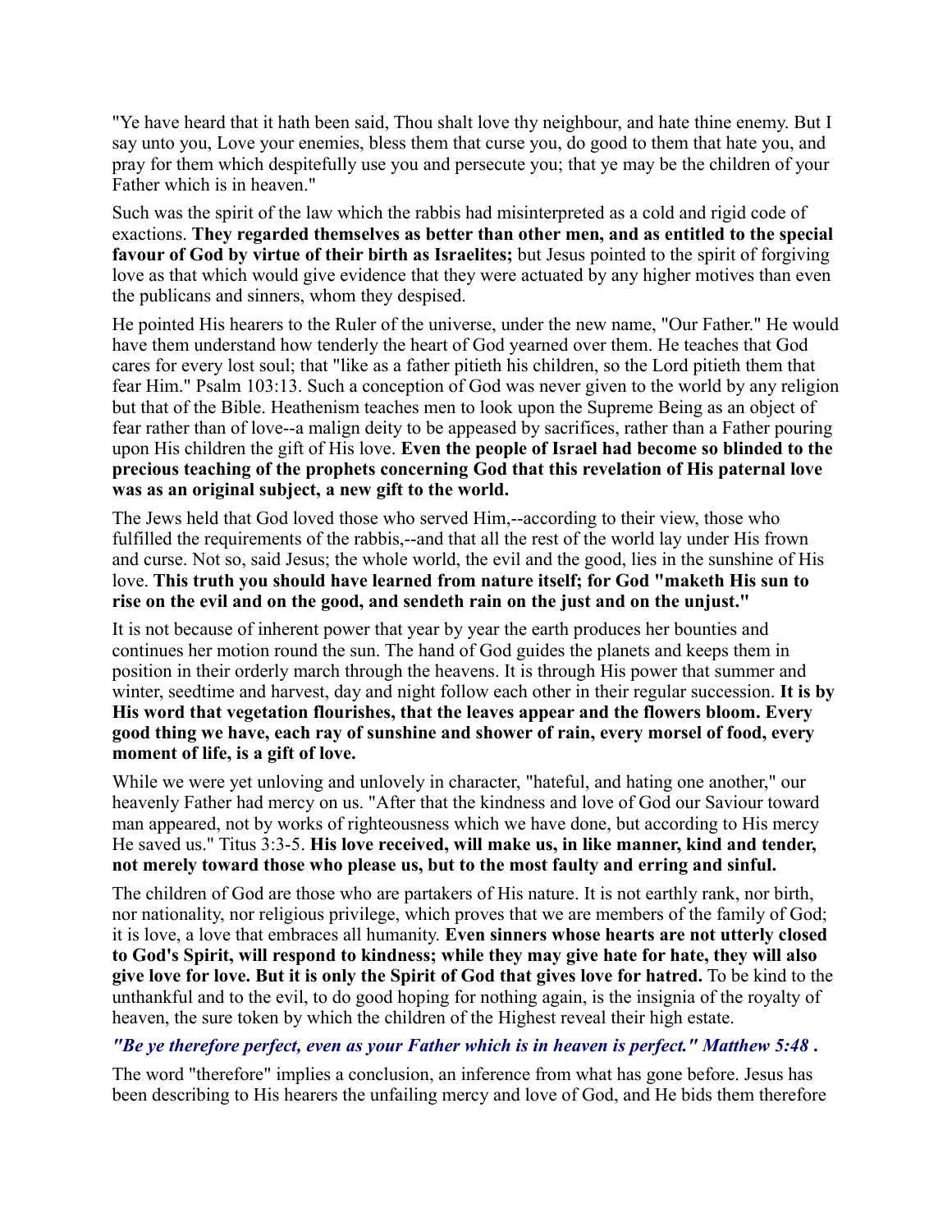"Ye have heard that it hath been said, Thou shalt love thy neighbour, and hate thine enemy. But I say unto you, Love your enemies, bless them that curse you, do good to them that hate you, and pray for them which despitefully use you and persecute you; that ye may be the children of your Father which is in heaven."

Such was the spirit of the law which the rabbis had misinterpreted as a cold and rigid code of exactions. **They regarded themselves as better than other men, and as entitled to the special favour of God by virtue of their birth as Israelites;** but Jesus pointed to the spirit of forgiving love as that which would give evidence that they were actuated by any higher motives than even the publicans and sinners, whom they despised.

He pointed His hearers to the Ruler of the universe, under the new name, "Our Father." He would have them understand how tenderly the heart of God yearned over them. He teaches that God cares for every lost soul; that "like as a father pitieth his children, so the Lord pitieth them that fear Him." Psalm 103:13. Such a conception of God was never given to the world by any religion but that of the Bible. Heathenism teaches men to look upon the Supreme Being as an object of fear rather than of love--a malign deity to be appeased by sacrifices, rather than a Father pouring upon His children the gift of His love. **Even the people of Israel had become so blinded to the precious teaching of the prophets concerning God that this revelation of His paternal love was as an original subject, a new gift to the world.**

The Jews held that God loved those who served Him,--according to their view, those who fulfilled the requirements of the rabbis,--and that all the rest of the world lay under His frown and curse. Not so, said Jesus; the whole world, the evil and the good, lies in the sunshine of His love. **This truth you should have learned from nature itself; for God "maketh His sun to rise on the evil and on the good, and sendeth rain on the just and on the unjust."**

It is not because of inherent power that year by year the earth produces her bounties and continues her motion round the sun. The hand of God guides the planets and keeps them in position in their orderly march through the heavens. It is through His power that summer and winter, seedtime and harvest, day and night follow each other in their regular succession. **It is by His word that vegetation flourishes, that the leaves appear and the flowers bloom. Every good thing we have, each ray of sunshine and shower of rain, every morsel of food, every moment of life, is a gift of love.**

While we were yet unloving and unlovely in character, "hateful, and hating one another," our heavenly Father had mercy on us. "After that the kindness and love of God our Saviour toward man appeared, not by works of righteousness which we have done, but according to His mercy He saved us." Titus 3:3-5. **His love received, will make us, in like manner, kind and tender, not merely toward those who please us, but to the most faulty and erring and sinful.**

The children of God are those who are partakers of His nature. It is not earthly rank, nor birth, nor nationality, nor religious privilege, which proves that we are members of the family of God; it is love, a love that embraces all humanity. **Even sinners whose hearts are not utterly closed to God's Spirit, will respond to kindness; while they may give hate for hate, they will also give love for love. But it is only the Spirit of God that gives love for hatred.** To be kind to the unthankful and to the evil, to do good hoping for nothing again, is the insignia of the royalty of heaven, the sure token by which the children of the Highest reveal their high estate.

***"Be ye therefore perfect, even as your Father which is in heaven is perfect." Matthew 5:48 .***

The word "therefore" implies a conclusion, an inference from what has gone before. Jesus has been describing to His hearers the unfailing mercy and love of God, and He bids them therefore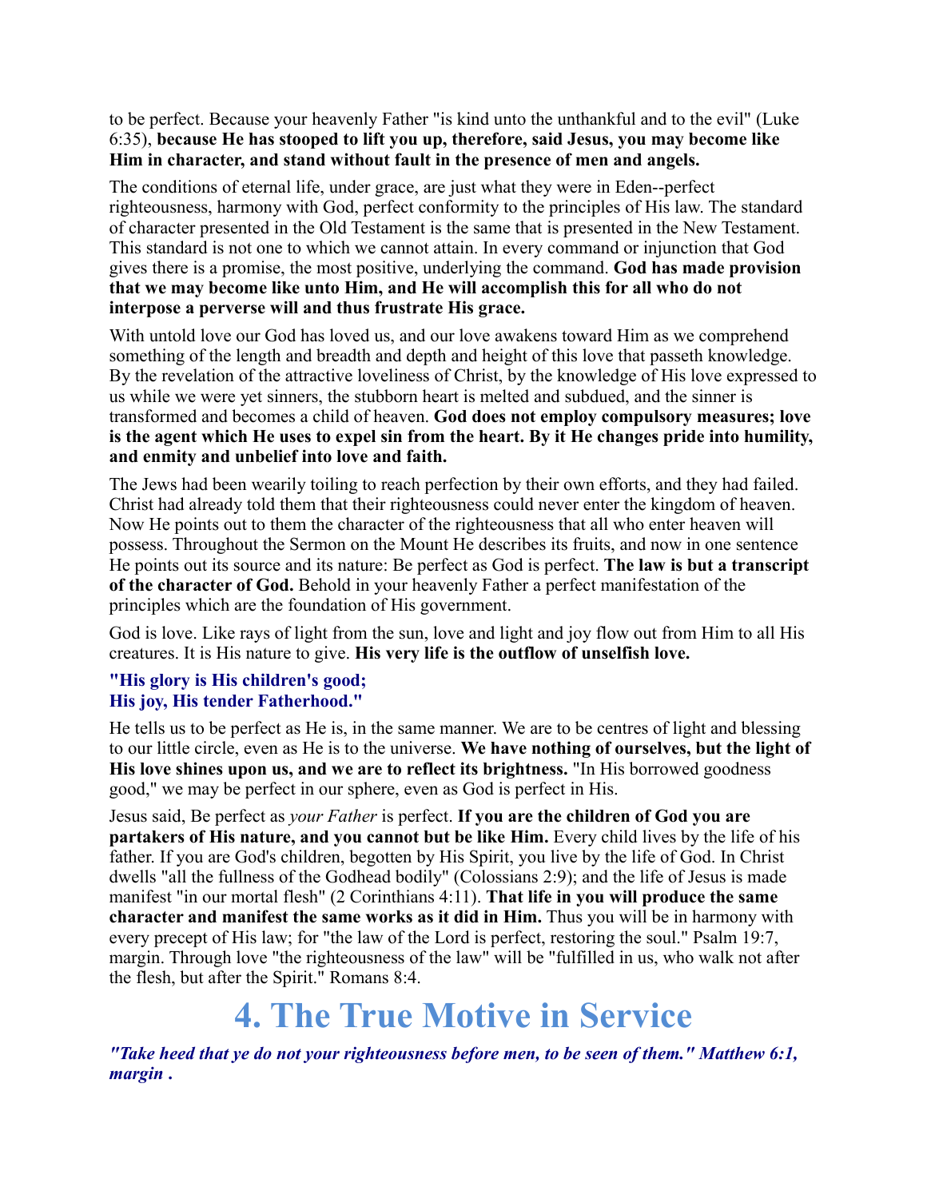to be perfect. Because your heavenly Father "is kind unto the unthankful and to the evil" (Luke 6:35), **because He has stooped to lift you up, therefore, said Jesus, you may become like Him in character, and stand without fault in the presence of men and angels.**

The conditions of eternal life, under grace, are just what they were in Eden--perfect righteousness, harmony with God, perfect conformity to the principles of His law. The standard of character presented in the Old Testament is the same that is presented in the New Testament. This standard is not one to which we cannot attain. In every command or injunction that God gives there is a promise, the most positive, underlying the command. **God has made provision that we may become like unto Him, and He will accomplish this for all who do not interpose a perverse will and thus frustrate His grace.**

With untold love our God has loved us, and our love awakens toward Him as we comprehend something of the length and breadth and depth and height of this love that passeth knowledge. By the revelation of the attractive loveliness of Christ, by the knowledge of His love expressed to us while we were yet sinners, the stubborn heart is melted and subdued, and the sinner is transformed and becomes a child of heaven. **God does not employ compulsory measures; love is the agent which He uses to expel sin from the heart. By it He changes pride into humility, and enmity and unbelief into love and faith.**

The Jews had been wearily toiling to reach perfection by their own efforts, and they had failed. Christ had already told them that their righteousness could never enter the kingdom of heaven. Now He points out to them the character of the righteousness that all who enter heaven will possess. Throughout the Sermon on the Mount He describes its fruits, and now in one sentence He points out its source and its nature: Be perfect as God is perfect. **The law is but a transcript of the character of God.** Behold in your heavenly Father a perfect manifestation of the principles which are the foundation of His government.

God is love. Like rays of light from the sun, love and light and joy flow out from Him to all His creatures. It is His nature to give. **His very life is the outflow of unselfish love.**

**"His glory is His children's good;**
**His joy, His tender Fatherhood."**

He tells us to be perfect as He is, in the same manner. We are to be centres of light and blessing to our little circle, even as He is to the universe. **We have nothing of ourselves, but the light of His love shines upon us, and we are to reflect its brightness.** "In His borrowed goodness good," we may be perfect in our sphere, even as God is perfect in His.

Jesus said, Be perfect as *your Father* is perfect. **If you are the children of God you are partakers of His nature, and you cannot but be like Him.** Every child lives by the life of his father. If you are God's children, begotten by His Spirit, you live by the life of God. In Christ dwells "all the fullness of the Godhead bodily" (Colossians 2:9); and the life of Jesus is made manifest "in our mortal flesh" (2 Corinthians 4:11). **That life in you will produce the same character and manifest the same works as it did in Him.** Thus you will be in harmony with every precept of His law; for "the law of the Lord is perfect, restoring the soul." Psalm 19:7, margin. Through love "the righteousness of the law" will be "fulfilled in us, who walk not after the flesh, but after the Spirit." Romans 8:4.

# 4. The True Motive in Service

***"Take heed that ye do not your righteousness before men, to be seen of them." Matthew 6:1, margin .***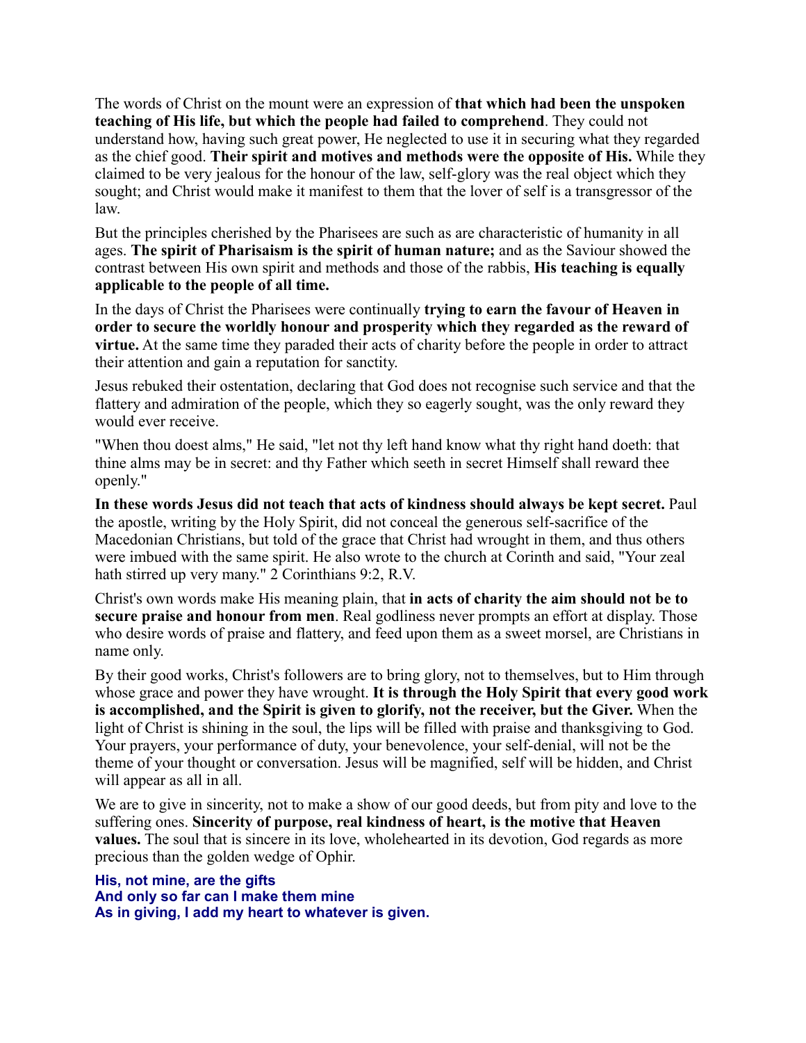The words of Christ on the mount were an expression of **that which had been the unspoken teaching of His life, but which the people had failed to comprehend**. They could not understand how, having such great power, He neglected to use it in securing what they regarded as the chief good. **Their spirit and motives and methods were the opposite of His.** While they claimed to be very jealous for the honour of the law, self-glory was the real object which they sought; and Christ would make it manifest to them that the lover of self is a transgressor of the law.

But the principles cherished by the Pharisees are such as are characteristic of humanity in all ages. **The spirit of Pharisaism is the spirit of human nature;** and as the Saviour showed the contrast between His own spirit and methods and those of the rabbis, **His teaching is equally applicable to the people of all time.**

In the days of Christ the Pharisees were continually **trying to earn the favour of Heaven in order to secure the worldly honour and prosperity which they regarded as the reward of virtue.** At the same time they paraded their acts of charity before the people in order to attract their attention and gain a reputation for sanctity.

Jesus rebuked their ostentation, declaring that God does not recognise such service and that the flattery and admiration of the people, which they so eagerly sought, was the only reward they would ever receive.

"When thou doest alms," He said, "let not thy left hand know what thy right hand doeth: that thine alms may be in secret: and thy Father which seeth in secret Himself shall reward thee openly."

**In these words Jesus did not teach that acts of kindness should always be kept secret.** Paul the apostle, writing by the Holy Spirit, did not conceal the generous self-sacrifice of the Macedonian Christians, but told of the grace that Christ had wrought in them, and thus others were imbued with the same spirit. He also wrote to the church at Corinth and said, "Your zeal hath stirred up very many." 2 Corinthians 9:2, R.V.

Christ's own words make His meaning plain, that **in acts of charity the aim should not be to secure praise and honour from men**. Real godliness never prompts an effort at display. Those who desire words of praise and flattery, and feed upon them as a sweet morsel, are Christians in name only.

By their good works, Christ's followers are to bring glory, not to themselves, but to Him through whose grace and power they have wrought. **It is through the Holy Spirit that every good work is accomplished, and the Spirit is given to glorify, not the receiver, but the Giver.** When the light of Christ is shining in the soul, the lips will be filled with praise and thanksgiving to God. Your prayers, your performance of duty, your benevolence, your self-denial, will not be the theme of your thought or conversation. Jesus will be magnified, self will be hidden, and Christ will appear as all in all.

We are to give in sincerity, not to make a show of our good deeds, but from pity and love to the suffering ones. **Sincerity of purpose, real kindness of heart, is the motive that Heaven values.** The soul that is sincere in its love, wholehearted in its devotion, God regards as more precious than the golden wedge of Ophir.

**His, not mine, are the gifts**
**And only so far can I make them mine**
**As in giving, I add my heart to whatever is given.**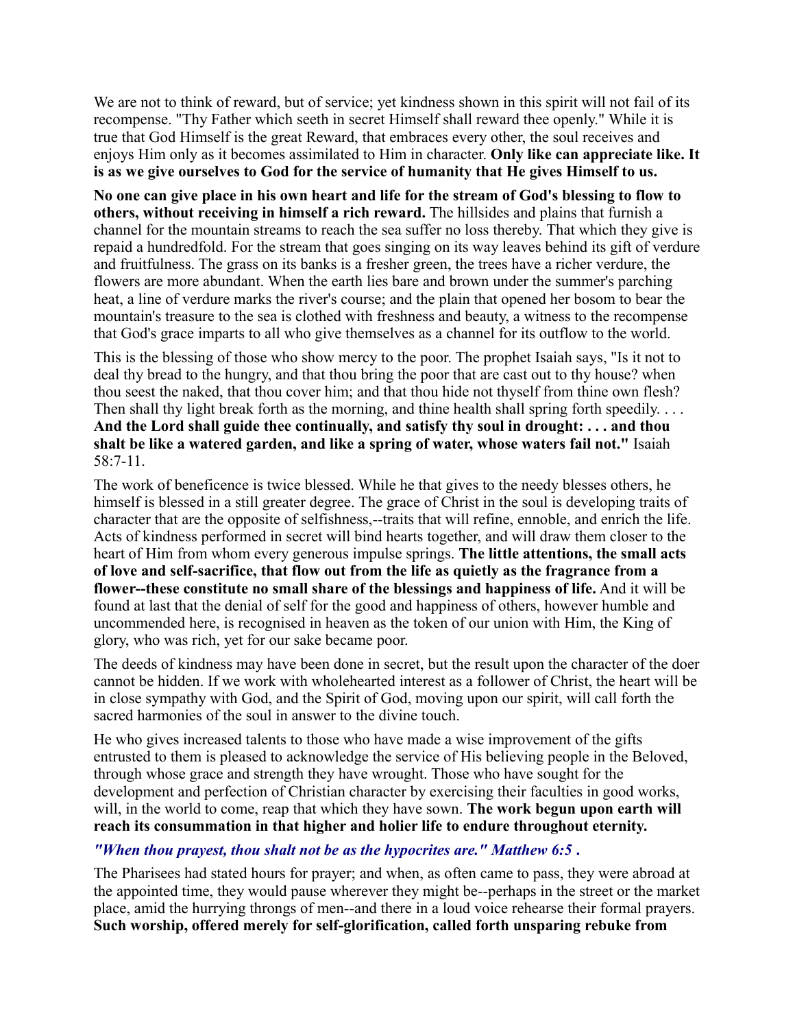We are not to think of reward, but of service; yet kindness shown in this spirit will not fail of its recompense. "Thy Father which seeth in secret Himself shall reward thee openly." While it is true that God Himself is the great Reward, that embraces every other, the soul receives and enjoys Him only as it becomes assimilated to Him in character. **Only like can appreciate like. It is as we give ourselves to God for the service of humanity that He gives Himself to us.**

**No one can give place in his own heart and life for the stream of God's blessing to flow to others, without receiving in himself a rich reward.** The hillsides and plains that furnish a channel for the mountain streams to reach the sea suffer no loss thereby. That which they give is repaid a hundredfold. For the stream that goes singing on its way leaves behind its gift of verdure and fruitfulness. The grass on its banks is a fresher green, the trees have a richer verdure, the flowers are more abundant. When the earth lies bare and brown under the summer's parching heat, a line of verdure marks the river's course; and the plain that opened her bosom to bear the mountain's treasure to the sea is clothed with freshness and beauty, a witness to the recompense that God's grace imparts to all who give themselves as a channel for its outflow to the world.

This is the blessing of those who show mercy to the poor. The prophet Isaiah says, "Is it not to deal thy bread to the hungry, and that thou bring the poor that are cast out to thy house? when thou seest the naked, that thou cover him; and that thou hide not thyself from thine own flesh? Then shall thy light break forth as the morning, and thine health shall spring forth speedily. . . . **And the Lord shall guide thee continually, and satisfy thy soul in drought: . . . and thou shalt be like a watered garden, and like a spring of water, whose waters fail not."** Isaiah 58:7-11.

The work of beneficence is twice blessed. While he that gives to the needy blesses others, he himself is blessed in a still greater degree. The grace of Christ in the soul is developing traits of character that are the opposite of selfishness,--traits that will refine, ennoble, and enrich the life. Acts of kindness performed in secret will bind hearts together, and will draw them closer to the heart of Him from whom every generous impulse springs. **The little attentions, the small acts of love and self-sacrifice, that flow out from the life as quietly as the fragrance from a flower--these constitute no small share of the blessings and happiness of life.** And it will be found at last that the denial of self for the good and happiness of others, however humble and uncommended here, is recognised in heaven as the token of our union with Him, the King of glory, who was rich, yet for our sake became poor.

The deeds of kindness may have been done in secret, but the result upon the character of the doer cannot be hidden. If we work with wholehearted interest as a follower of Christ, the heart will be in close sympathy with God, and the Spirit of God, moving upon our spirit, will call forth the sacred harmonies of the soul in answer to the divine touch.

He who gives increased talents to those who have made a wise improvement of the gifts entrusted to them is pleased to acknowledge the service of His believing people in the Beloved, through whose grace and strength they have wrought. Those who have sought for the development and perfection of Christian character by exercising their faculties in good works, will, in the world to come, reap that which they have sown. **The work begun upon earth will reach its consummation in that higher and holier life to endure throughout eternity.**

***"When thou prayest, thou shalt not be as the hypocrites are." Matthew 6:5 .***

The Pharisees had stated hours for prayer; and when, as often came to pass, they were abroad at the appointed time, they would pause wherever they might be--perhaps in the street or the market place, amid the hurrying throngs of men--and there in a loud voice rehearse their formal prayers. **Such worship, offered merely for self-glorification, called forth unsparing rebuke from**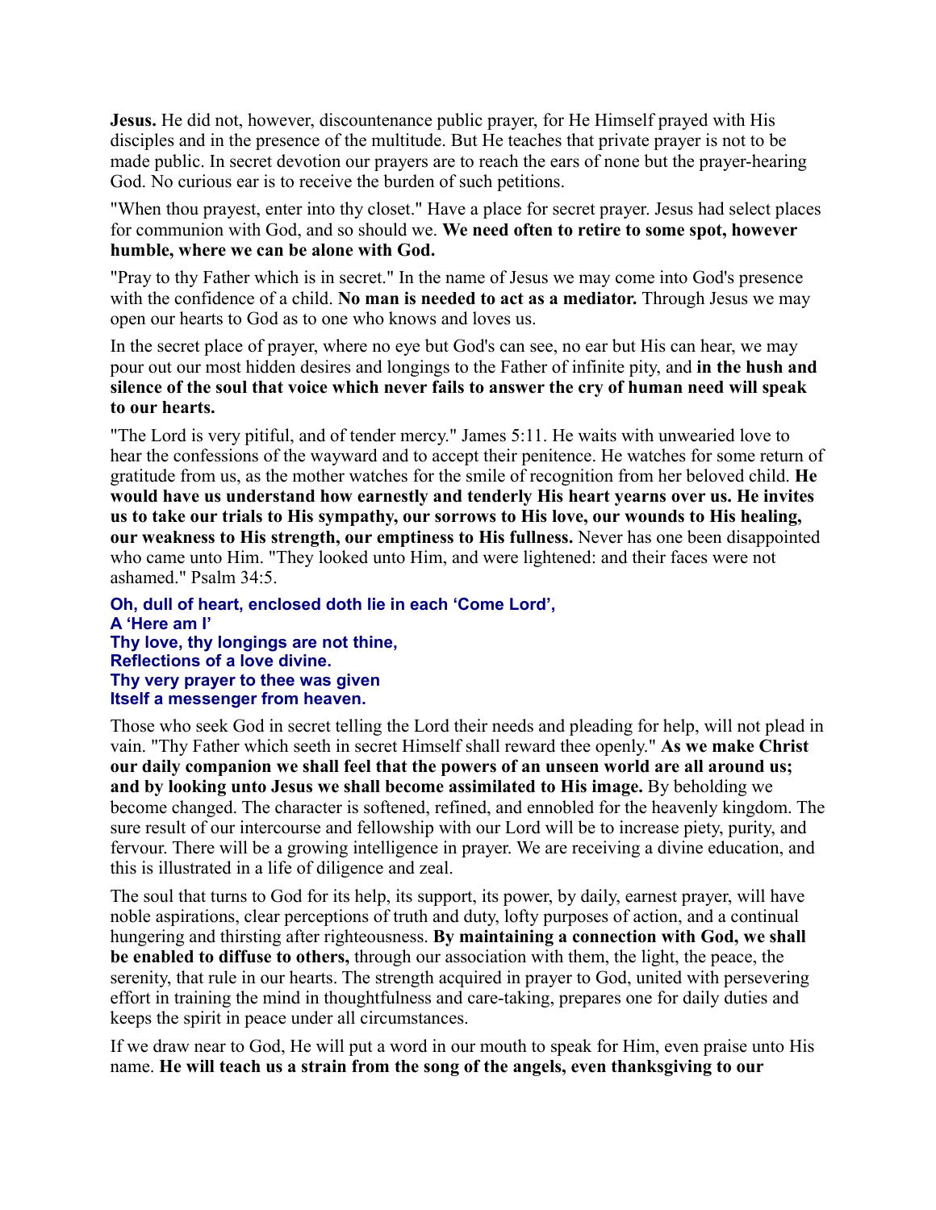**Jesus.** He did not, however, discountenance public prayer, for He Himself prayed with His disciples and in the presence of the multitude. But He teaches that private prayer is not to be made public. In secret devotion our prayers are to reach the ears of none but the prayer-hearing God. No curious ear is to receive the burden of such petitions.

"When thou prayest, enter into thy closet." Have a place for secret prayer. Jesus had select places for communion with God, and so should we. **We need often to retire to some spot, however humble, where we can be alone with God.**

"Pray to thy Father which is in secret." In the name of Jesus we may come into God's presence with the confidence of a child. **No man is needed to act as a mediator.** Through Jesus we may open our hearts to God as to one who knows and loves us.

In the secret place of prayer, where no eye but God's can see, no ear but His can hear, we may pour out our most hidden desires and longings to the Father of infinite pity, and **in the hush and silence of the soul that voice which never fails to answer the cry of human need will speak to our hearts.**

"The Lord is very pitiful, and of tender mercy." James 5:11. He waits with unwearied love to hear the confessions of the wayward and to accept their penitence. He watches for some return of gratitude from us, as the mother watches for the smile of recognition from her beloved child. **He would have us understand how earnestly and tenderly His heart yearns over us. He invites us to take our trials to His sympathy, our sorrows to His love, our wounds to His healing, our weakness to His strength, our emptiness to His fullness.** Never has one been disappointed who came unto Him. "They looked unto Him, and were lightened: and their faces were not ashamed." Psalm 34:5.

**Oh, dull of heart, enclosed doth lie in each 'Come Lord',**
**A 'Here am I'**
**Thy love, thy longings are not thine,**
**Reflections of a love divine.**
**Thy very prayer to thee was given**
**Itself a messenger from heaven.**

Those who seek God in secret telling the Lord their needs and pleading for help, will not plead in vain. "Thy Father which seeth in secret Himself shall reward thee openly." **As we make Christ our daily companion we shall feel that the powers of an unseen world are all around us; and by looking unto Jesus we shall become assimilated to His image.** By beholding we become changed. The character is softened, refined, and ennobled for the heavenly kingdom. The sure result of our intercourse and fellowship with our Lord will be to increase piety, purity, and fervour. There will be a growing intelligence in prayer. We are receiving a divine education, and this is illustrated in a life of diligence and zeal.

The soul that turns to God for its help, its support, its power, by daily, earnest prayer, will have noble aspirations, clear perceptions of truth and duty, lofty purposes of action, and a continual hungering and thirsting after righteousness. **By maintaining a connection with God, we shall be enabled to diffuse to others,** through our association with them, the light, the peace, the serenity, that rule in our hearts. The strength acquired in prayer to God, united with persevering effort in training the mind in thoughtfulness and care-taking, prepares one for daily duties and keeps the spirit in peace under all circumstances.

If we draw near to God, He will put a word in our mouth to speak for Him, even praise unto His name. **He will teach us a strain from the song of the angels, even thanksgiving to our**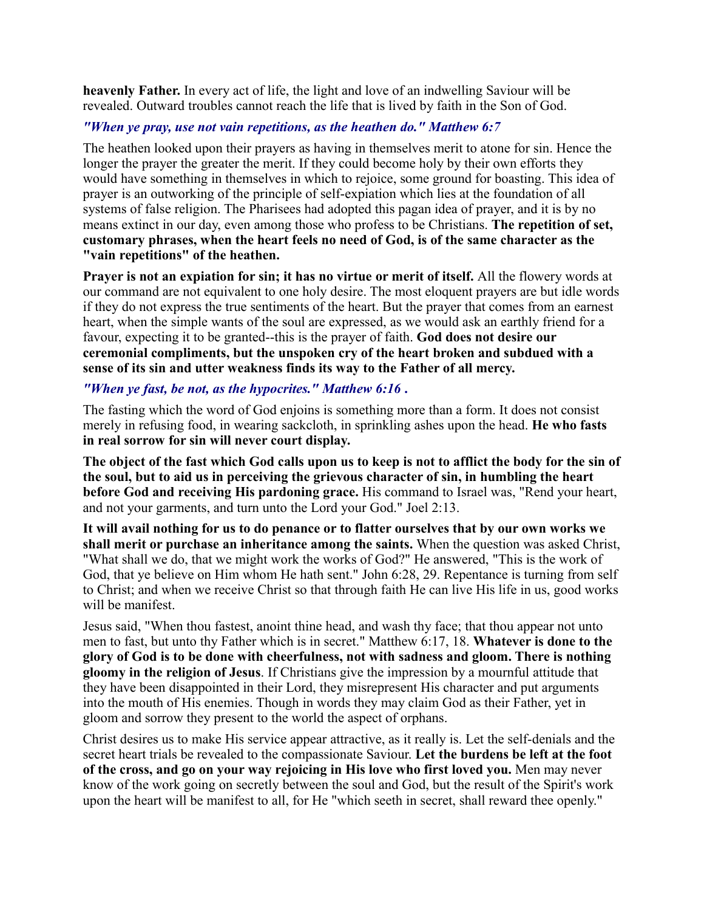**heavenly Father.** In every act of life, the light and love of an indwelling Saviour will be revealed. Outward troubles cannot reach the life that is lived by faith in the Son of God.

***"When ye pray, use not vain repetitions, as the heathen do." Matthew 6:7***

The heathen looked upon their prayers as having in themselves merit to atone for sin. Hence the longer the prayer the greater the merit. If they could become holy by their own efforts they would have something in themselves in which to rejoice, some ground for boasting. This idea of prayer is an outworking of the principle of self-expiation which lies at the foundation of all systems of false religion. The Pharisees had adopted this pagan idea of prayer, and it is by no means extinct in our day, even among those who profess to be Christians. **The repetition of set, customary phrases, when the heart feels no need of God, is of the same character as the "vain repetitions" of the heathen.**

**Prayer is not an expiation for sin; it has no virtue or merit of itself.** All the flowery words at our command are not equivalent to one holy desire. The most eloquent prayers are but idle words if they do not express the true sentiments of the heart. But the prayer that comes from an earnest heart, when the simple wants of the soul are expressed, as we would ask an earthly friend for a favour, expecting it to be granted--this is the prayer of faith. **God does not desire our ceremonial compliments, but the unspoken cry of the heart broken and subdued with a sense of its sin and utter weakness finds its way to the Father of all mercy.**

***"When ye fast, be not, as the hypocrites." Matthew 6:16 .***

The fasting which the word of God enjoins is something more than a form. It does not consist merely in refusing food, in wearing sackcloth, in sprinkling ashes upon the head. **He who fasts in real sorrow for sin will never court display.**

**The object of the fast which God calls upon us to keep is not to afflict the body for the sin of the soul, but to aid us in perceiving the grievous character of sin, in humbling the heart before God and receiving His pardoning grace.** His command to Israel was, "Rend your heart, and not your garments, and turn unto the Lord your God." Joel 2:13.

**It will avail nothing for us to do penance or to flatter ourselves that by our own works we shall merit or purchase an inheritance among the saints.** When the question was asked Christ, "What shall we do, that we might work the works of God?" He answered, "This is the work of God, that ye believe on Him whom He hath sent." John 6:28, 29. Repentance is turning from self to Christ; and when we receive Christ so that through faith He can live His life in us, good works will be manifest.

Jesus said, "When thou fastest, anoint thine head, and wash thy face; that thou appear not unto men to fast, but unto thy Father which is in secret." Matthew 6:17, 18. **Whatever is done to the glory of God is to be done with cheerfulness, not with sadness and gloom. There is nothing gloomy in the religion of Jesus**. If Christians give the impression by a mournful attitude that they have been disappointed in their Lord, they misrepresent His character and put arguments into the mouth of His enemies. Though in words they may claim God as their Father, yet in gloom and sorrow they present to the world the aspect of orphans.

Christ desires us to make His service appear attractive, as it really is. Let the self-denials and the secret heart trials be revealed to the compassionate Saviour. **Let the burdens be left at the foot of the cross, and go on your way rejoicing in His love who first loved you.** Men may never know of the work going on secretly between the soul and God, but the result of the Spirit's work upon the heart will be manifest to all, for He "which seeth in secret, shall reward thee openly."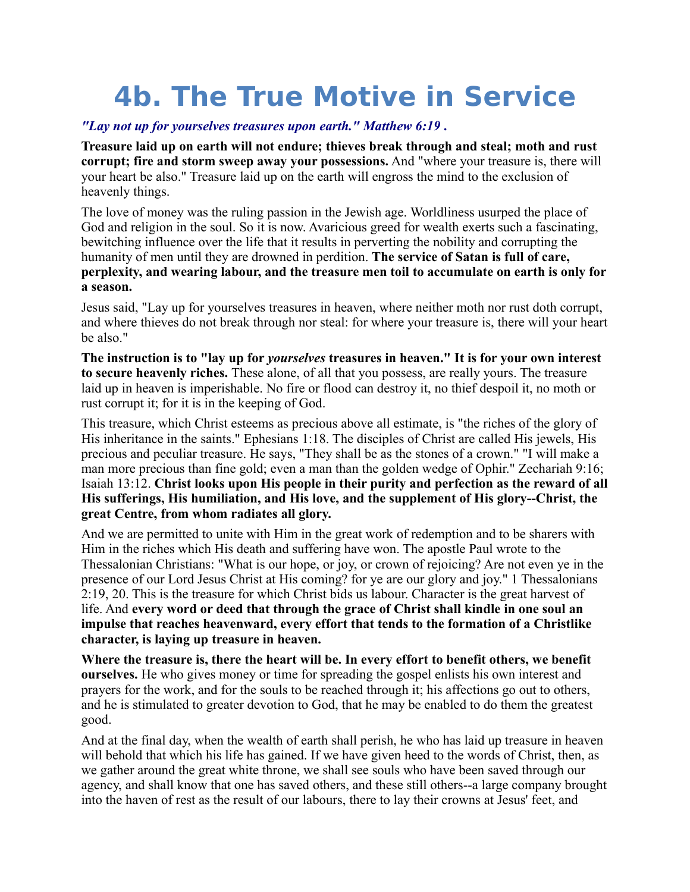# 4b. The True Motive in Service

*"Lay not up for yourselves treasures upon earth." Matthew 6:19 .*

**Treasure laid up on earth will not endure; thieves break through and steal; moth and rust corrupt; fire and storm sweep away your possessions.** And "where your treasure is, there will your heart be also." Treasure laid up on the earth will engross the mind to the exclusion of heavenly things.

The love of money was the ruling passion in the Jewish age. Worldliness usurped the place of God and religion in the soul. So it is now. Avaricious greed for wealth exerts such a fascinating, bewitching influence over the life that it results in perverting the nobility and corrupting the humanity of men until they are drowned in perdition. **The service of Satan is full of care, perplexity, and wearing labour, and the treasure men toil to accumulate on earth is only for a season.**

Jesus said, "Lay up for yourselves treasures in heaven, where neither moth nor rust doth corrupt, and where thieves do not break through nor steal: for where your treasure is, there will your heart be also."

**The instruction is to "lay up for *yourselves* treasures in heaven." It is for your own interest to secure heavenly riches.** These alone, of all that you possess, are really yours. The treasure laid up in heaven is imperishable. No fire or flood can destroy it, no thief despoil it, no moth or rust corrupt it; for it is in the keeping of God.

This treasure, which Christ esteems as precious above all estimate, is "the riches of the glory of His inheritance in the saints." Ephesians 1:18. The disciples of Christ are called His jewels, His precious and peculiar treasure. He says, "They shall be as the stones of a crown." "I will make a man more precious than fine gold; even a man than the golden wedge of Ophir." Zechariah 9:16; Isaiah 13:12. **Christ looks upon His people in their purity and perfection as the reward of all His sufferings, His humiliation, and His love, and the supplement of His glory--Christ, the great Centre, from whom radiates all glory.**

And we are permitted to unite with Him in the great work of redemption and to be sharers with Him in the riches which His death and suffering have won. The apostle Paul wrote to the Thessalonian Christians: "What is our hope, or joy, or crown of rejoicing? Are not even ye in the presence of our Lord Jesus Christ at His coming? for ye are our glory and joy." 1 Thessalonians 2:19, 20. This is the treasure for which Christ bids us labour. Character is the great harvest of life. And **every word or deed that through the grace of Christ shall kindle in one soul an impulse that reaches heavenward, every effort that tends to the formation of a Christlike character, is laying up treasure in heaven.**

**Where the treasure is, there the heart will be. In every effort to benefit others, we benefit ourselves.** He who gives money or time for spreading the gospel enlists his own interest and prayers for the work, and for the souls to be reached through it; his affections go out to others, and he is stimulated to greater devotion to God, that he may be enabled to do them the greatest good.

And at the final day, when the wealth of earth shall perish, he who has laid up treasure in heaven will behold that which his life has gained. If we have given heed to the words of Christ, then, as we gather around the great white throne, we shall see souls who have been saved through our agency, and shall know that one has saved others, and these still others--a large company brought into the haven of rest as the result of our labours, there to lay their crowns at Jesus' feet, and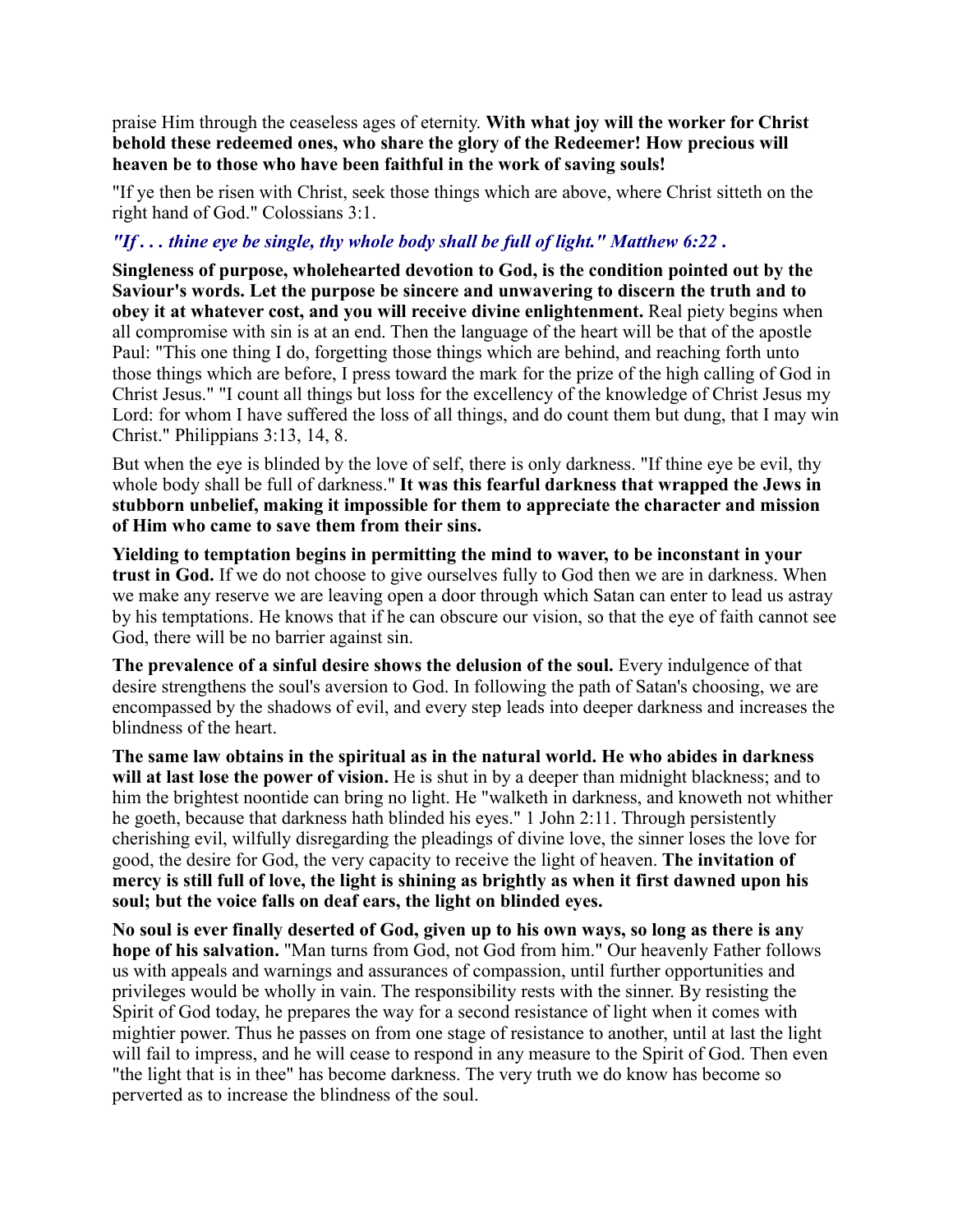praise Him through the ceaseless ages of eternity. **With what joy will the worker for Christ behold these redeemed ones, who share the glory of the Redeemer! How precious will heaven be to those who have been faithful in the work of saving souls!**

"If ye then be risen with Christ, seek those things which are above, where Christ sitteth on the right hand of God." Colossians 3:1.

***"If . . . thine eye be single, thy whole body shall be full of light." Matthew 6:22 .***

**Singleness of purpose, wholehearted devotion to God, is the condition pointed out by the Saviour's words. Let the purpose be sincere and unwavering to discern the truth and to obey it at whatever cost, and you will receive divine enlightenment.** Real piety begins when all compromise with sin is at an end. Then the language of the heart will be that of the apostle Paul: "This one thing I do, forgetting those things which are behind, and reaching forth unto those things which are before, I press toward the mark for the prize of the high calling of God in Christ Jesus." "I count all things but loss for the excellency of the knowledge of Christ Jesus my Lord: for whom I have suffered the loss of all things, and do count them but dung, that I may win Christ." Philippians 3:13, 14, 8.

But when the eye is blinded by the love of self, there is only darkness. "If thine eye be evil, thy whole body shall be full of darkness." **It was this fearful darkness that wrapped the Jews in stubborn unbelief, making it impossible for them to appreciate the character and mission of Him who came to save them from their sins.**

**Yielding to temptation begins in permitting the mind to waver, to be inconstant in your trust in God.** If we do not choose to give ourselves fully to God then we are in darkness. When we make any reserve we are leaving open a door through which Satan can enter to lead us astray by his temptations. He knows that if he can obscure our vision, so that the eye of faith cannot see God, there will be no barrier against sin.

**The prevalence of a sinful desire shows the delusion of the soul.** Every indulgence of that desire strengthens the soul's aversion to God. In following the path of Satan's choosing, we are encompassed by the shadows of evil, and every step leads into deeper darkness and increases the blindness of the heart.

**The same law obtains in the spiritual as in the natural world. He who abides in darkness will at last lose the power of vision.** He is shut in by a deeper than midnight blackness; and to him the brightest noontide can bring no light. He "walketh in darkness, and knoweth not whither he goeth, because that darkness hath blinded his eyes." 1 John 2:11. Through persistently cherishing evil, wilfully disregarding the pleadings of divine love, the sinner loses the love for good, the desire for God, the very capacity to receive the light of heaven. **The invitation of mercy is still full of love, the light is shining as brightly as when it first dawned upon his soul; but the voice falls on deaf ears, the light on blinded eyes.**

**No soul is ever finally deserted of God, given up to his own ways, so long as there is any hope of his salvation.** "Man turns from God, not God from him." Our heavenly Father follows us with appeals and warnings and assurances of compassion, until further opportunities and privileges would be wholly in vain. The responsibility rests with the sinner. By resisting the Spirit of God today, he prepares the way for a second resistance of light when it comes with mightier power. Thus he passes on from one stage of resistance to another, until at last the light will fail to impress, and he will cease to respond in any measure to the Spirit of God. Then even "the light that is in thee" has become darkness. The very truth we do know has become so perverted as to increase the blindness of the soul.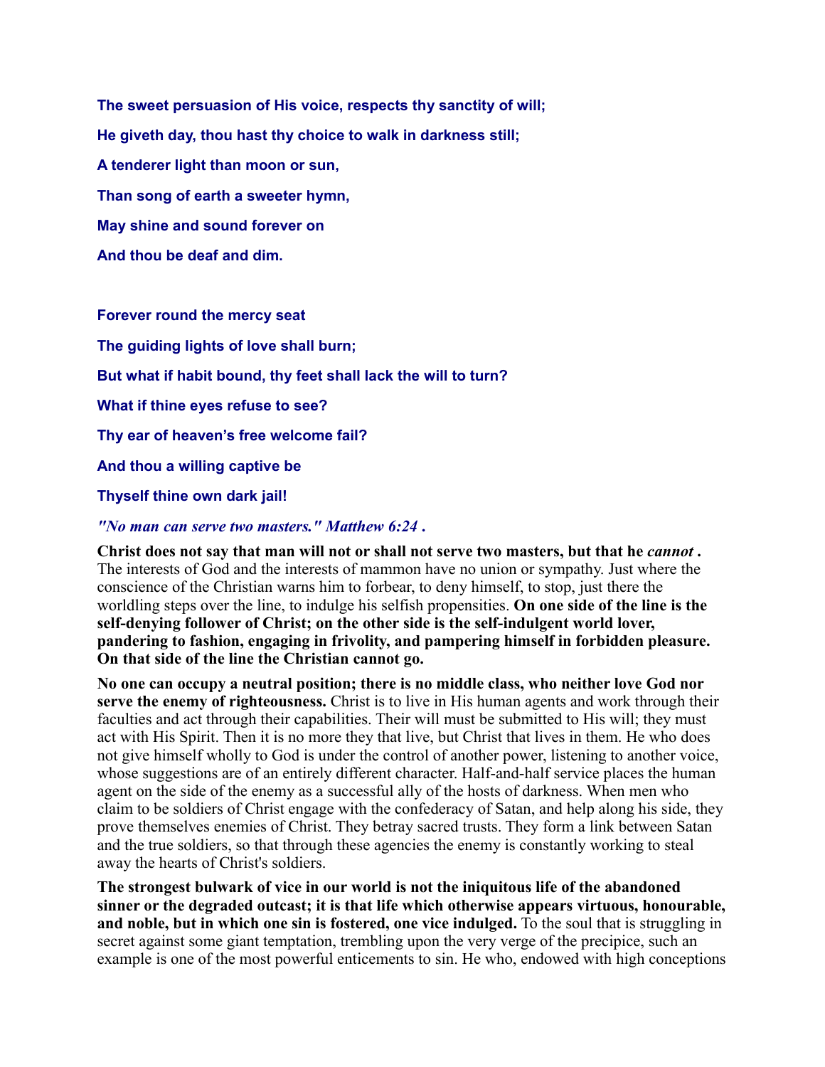**The sweet persuasion of His voice, respects thy sanctity of will;**

**He giveth day, thou hast thy choice to walk in darkness still;**

**A tenderer light than moon or sun,**

**Than song of earth a sweeter hymn,**

**May shine and sound forever on**

**And thou be deaf and dim.**

**Forever round the mercy seat**

**The guiding lights of love shall burn;**

**But what if habit bound, thy feet shall lack the will to turn?**

**What if thine eyes refuse to see?**

**Thy ear of heaven's free welcome fail?**

**And thou a willing captive be**

**Thyself thine own dark jail!**

***"No man can serve two masters." Matthew 6:24 .***

**Christ does not say that man will not or shall not serve two masters, but that he *cannot* .** The interests of God and the interests of mammon have no union or sympathy. Just where the conscience of the Christian warns him to forbear, to deny himself, to stop, just there the worldling steps over the line, to indulge his selfish propensities. **On one side of the line is the self-denying follower of Christ; on the other side is the self-indulgent world lover, pandering to fashion, engaging in frivolity, and pampering himself in forbidden pleasure. On that side of the line the Christian cannot go.**

**No one can occupy a neutral position; there is no middle class, who neither love God nor serve the enemy of righteousness.** Christ is to live in His human agents and work through their faculties and act through their capabilities. Their will must be submitted to His will; they must act with His Spirit. Then it is no more they that live, but Christ that lives in them. He who does not give himself wholly to God is under the control of another power, listening to another voice, whose suggestions are of an entirely different character. Half-and-half service places the human agent on the side of the enemy as a successful ally of the hosts of darkness. When men who claim to be soldiers of Christ engage with the confederacy of Satan, and help along his side, they prove themselves enemies of Christ. They betray sacred trusts. They form a link between Satan and the true soldiers, so that through these agencies the enemy is constantly working to steal away the hearts of Christ's soldiers.

**The strongest bulwark of vice in our world is not the iniquitous life of the abandoned sinner or the degraded outcast; it is that life which otherwise appears virtuous, honourable, and noble, but in which one sin is fostered, one vice indulged.** To the soul that is struggling in secret against some giant temptation, trembling upon the very verge of the precipice, such an example is one of the most powerful enticements to sin. He who, endowed with high conceptions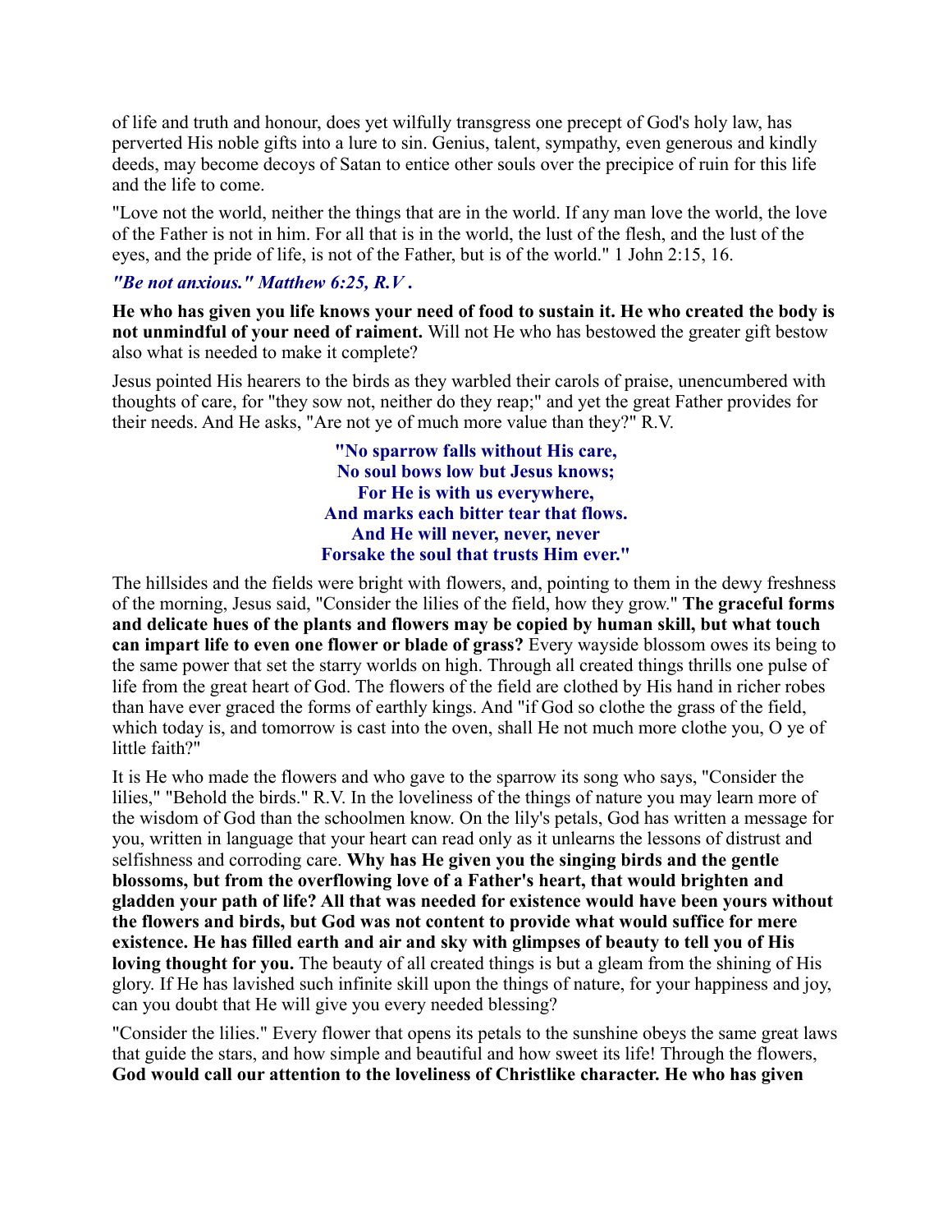of life and truth and honour, does yet wilfully transgress one precept of God's holy law, has perverted His noble gifts into a lure to sin. Genius, talent, sympathy, even generous and kindly deeds, may become decoys of Satan to entice other souls over the precipice of ruin for this life and the life to come.

"Love not the world, neither the things that are in the world. If any man love the world, the love of the Father is not in him. For all that is in the world, the lust of the flesh, and the lust of the eyes, and the pride of life, is not of the Father, but is of the world." 1 John 2:15, 16.

***"Be not anxious." Matthew 6:25, R.V .***

**He who has given you life knows your need of food to sustain it. He who created the body is not unmindful of your need of raiment.** Will not He who has bestowed the greater gift bestow also what is needed to make it complete?

Jesus pointed His hearers to the birds as they warbled their carols of praise, unencumbered with thoughts of care, for "they sow not, neither do they reap;" and yet the great Father provides for their needs. And He asks, "Are not ye of much more value than they?" R.V.

**"No sparrow falls without His care,**
**No soul bows low but Jesus knows;**
**For He is with us everywhere,**
**And marks each bitter tear that flows.**
**And He will never, never, never**
**Forsake the soul that trusts Him ever."**

The hillsides and the fields were bright with flowers, and, pointing to them in the dewy freshness of the morning, Jesus said, "Consider the lilies of the field, how they grow." **The graceful forms and delicate hues of the plants and flowers may be copied by human skill, but what touch can impart life to even one flower or blade of grass?** Every wayside blossom owes its being to the same power that set the starry worlds on high. Through all created things thrills one pulse of life from the great heart of God. The flowers of the field are clothed by His hand in richer robes than have ever graced the forms of earthly kings. And "if God so clothe the grass of the field, which today is, and tomorrow is cast into the oven, shall He not much more clothe you, O ye of little faith?"

It is He who made the flowers and who gave to the sparrow its song who says, "Consider the lilies," "Behold the birds." R.V. In the loveliness of the things of nature you may learn more of the wisdom of God than the schoolmen know. On the lily's petals, God has written a message for you, written in language that your heart can read only as it unlearns the lessons of distrust and selfishness and corroding care. **Why has He given you the singing birds and the gentle blossoms, but from the overflowing love of a Father's heart, that would brighten and gladden your path of life? All that was needed for existence would have been yours without the flowers and birds, but God was not content to provide what would suffice for mere existence. He has filled earth and air and sky with glimpses of beauty to tell you of His loving thought for you.** The beauty of all created things is but a gleam from the shining of His glory. If He has lavished such infinite skill upon the things of nature, for your happiness and joy, can you doubt that He will give you every needed blessing?

"Consider the lilies." Every flower that opens its petals to the sunshine obeys the same great laws that guide the stars, and how simple and beautiful and how sweet its life! Through the flowers, **God would call our attention to the loveliness of Christlike character. He who has given**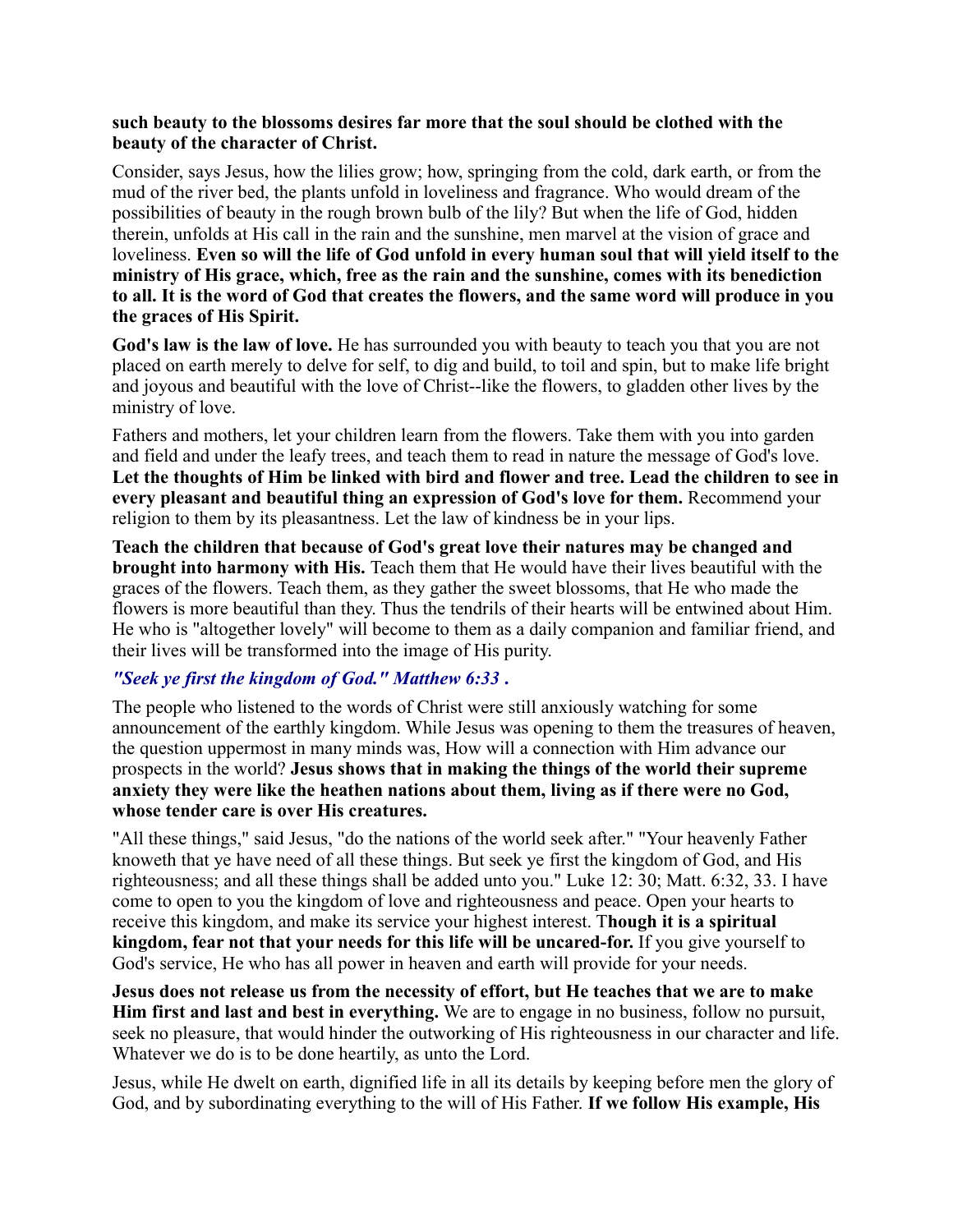**such beauty to the blossoms desires far more that the soul should be clothed with the beauty of the character of Christ.**

Consider, says Jesus, how the lilies grow; how, springing from the cold, dark earth, or from the mud of the river bed, the plants unfold in loveliness and fragrance. Who would dream of the possibilities of beauty in the rough brown bulb of the lily? But when the life of God, hidden therein, unfolds at His call in the rain and the sunshine, men marvel at the vision of grace and loveliness. **Even so will the life of God unfold in every human soul that will yield itself to the ministry of His grace, which, free as the rain and the sunshine, comes with its benediction to all. It is the word of God that creates the flowers, and the same word will produce in you the graces of His Spirit.**

**God's law is the law of love.** He has surrounded you with beauty to teach you that you are not placed on earth merely to delve for self, to dig and build, to toil and spin, but to make life bright and joyous and beautiful with the love of Christ--like the flowers, to gladden other lives by the ministry of love.

Fathers and mothers, let your children learn from the flowers. Take them with you into garden and field and under the leafy trees, and teach them to read in nature the message of God's love. **Let the thoughts of Him be linked with bird and flower and tree. Lead the children to see in every pleasant and beautiful thing an expression of God's love for them.** Recommend your religion to them by its pleasantness. Let the law of kindness be in your lips.

**Teach the children that because of God's great love their natures may be changed and brought into harmony with His.** Teach them that He would have their lives beautiful with the graces of the flowers. Teach them, as they gather the sweet blossoms, that He who made the flowers is more beautiful than they. Thus the tendrils of their hearts will be entwined about Him. He who is "altogether lovely" will become to them as a daily companion and familiar friend, and their lives will be transformed into the image of His purity.

### *"Seek ye first the kingdom of God." Matthew 6:33 .*

The people who listened to the words of Christ were still anxiously watching for some announcement of the earthly kingdom. While Jesus was opening to them the treasures of heaven, the question uppermost in many minds was, How will a connection with Him advance our prospects in the world? **Jesus shows that in making the things of the world their supreme anxiety they were like the heathen nations about them, living as if there were no God, whose tender care is over His creatures.**

"All these things," said Jesus, "do the nations of the world seek after." "Your heavenly Father knoweth that ye have need of all these things. But seek ye first the kingdom of God, and His righteousness; and all these things shall be added unto you." Luke 12: 30; Matt. 6:32, 33. I have come to open to you the kingdom of love and righteousness and peace. Open your hearts to receive this kingdom, and make its service your highest interest. T**hough it is a spiritual kingdom, fear not that your needs for this life will be uncared-for.** If you give yourself to God's service, He who has all power in heaven and earth will provide for your needs.

**Jesus does not release us from the necessity of effort, but He teaches that we are to make Him first and last and best in everything.** We are to engage in no business, follow no pursuit, seek no pleasure, that would hinder the outworking of His righteousness in our character and life. Whatever we do is to be done heartily, as unto the Lord.

Jesus, while He dwelt on earth, dignified life in all its details by keeping before men the glory of God, and by subordinating everything to the will of His Father. **If we follow His example, His**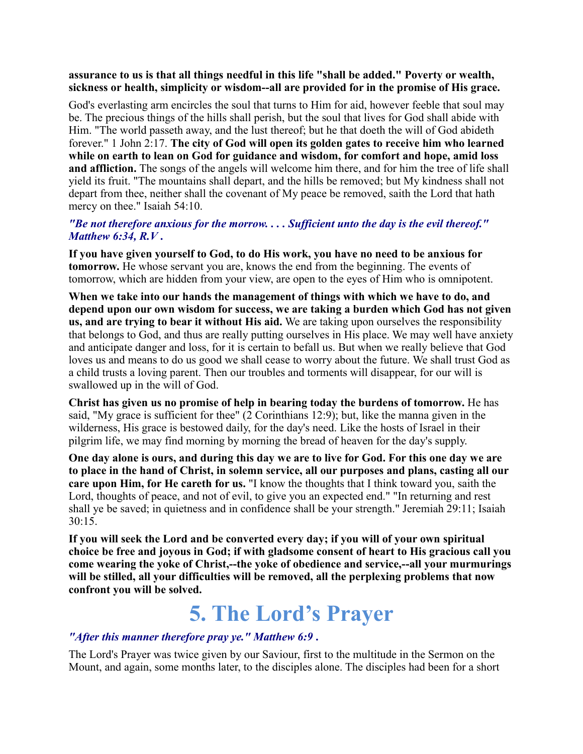**assurance to us is that all things needful in this life "shall be added." Poverty or wealth, sickness or health, simplicity or wisdom--all are provided for in the promise of His grace.**

God's everlasting arm encircles the soul that turns to Him for aid, however feeble that soul may be. The precious things of the hills shall perish, but the soul that lives for God shall abide with Him. "The world passeth away, and the lust thereof; but he that doeth the will of God abideth forever." 1 John 2:17. **The city of God will open its golden gates to receive him who learned while on earth to lean on God for guidance and wisdom, for comfort and hope, amid loss and affliction.** The songs of the angels will welcome him there, and for him the tree of life shall yield its fruit. "The mountains shall depart, and the hills be removed; but My kindness shall not depart from thee, neither shall the covenant of My peace be removed, saith the Lord that hath mercy on thee." Isaiah 54:10.

***"Be not therefore anxious for the morrow. . . . Sufficient unto the day is the evil thereof." Matthew 6:34, R.V .***

**If you have given yourself to God, to do His work, you have no need to be anxious for tomorrow.** He whose servant you are, knows the end from the beginning. The events of tomorrow, which are hidden from your view, are open to the eyes of Him who is omnipotent.

**When we take into our hands the management of things with which we have to do, and depend upon our own wisdom for success, we are taking a burden which God has not given us, and are trying to bear it without His aid.** We are taking upon ourselves the responsibility that belongs to God, and thus are really putting ourselves in His place. We may well have anxiety and anticipate danger and loss, for it is certain to befall us. But when we really believe that God loves us and means to do us good we shall cease to worry about the future. We shall trust God as a child trusts a loving parent. Then our troubles and torments will disappear, for our will is swallowed up in the will of God.

**Christ has given us no promise of help in bearing today the burdens of tomorrow.** He has said, "My grace is sufficient for thee" (2 Corinthians 12:9); but, like the manna given in the wilderness, His grace is bestowed daily, for the day's need. Like the hosts of Israel in their pilgrim life, we may find morning by morning the bread of heaven for the day's supply.

**One day alone is ours, and during this day we are to live for God. For this one day we are to place in the hand of Christ, in solemn service, all our purposes and plans, casting all our care upon Him, for He careth for us.** "I know the thoughts that I think toward you, saith the Lord, thoughts of peace, and not of evil, to give you an expected end." "In returning and rest shall ye be saved; in quietness and in confidence shall be your strength." Jeremiah 29:11; Isaiah 30:15.

**If you will seek the Lord and be converted every day; if you will of your own spiritual choice be free and joyous in God; if with gladsome consent of heart to His gracious call you come wearing the yoke of Christ,--the yoke of obedience and service,--all your murmurings will be stilled, all your difficulties will be removed, all the perplexing problems that now confront you will be solved.**

# 5. The Lord's Prayer

***"After this manner therefore pray ye." Matthew 6:9 .***

The Lord's Prayer was twice given by our Saviour, first to the multitude in the Sermon on the Mount, and again, some months later, to the disciples alone. The disciples had been for a short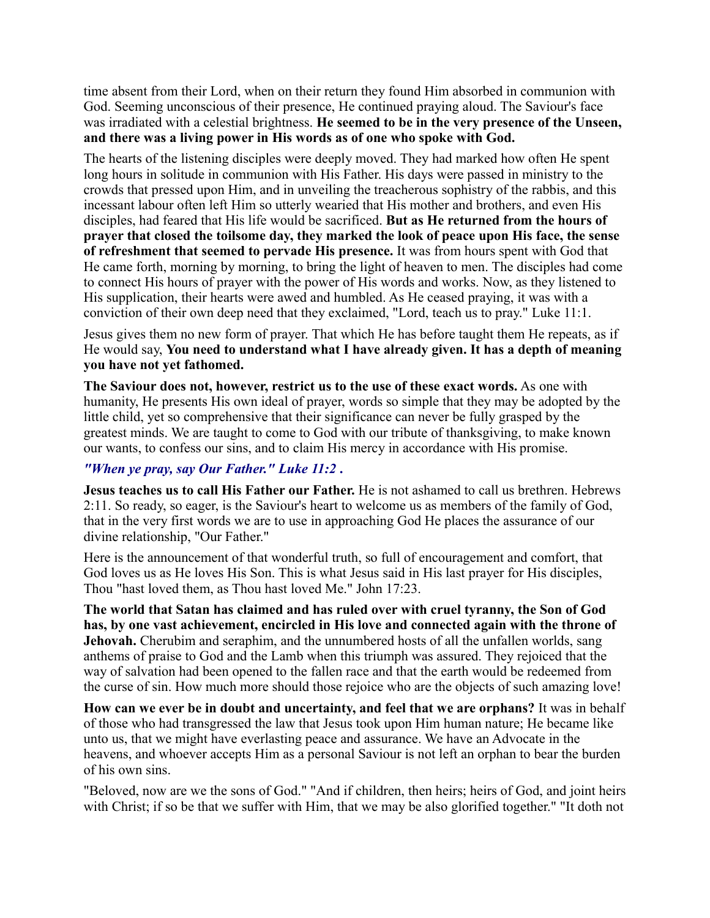time absent from their Lord, when on their return they found Him absorbed in communion with God. Seeming unconscious of their presence, He continued praying aloud. The Saviour's face was irradiated with a celestial brightness. **He seemed to be in the very presence of the Unseen, and there was a living power in His words as of one who spoke with God.**

The hearts of the listening disciples were deeply moved. They had marked how often He spent long hours in solitude in communion with His Father. His days were passed in ministry to the crowds that pressed upon Him, and in unveiling the treacherous sophistry of the rabbis, and this incessant labour often left Him so utterly wearied that His mother and brothers, and even His disciples, had feared that His life would be sacrificed. **But as He returned from the hours of prayer that closed the toilsome day, they marked the look of peace upon His face, the sense of refreshment that seemed to pervade His presence.** It was from hours spent with God that He came forth, morning by morning, to bring the light of heaven to men. The disciples had come to connect His hours of prayer with the power of His words and works. Now, as they listened to His supplication, their hearts were awed and humbled. As He ceased praying, it was with a conviction of their own deep need that they exclaimed, "Lord, teach us to pray." Luke 11:1.

Jesus gives them no new form of prayer. That which He has before taught them He repeats, as if He would say, **You need to understand what I have already given. It has a depth of meaning you have not yet fathomed.**

**The Saviour does not, however, restrict us to the use of these exact words.** As one with humanity, He presents His own ideal of prayer, words so simple that they may be adopted by the little child, yet so comprehensive that their significance can never be fully grasped by the greatest minds. We are taught to come to God with our tribute of thanksgiving, to make known our wants, to confess our sins, and to claim His mercy in accordance with His promise.

***"When ye pray, say Our Father." Luke 11:2 .***

**Jesus teaches us to call His Father our Father.** He is not ashamed to call us brethren. Hebrews 2:11. So ready, so eager, is the Saviour's heart to welcome us as members of the family of God, that in the very first words we are to use in approaching God He places the assurance of our divine relationship, "Our Father."

Here is the announcement of that wonderful truth, so full of encouragement and comfort, that God loves us as He loves His Son. This is what Jesus said in His last prayer for His disciples, Thou "hast loved them, as Thou hast loved Me." John 17:23.

**The world that Satan has claimed and has ruled over with cruel tyranny, the Son of God has, by one vast achievement, encircled in His love and connected again with the throne of Jehovah.** Cherubim and seraphim, and the unnumbered hosts of all the unfallen worlds, sang anthems of praise to God and the Lamb when this triumph was assured. They rejoiced that the way of salvation had been opened to the fallen race and that the earth would be redeemed from the curse of sin. How much more should those rejoice who are the objects of such amazing love!

**How can we ever be in doubt and uncertainty, and feel that we are orphans?** It was in behalf of those who had transgressed the law that Jesus took upon Him human nature; He became like unto us, that we might have everlasting peace and assurance. We have an Advocate in the heavens, and whoever accepts Him as a personal Saviour is not left an orphan to bear the burden of his own sins.

"Beloved, now are we the sons of God." "And if children, then heirs; heirs of God, and joint heirs with Christ; if so be that we suffer with Him, that we may be also glorified together." "It doth not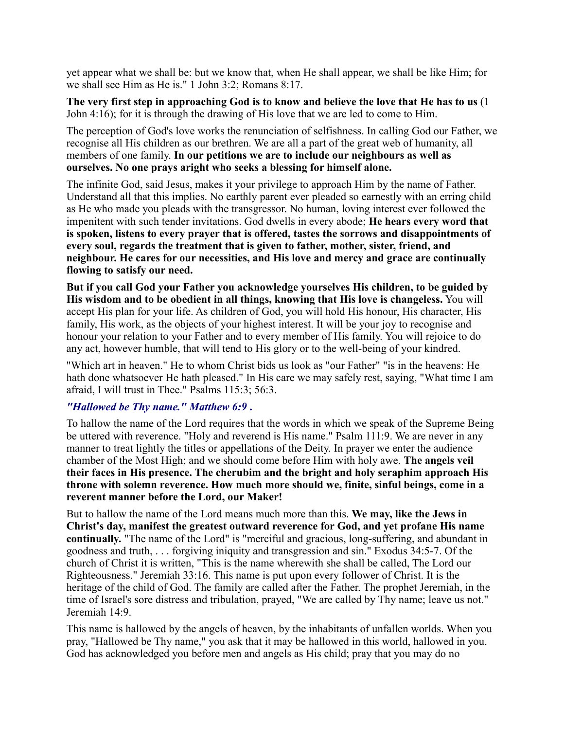yet appear what we shall be: but we know that, when He shall appear, we shall be like Him; for we shall see Him as He is." 1 John 3:2; Romans 8:17.

**The very first step in approaching God is to know and believe the love that He has to us** (1 John 4:16); for it is through the drawing of His love that we are led to come to Him.

The perception of God's love works the renunciation of selfishness. In calling God our Father, we recognise all His children as our brethren. We are all a part of the great web of humanity, all members of one family. **In our petitions we are to include our neighbours as well as ourselves. No one prays aright who seeks a blessing for himself alone.**

The infinite God, said Jesus, makes it your privilege to approach Him by the name of Father. Understand all that this implies. No earthly parent ever pleaded so earnestly with an erring child as He who made you pleads with the transgressor. No human, loving interest ever followed the impenitent with such tender invitations. God dwells in every abode; **He hears every word that is spoken, listens to every prayer that is offered, tastes the sorrows and disappointments of every soul, regards the treatment that is given to father, mother, sister, friend, and neighbour. He cares for our necessities, and His love and mercy and grace are continually flowing to satisfy our need.**

**But if you call God your Father you acknowledge yourselves His children, to be guided by His wisdom and to be obedient in all things, knowing that His love is changeless.** You will accept His plan for your life. As children of God, you will hold His honour, His character, His family, His work, as the objects of your highest interest. It will be your joy to recognise and honour your relation to your Father and to every member of His family. You will rejoice to do any act, however humble, that will tend to His glory or to the well-being of your kindred.

"Which art in heaven." He to whom Christ bids us look as "our Father" "is in the heavens: He hath done whatsoever He hath pleased." In His care we may safely rest, saying, "What time I am afraid, I will trust in Thee." Psalms 115:3; 56:3.

### *"Hallowed be Thy name." Matthew 6:9 .*

To hallow the name of the Lord requires that the words in which we speak of the Supreme Being be uttered with reverence. "Holy and reverend is His name." Psalm 111:9. We are never in any manner to treat lightly the titles or appellations of the Deity. In prayer we enter the audience chamber of the Most High; and we should come before Him with holy awe. **The angels veil their faces in His presence. The cherubim and the bright and holy seraphim approach His throne with solemn reverence. How much more should we, finite, sinful beings, come in a reverent manner before the Lord, our Maker!**

But to hallow the name of the Lord means much more than this. **We may, like the Jews in Christ's day, manifest the greatest outward reverence for God, and yet profane His name continually.** "The name of the Lord" is "merciful and gracious, long-suffering, and abundant in goodness and truth, . . . forgiving iniquity and transgression and sin." Exodus 34:5-7. Of the church of Christ it is written, "This is the name wherewith she shall be called, The Lord our Righteousness." Jeremiah 33:16. This name is put upon every follower of Christ. It is the heritage of the child of God. The family are called after the Father. The prophet Jeremiah, in the time of Israel's sore distress and tribulation, prayed, "We are called by Thy name; leave us not." Jeremiah 14:9.

This name is hallowed by the angels of heaven, by the inhabitants of unfallen worlds. When you pray, "Hallowed be Thy name," you ask that it may be hallowed in this world, hallowed in you. God has acknowledged you before men and angels as His child; pray that you may do no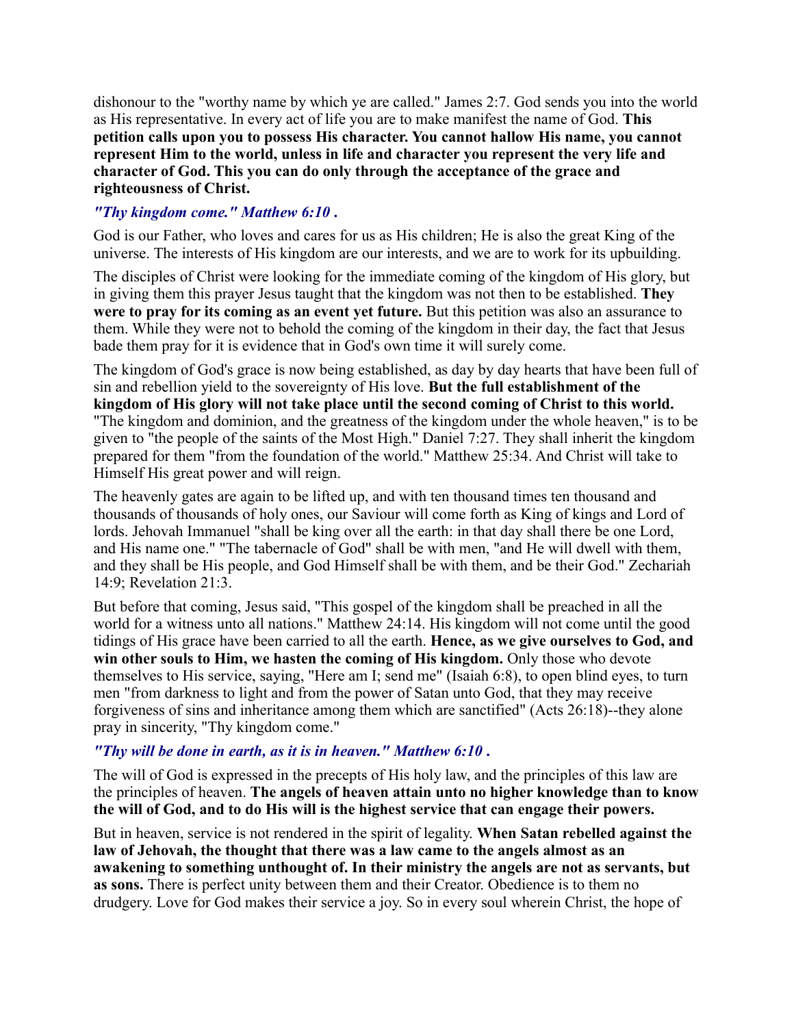dishonour to the "worthy name by which ye are called." James 2:7. God sends you into the world as His representative. In every act of life you are to make manifest the name of God. **This petition calls upon you to possess His character. You cannot hallow His name, you cannot represent Him to the world, unless in life and character you represent the very life and character of God. This you can do only through the acceptance of the grace and righteousness of Christ.**

### *"Thy kingdom come." Matthew 6:10 .*

God is our Father, who loves and cares for us as His children; He is also the great King of the universe. The interests of His kingdom are our interests, and we are to work for its upbuilding.

The disciples of Christ were looking for the immediate coming of the kingdom of His glory, but in giving them this prayer Jesus taught that the kingdom was not then to be established. **They were to pray for its coming as an event yet future.** But this petition was also an assurance to them. While they were not to behold the coming of the kingdom in their day, the fact that Jesus bade them pray for it is evidence that in God's own time it will surely come.

The kingdom of God's grace is now being established, as day by day hearts that have been full of sin and rebellion yield to the sovereignty of His love. **But the full establishment of the kingdom of His glory will not take place until the second coming of Christ to this world.** "The kingdom and dominion, and the greatness of the kingdom under the whole heaven," is to be given to "the people of the saints of the Most High." Daniel 7:27. They shall inherit the kingdom prepared for them "from the foundation of the world." Matthew 25:34. And Christ will take to Himself His great power and will reign.

The heavenly gates are again to be lifted up, and with ten thousand times ten thousand and thousands of thousands of holy ones, our Saviour will come forth as King of kings and Lord of lords. Jehovah Immanuel "shall be king over all the earth: in that day shall there be one Lord, and His name one." "The tabernacle of God" shall be with men, "and He will dwell with them, and they shall be His people, and God Himself shall be with them, and be their God." Zechariah 14:9; Revelation 21:3.

But before that coming, Jesus said, "This gospel of the kingdom shall be preached in all the world for a witness unto all nations." Matthew 24:14. His kingdom will not come until the good tidings of His grace have been carried to all the earth. **Hence, as we give ourselves to God, and win other souls to Him, we hasten the coming of His kingdom.** Only those who devote themselves to His service, saying, "Here am I; send me" (Isaiah 6:8), to open blind eyes, to turn men "from darkness to light and from the power of Satan unto God, that they may receive forgiveness of sins and inheritance among them which are sanctified" (Acts 26:18)--they alone pray in sincerity, "Thy kingdom come."

### *"Thy will be done in earth, as it is in heaven." Matthew 6:10 .*

The will of God is expressed in the precepts of His holy law, and the principles of this law are the principles of heaven. **The angels of heaven attain unto no higher knowledge than to know the will of God, and to do His will is the highest service that can engage their powers.**

But in heaven, service is not rendered in the spirit of legality. **When Satan rebelled against the law of Jehovah, the thought that there was a law came to the angels almost as an awakening to something unthought of. In their ministry the angels are not as servants, but as sons.** There is perfect unity between them and their Creator. Obedience is to them no drudgery. Love for God makes their service a joy. So in every soul wherein Christ, the hope of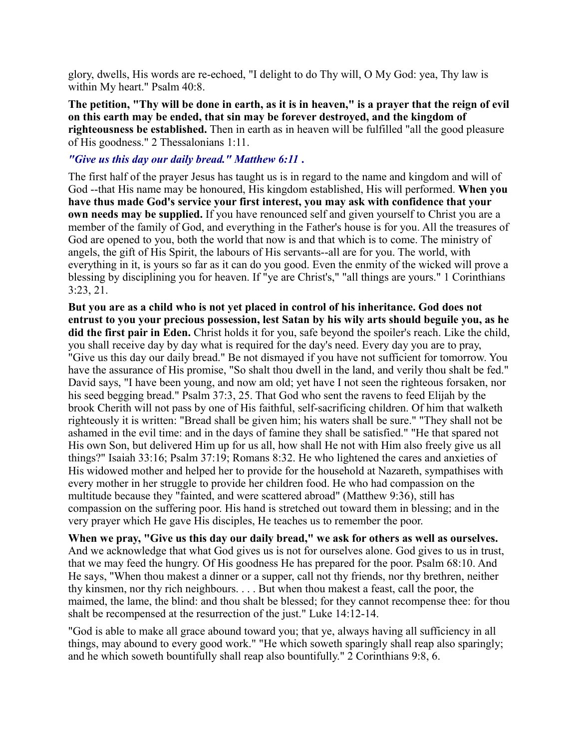glory, dwells, His words are re-echoed, "I delight to do Thy will, O My God: yea, Thy law is within My heart." Psalm 40:8.

**The petition, "Thy will be done in earth, as it is in heaven," is a prayer that the reign of evil on this earth may be ended, that sin may be forever destroyed, and the kingdom of righteousness be established.** Then in earth as in heaven will be fulfilled "all the good pleasure of His goodness." 2 Thessalonians 1:11.

***"Give us this day our daily bread." Matthew 6:11 .***

The first half of the prayer Jesus has taught us is in regard to the name and kingdom and will of God --that His name may be honoured, His kingdom established, His will performed. **When you have thus made God's service your first interest, you may ask with confidence that your own needs may be supplied.** If you have renounced self and given yourself to Christ you are a member of the family of God, and everything in the Father's house is for you. All the treasures of God are opened to you, both the world that now is and that which is to come. The ministry of angels, the gift of His Spirit, the labours of His servants--all are for you. The world, with everything in it, is yours so far as it can do you good. Even the enmity of the wicked will prove a blessing by disciplining you for heaven. If "ye are Christ's," "all things are yours." 1 Corinthians 3:23, 21.

**But you are as a child who is not yet placed in control of his inheritance. God does not entrust to you your precious possession, lest Satan by his wily arts should beguile you, as he did the first pair in Eden.** Christ holds it for you, safe beyond the spoiler's reach. Like the child, you shall receive day by day what is required for the day's need. Every day you are to pray, "Give us this day our daily bread." Be not dismayed if you have not sufficient for tomorrow. You have the assurance of His promise, "So shalt thou dwell in the land, and verily thou shalt be fed." David says, "I have been young, and now am old; yet have I not seen the righteous forsaken, nor his seed begging bread." Psalm 37:3, 25. That God who sent the ravens to feed Elijah by the brook Cherith will not pass by one of His faithful, self-sacrificing children. Of him that walketh righteously it is written: "Bread shall be given him; his waters shall be sure." "They shall not be ashamed in the evil time: and in the days of famine they shall be satisfied." "He that spared not His own Son, but delivered Him up for us all, how shall He not with Him also freely give us all things?" Isaiah 33:16; Psalm 37:19; Romans 8:32. He who lightened the cares and anxieties of His widowed mother and helped her to provide for the household at Nazareth, sympathises with every mother in her struggle to provide her children food. He who had compassion on the multitude because they "fainted, and were scattered abroad" (Matthew 9:36), still has compassion on the suffering poor. His hand is stretched out toward them in blessing; and in the very prayer which He gave His disciples, He teaches us to remember the poor.

**When we pray, "Give us this day our daily bread," we ask for others as well as ourselves.** And we acknowledge that what God gives us is not for ourselves alone. God gives to us in trust, that we may feed the hungry. Of His goodness He has prepared for the poor. Psalm 68:10. And He says, "When thou makest a dinner or a supper, call not thy friends, nor thy brethren, neither thy kinsmen, nor thy rich neighbours. . . . But when thou makest a feast, call the poor, the maimed, the lame, the blind: and thou shalt be blessed; for they cannot recompense thee: for thou shalt be recompensed at the resurrection of the just." Luke 14:12-14.

"God is able to make all grace abound toward you; that ye, always having all sufficiency in all things, may abound to every good work." "He which soweth sparingly shall reap also sparingly; and he which soweth bountifully shall reap also bountifully." 2 Corinthians 9:8, 6.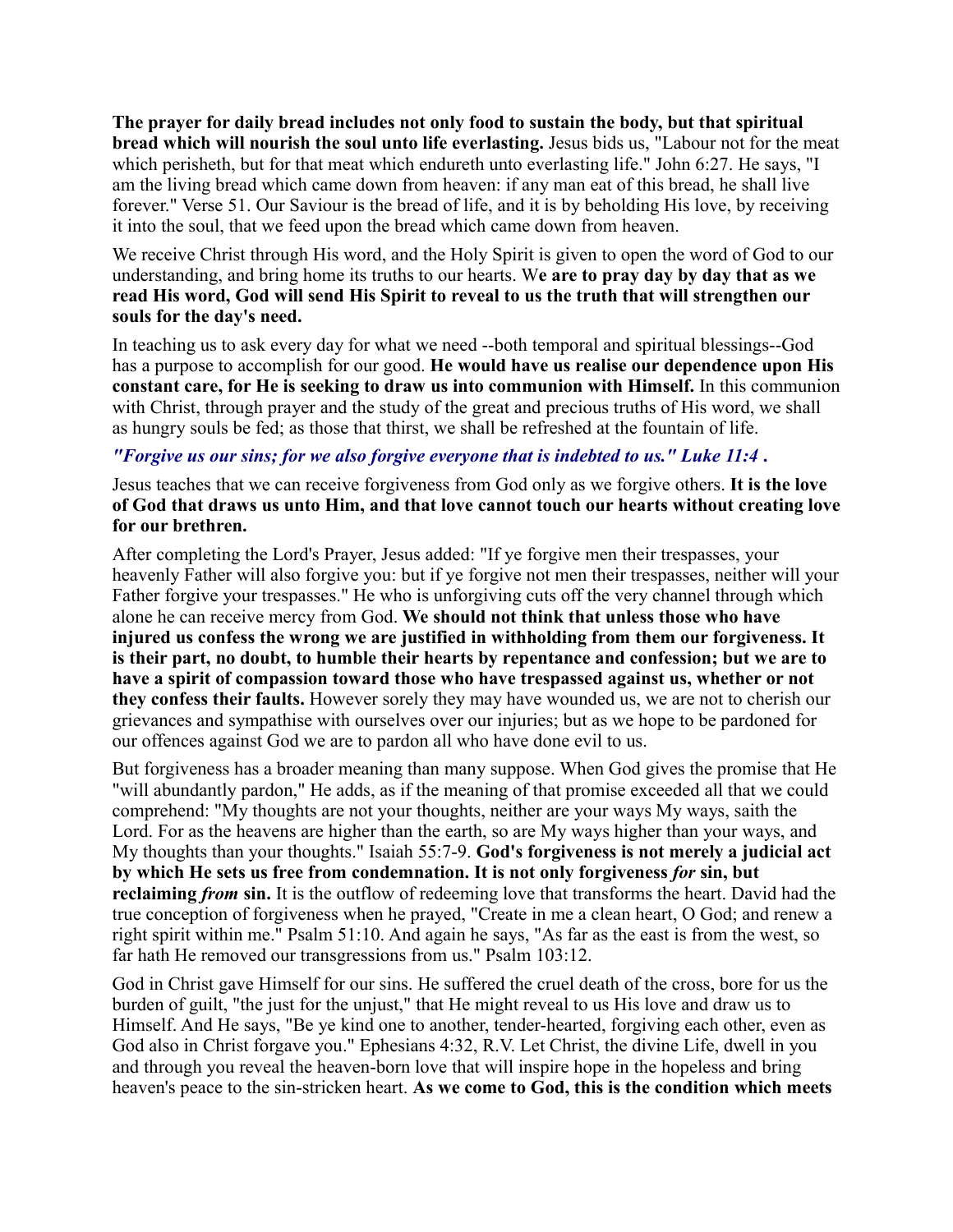**The prayer for daily bread includes not only food to sustain the body, but that spiritual bread which will nourish the soul unto life everlasting.** Jesus bids us, "Labour not for the meat which perisheth, but for that meat which endureth unto everlasting life." John 6:27. He says, "I am the living bread which came down from heaven: if any man eat of this bread, he shall live forever." Verse 51. Our Saviour is the bread of life, and it is by beholding His love, by receiving it into the soul, that we feed upon the bread which came down from heaven.

We receive Christ through His word, and the Holy Spirit is given to open the word of God to our understanding, and bring home its truths to our hearts. W**e are to pray day by day that as we read His word, God will send His Spirit to reveal to us the truth that will strengthen our souls for the day's need.**

In teaching us to ask every day for what we need --both temporal and spiritual blessings--God has a purpose to accomplish for our good. **He would have us realise our dependence upon His constant care, for He is seeking to draw us into communion with Himself.** In this communion with Christ, through prayer and the study of the great and precious truths of His word, we shall as hungry souls be fed; as those that thirst, we shall be refreshed at the fountain of life.

***"Forgive us our sins; for we also forgive everyone that is indebted to us." Luke 11:4 .***

Jesus teaches that we can receive forgiveness from God only as we forgive others. **It is the love of God that draws us unto Him, and that love cannot touch our hearts without creating love for our brethren.**

After completing the Lord's Prayer, Jesus added: "If ye forgive men their trespasses, your heavenly Father will also forgive you: but if ye forgive not men their trespasses, neither will your Father forgive your trespasses." He who is unforgiving cuts off the very channel through which alone he can receive mercy from God. **We should not think that unless those who have injured us confess the wrong we are justified in withholding from them our forgiveness. It is their part, no doubt, to humble their hearts by repentance and confession; but we are to have a spirit of compassion toward those who have trespassed against us, whether or not they confess their faults.** However sorely they may have wounded us, we are not to cherish our grievances and sympathise with ourselves over our injuries; but as we hope to be pardoned for our offences against God we are to pardon all who have done evil to us.

But forgiveness has a broader meaning than many suppose. When God gives the promise that He "will abundantly pardon," He adds, as if the meaning of that promise exceeded all that we could comprehend: "My thoughts are not your thoughts, neither are your ways My ways, saith the Lord. For as the heavens are higher than the earth, so are My ways higher than your ways, and My thoughts than your thoughts." Isaiah 55:7-9. **God's forgiveness is not merely a judicial act by which He sets us free from condemnation. It is not only forgiveness *for* sin, but reclaiming *from* sin.** It is the outflow of redeeming love that transforms the heart. David had the true conception of forgiveness when he prayed, "Create in me a clean heart, O God; and renew a right spirit within me." Psalm 51:10. And again he says, "As far as the east is from the west, so far hath He removed our transgressions from us." Psalm 103:12.

God in Christ gave Himself for our sins. He suffered the cruel death of the cross, bore for us the burden of guilt, "the just for the unjust," that He might reveal to us His love and draw us to Himself. And He says, "Be ye kind one to another, tender-hearted, forgiving each other, even as God also in Christ forgave you." Ephesians 4:32, R.V. Let Christ, the divine Life, dwell in you and through you reveal the heaven-born love that will inspire hope in the hopeless and bring heaven's peace to the sin-stricken heart. **As we come to God, this is the condition which meets**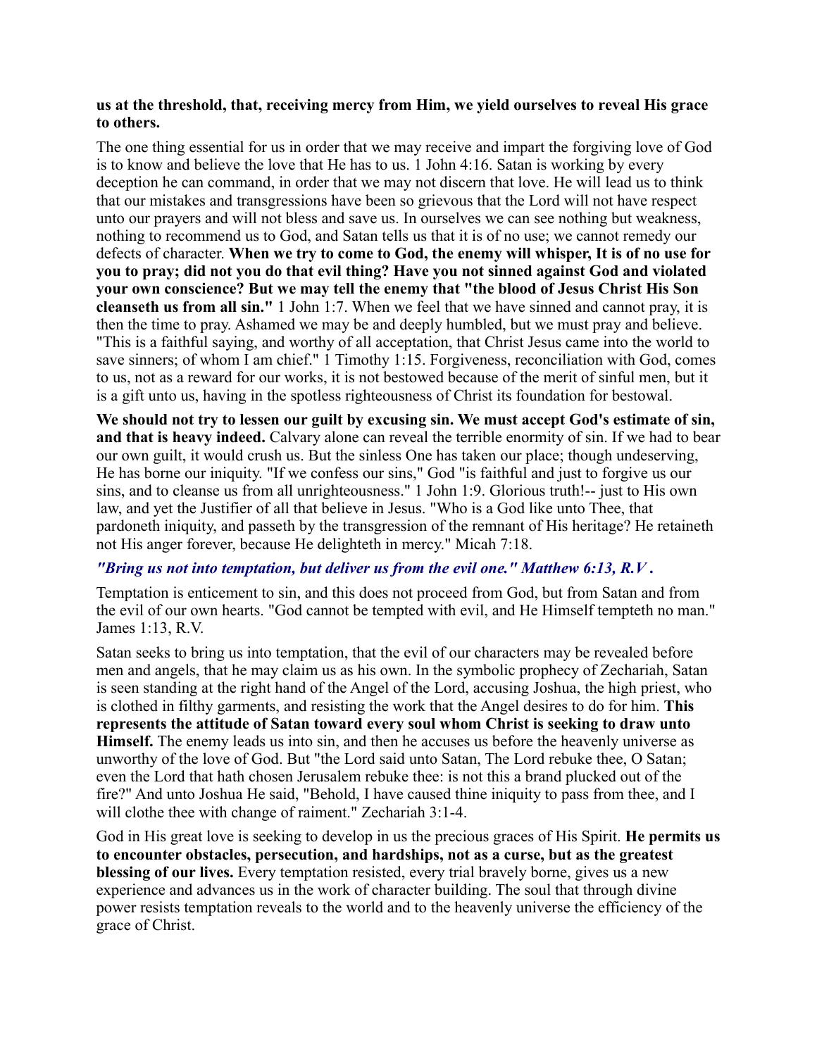**us at the threshold, that, receiving mercy from Him, we yield ourselves to reveal His grace to others.**

The one thing essential for us in order that we may receive and impart the forgiving love of God is to know and believe the love that He has to us. 1 John 4:16. Satan is working by every deception he can command, in order that we may not discern that love. He will lead us to think that our mistakes and transgressions have been so grievous that the Lord will not have respect unto our prayers and will not bless and save us. In ourselves we can see nothing but weakness, nothing to recommend us to God, and Satan tells us that it is of no use; we cannot remedy our defects of character. **When we try to come to God, the enemy will whisper, It is of no use for you to pray; did not you do that evil thing? Have you not sinned against God and violated your own conscience? But we may tell the enemy that "the blood of Jesus Christ His Son cleanseth us from all sin."** 1 John 1:7. When we feel that we have sinned and cannot pray, it is then the time to pray. Ashamed we may be and deeply humbled, but we must pray and believe. "This is a faithful saying, and worthy of all acceptation, that Christ Jesus came into the world to save sinners; of whom I am chief." 1 Timothy 1:15. Forgiveness, reconciliation with God, comes to us, not as a reward for our works, it is not bestowed because of the merit of sinful men, but it is a gift unto us, having in the spotless righteousness of Christ its foundation for bestowal.

**We should not try to lessen our guilt by excusing sin. We must accept God's estimate of sin, and that is heavy indeed.** Calvary alone can reveal the terrible enormity of sin. If we had to bear our own guilt, it would crush us. But the sinless One has taken our place; though undeserving, He has borne our iniquity. "If we confess our sins," God "is faithful and just to forgive us our sins, and to cleanse us from all unrighteousness." 1 John 1:9. Glorious truth!-- just to His own law, and yet the Justifier of all that believe in Jesus. "Who is a God like unto Thee, that pardoneth iniquity, and passeth by the transgression of the remnant of His heritage? He retaineth not His anger forever, because He delighteth in mercy." Micah 7:18.

***"Bring us not into temptation, but deliver us from the evil one." Matthew 6:13, R.V .***

Temptation is enticement to sin, and this does not proceed from God, but from Satan and from the evil of our own hearts. "God cannot be tempted with evil, and He Himself tempteth no man." James 1:13, R.V.

Satan seeks to bring us into temptation, that the evil of our characters may be revealed before men and angels, that he may claim us as his own. In the symbolic prophecy of Zechariah, Satan is seen standing at the right hand of the Angel of the Lord, accusing Joshua, the high priest, who is clothed in filthy garments, and resisting the work that the Angel desires to do for him. **This represents the attitude of Satan toward every soul whom Christ is seeking to draw unto Himself.** The enemy leads us into sin, and then he accuses us before the heavenly universe as unworthy of the love of God. But "the Lord said unto Satan, The Lord rebuke thee, O Satan; even the Lord that hath chosen Jerusalem rebuke thee: is not this a brand plucked out of the fire?" And unto Joshua He said, "Behold, I have caused thine iniquity to pass from thee, and I will clothe thee with change of raiment." Zechariah 3:1-4.

God in His great love is seeking to develop in us the precious graces of His Spirit. **He permits us to encounter obstacles, persecution, and hardships, not as a curse, but as the greatest blessing of our lives.** Every temptation resisted, every trial bravely borne, gives us a new experience and advances us in the work of character building. The soul that through divine power resists temptation reveals to the world and to the heavenly universe the efficiency of the grace of Christ.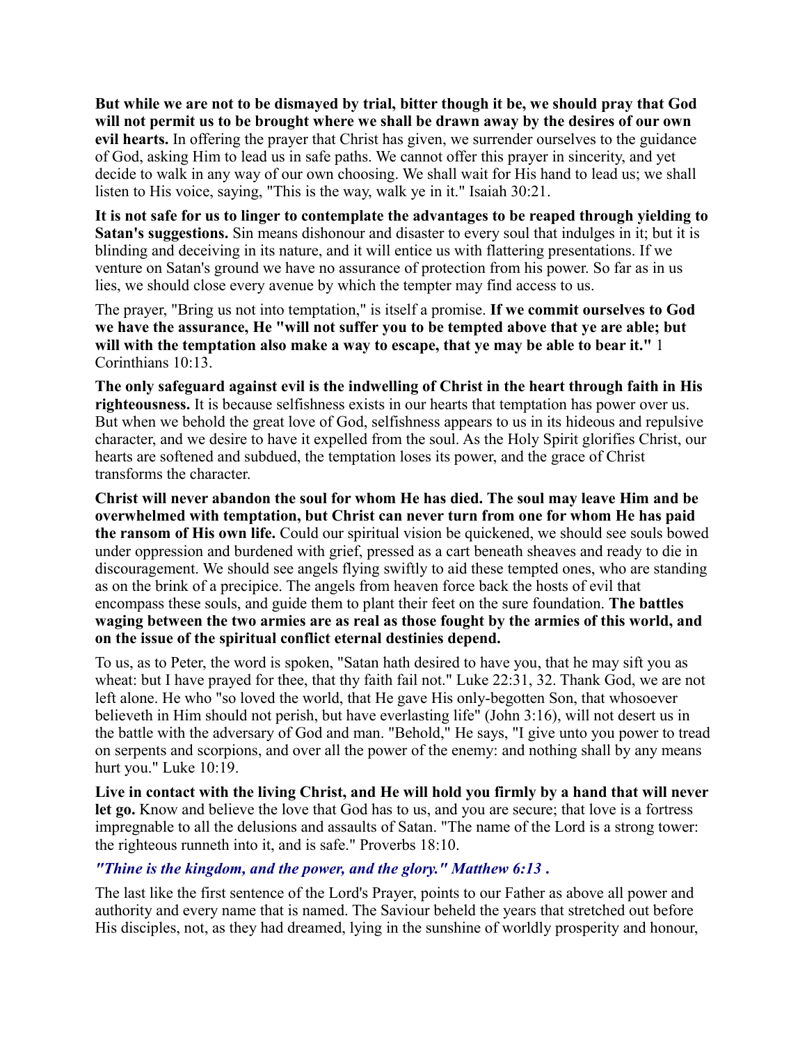**But while we are not to be dismayed by trial, bitter though it be, we should pray that God will not permit us to be brought where we shall be drawn away by the desires of our own evil hearts.** In offering the prayer that Christ has given, we surrender ourselves to the guidance of God, asking Him to lead us in safe paths. We cannot offer this prayer in sincerity, and yet decide to walk in any way of our own choosing. We shall wait for His hand to lead us; we shall listen to His voice, saying, "This is the way, walk ye in it." Isaiah 30:21.

**It is not safe for us to linger to contemplate the advantages to be reaped through yielding to Satan's suggestions.** Sin means dishonour and disaster to every soul that indulges in it; but it is blinding and deceiving in its nature, and it will entice us with flattering presentations. If we venture on Satan's ground we have no assurance of protection from his power. So far as in us lies, we should close every avenue by which the tempter may find access to us.

The prayer, "Bring us not into temptation," is itself a promise. **If we commit ourselves to God we have the assurance, He "will not suffer you to be tempted above that ye are able; but will with the temptation also make a way to escape, that ye may be able to bear it."** 1 Corinthians 10:13.

**The only safeguard against evil is the indwelling of Christ in the heart through faith in His righteousness.** It is because selfishness exists in our hearts that temptation has power over us. But when we behold the great love of God, selfishness appears to us in its hideous and repulsive character, and we desire to have it expelled from the soul. As the Holy Spirit glorifies Christ, our hearts are softened and subdued, the temptation loses its power, and the grace of Christ transforms the character.

**Christ will never abandon the soul for whom He has died. The soul may leave Him and be overwhelmed with temptation, but Christ can never turn from one for whom He has paid the ransom of His own life.** Could our spiritual vision be quickened, we should see souls bowed under oppression and burdened with grief, pressed as a cart beneath sheaves and ready to die in discouragement. We should see angels flying swiftly to aid these tempted ones, who are standing as on the brink of a precipice. The angels from heaven force back the hosts of evil that encompass these souls, and guide them to plant their feet on the sure foundation. **The battles waging between the two armies are as real as those fought by the armies of this world, and on the issue of the spiritual conflict eternal destinies depend.**

To us, as to Peter, the word is spoken, "Satan hath desired to have you, that he may sift you as wheat: but I have prayed for thee, that thy faith fail not." Luke 22:31, 32. Thank God, we are not left alone. He who "so loved the world, that He gave His only-begotten Son, that whosoever believeth in Him should not perish, but have everlasting life" (John 3:16), will not desert us in the battle with the adversary of God and man. "Behold," He says, "I give unto you power to tread on serpents and scorpions, and over all the power of the enemy: and nothing shall by any means hurt you." Luke 10:19.

**Live in contact with the living Christ, and He will hold you firmly by a hand that will never let go.** Know and believe the love that God has to us, and you are secure; that love is a fortress impregnable to all the delusions and assaults of Satan. "The name of the Lord is a strong tower: the righteous runneth into it, and is safe." Proverbs 18:10.

***"Thine is the kingdom, and the power, and the glory." Matthew 6:13 .***

The last like the first sentence of the Lord's Prayer, points to our Father as above all power and authority and every name that is named. The Saviour beheld the years that stretched out before His disciples, not, as they had dreamed, lying in the sunshine of worldly prosperity and honour,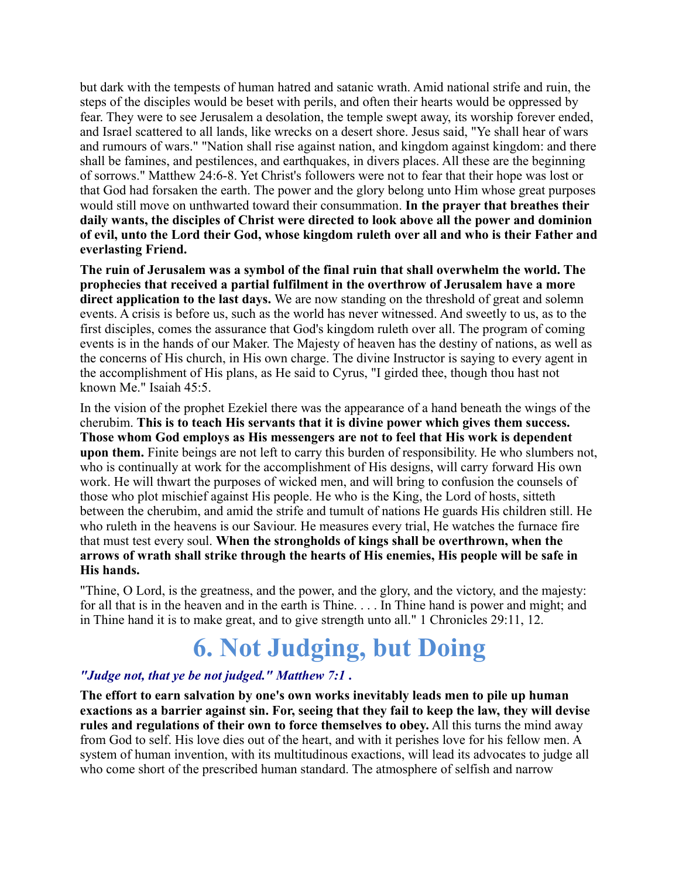but dark with the tempests of human hatred and satanic wrath. Amid national strife and ruin, the steps of the disciples would be beset with perils, and often their hearts would be oppressed by fear. They were to see Jerusalem a desolation, the temple swept away, its worship forever ended, and Israel scattered to all lands, like wrecks on a desert shore. Jesus said, "Ye shall hear of wars and rumours of wars." "Nation shall rise against nation, and kingdom against kingdom: and there shall be famines, and pestilences, and earthquakes, in divers places. All these are the beginning of sorrows." Matthew 24:6-8. Yet Christ's followers were not to fear that their hope was lost or that God had forsaken the earth. The power and the glory belong unto Him whose great purposes would still move on unthwarted toward their consummation. **In the prayer that breathes their daily wants, the disciples of Christ were directed to look above all the power and dominion of evil, unto the Lord their God, whose kingdom ruleth over all and who is their Father and everlasting Friend.**

**The ruin of Jerusalem was a symbol of the final ruin that shall overwhelm the world. The prophecies that received a partial fulfilment in the overthrow of Jerusalem have a more direct application to the last days.** We are now standing on the threshold of great and solemn events. A crisis is before us, such as the world has never witnessed. And sweetly to us, as to the first disciples, comes the assurance that God's kingdom ruleth over all. The program of coming events is in the hands of our Maker. The Majesty of heaven has the destiny of nations, as well as the concerns of His church, in His own charge. The divine Instructor is saying to every agent in the accomplishment of His plans, as He said to Cyrus, "I girded thee, though thou hast not known Me." Isaiah 45:5.

In the vision of the prophet Ezekiel there was the appearance of a hand beneath the wings of the cherubim. **This is to teach His servants that it is divine power which gives them success. Those whom God employs as His messengers are not to feel that His work is dependent upon them.** Finite beings are not left to carry this burden of responsibility. He who slumbers not, who is continually at work for the accomplishment of His designs, will carry forward His own work. He will thwart the purposes of wicked men, and will bring to confusion the counsels of those who plot mischief against His people. He who is the King, the Lord of hosts, sitteth between the cherubim, and amid the strife and tumult of nations He guards His children still. He who ruleth in the heavens is our Saviour. He measures every trial, He watches the furnace fire that must test every soul. **When the strongholds of kings shall be overthrown, when the arrows of wrath shall strike through the hearts of His enemies, His people will be safe in His hands.**

"Thine, O Lord, is the greatness, and the power, and the glory, and the victory, and the majesty: for all that is in the heaven and in the earth is Thine. . . . In Thine hand is power and might; and in Thine hand it is to make great, and to give strength unto all." 1 Chronicles 29:11, 12.

# 6. Not Judging, but Doing

***"Judge not, that ye be not judged." Matthew 7:1 .***

**The effort to earn salvation by one's own works inevitably leads men to pile up human exactions as a barrier against sin. For, seeing that they fail to keep the law, they will devise rules and regulations of their own to force themselves to obey.** All this turns the mind away from God to self. His love dies out of the heart, and with it perishes love for his fellow men. A system of human invention, with its multitudinous exactions, will lead its advocates to judge all who come short of the prescribed human standard. The atmosphere of selfish and narrow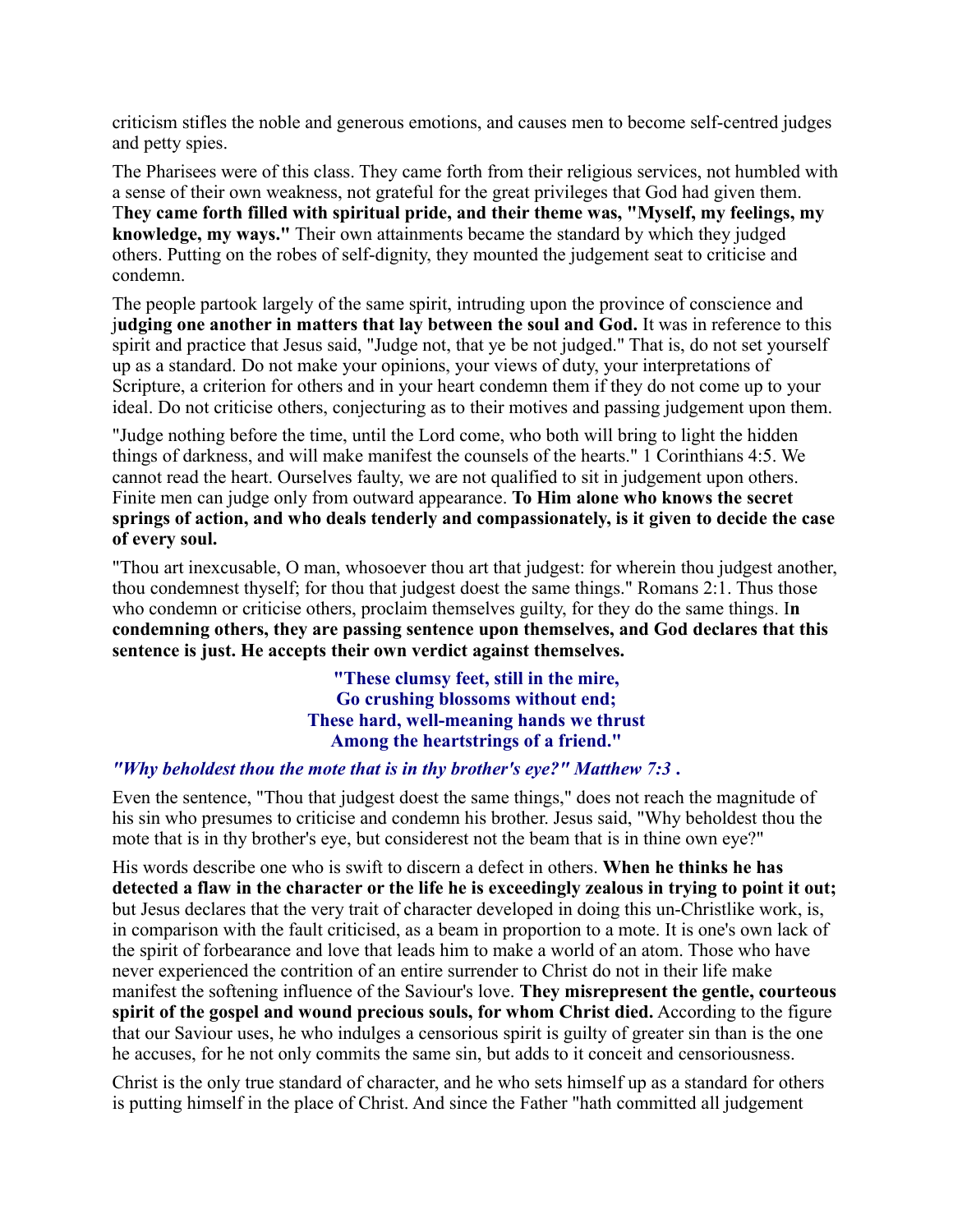criticism stifles the noble and generous emotions, and causes men to become self-centred judges and petty spies.

The Pharisees were of this class. They came forth from their religious services, not humbled with a sense of their own weakness, not grateful for the great privileges that God had given them. T**hey came forth filled with spiritual pride, and their theme was, "Myself, my feelings, my knowledge, my ways."** Their own attainments became the standard by which they judged others. Putting on the robes of self-dignity, they mounted the judgement seat to criticise and condemn.

The people partook largely of the same spirit, intruding upon the province of conscience and j**udging one another in matters that lay between the soul and God.** It was in reference to this spirit and practice that Jesus said, "Judge not, that ye be not judged." That is, do not set yourself up as a standard. Do not make your opinions, your views of duty, your interpretations of Scripture, a criterion for others and in your heart condemn them if they do not come up to your ideal. Do not criticise others, conjecturing as to their motives and passing judgement upon them.

"Judge nothing before the time, until the Lord come, who both will bring to light the hidden things of darkness, and will make manifest the counsels of the hearts." 1 Corinthians 4:5. We cannot read the heart. Ourselves faulty, we are not qualified to sit in judgement upon others. Finite men can judge only from outward appearance. **To Him alone who knows the secret springs of action, and who deals tenderly and compassionately, is it given to decide the case of every soul.**

"Thou art inexcusable, O man, whosoever thou art that judgest: for wherein thou judgest another, thou condemnest thyself; for thou that judgest doest the same things." Romans 2:1. Thus those who condemn or criticise others, proclaim themselves guilty, for they do the same things. I**n condemning others, they are passing sentence upon themselves, and God declares that this sentence is just. He accepts their own verdict against themselves.**

**"These clumsy feet, still in the mire,**
**Go crushing blossoms without end;**
**These hard, well-meaning hands we thrust**
**Among the heartstrings of a friend."**

***"Why beholdest thou the mote that is in thy brother's eye?" Matthew 7:3 .***

Even the sentence, "Thou that judgest doest the same things," does not reach the magnitude of his sin who presumes to criticise and condemn his brother. Jesus said, "Why beholdest thou the mote that is in thy brother's eye, but considerest not the beam that is in thine own eye?"

His words describe one who is swift to discern a defect in others. **When he thinks he has detected a flaw in the character or the life he is exceedingly zealous in trying to point it out;** but Jesus declares that the very trait of character developed in doing this un-Christlike work, is, in comparison with the fault criticised, as a beam in proportion to a mote. It is one's own lack of the spirit of forbearance and love that leads him to make a world of an atom. Those who have never experienced the contrition of an entire surrender to Christ do not in their life make manifest the softening influence of the Saviour's love. **They misrepresent the gentle, courteous spirit of the gospel and wound precious souls, for whom Christ died.** According to the figure that our Saviour uses, he who indulges a censorious spirit is guilty of greater sin than is the one he accuses, for he not only commits the same sin, but adds to it conceit and censoriousness.

Christ is the only true standard of character, and he who sets himself up as a standard for others is putting himself in the place of Christ. And since the Father "hath committed all judgement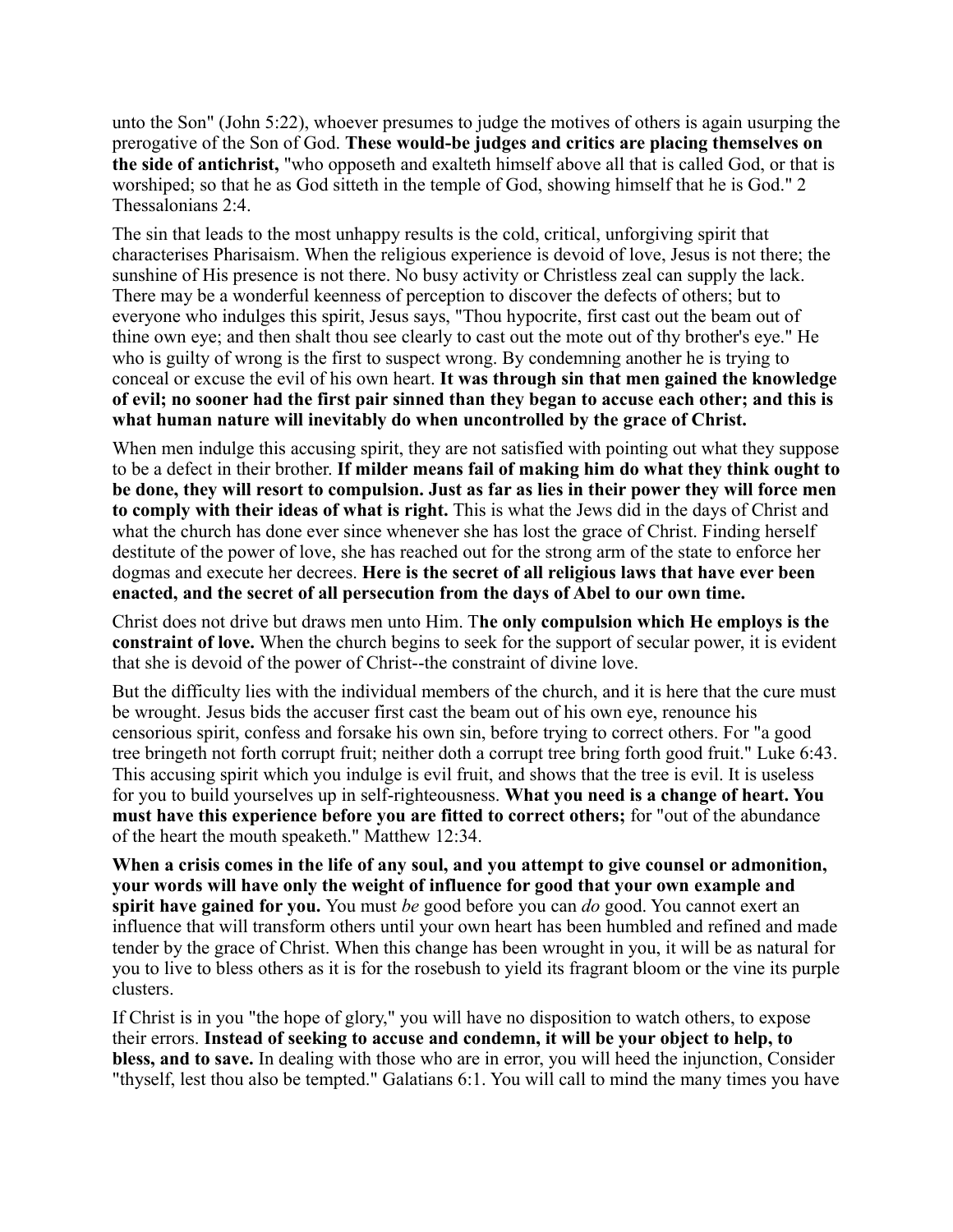unto the Son" (John 5:22), whoever presumes to judge the motives of others is again usurping the prerogative of the Son of God. **These would-be judges and critics are placing themselves on the side of antichrist,** "who opposeth and exalteth himself above all that is called God, or that is worshiped; so that he as God sitteth in the temple of God, showing himself that he is God." 2 Thessalonians 2:4.

The sin that leads to the most unhappy results is the cold, critical, unforgiving spirit that characterises Pharisaism. When the religious experience is devoid of love, Jesus is not there; the sunshine of His presence is not there. No busy activity or Christless zeal can supply the lack. There may be a wonderful keenness of perception to discover the defects of others; but to everyone who indulges this spirit, Jesus says, "Thou hypocrite, first cast out the beam out of thine own eye; and then shalt thou see clearly to cast out the mote out of thy brother's eye." He who is guilty of wrong is the first to suspect wrong. By condemning another he is trying to conceal or excuse the evil of his own heart. **It was through sin that men gained the knowledge of evil; no sooner had the first pair sinned than they began to accuse each other; and this is what human nature will inevitably do when uncontrolled by the grace of Christ.**

When men indulge this accusing spirit, they are not satisfied with pointing out what they suppose to be a defect in their brother. **If milder means fail of making him do what they think ought to be done, they will resort to compulsion. Just as far as lies in their power they will force men to comply with their ideas of what is right.** This is what the Jews did in the days of Christ and what the church has done ever since whenever she has lost the grace of Christ. Finding herself destitute of the power of love, she has reached out for the strong arm of the state to enforce her dogmas and execute her decrees. **Here is the secret of all religious laws that have ever been enacted, and the secret of all persecution from the days of Abel to our own time.**

Christ does not drive but draws men unto Him. T**he only compulsion which He employs is the constraint of love.** When the church begins to seek for the support of secular power, it is evident that she is devoid of the power of Christ--the constraint of divine love.

But the difficulty lies with the individual members of the church, and it is here that the cure must be wrought. Jesus bids the accuser first cast the beam out of his own eye, renounce his censorious spirit, confess and forsake his own sin, before trying to correct others. For "a good tree bringeth not forth corrupt fruit; neither doth a corrupt tree bring forth good fruit." Luke 6:43. This accusing spirit which you indulge is evil fruit, and shows that the tree is evil. It is useless for you to build yourselves up in self-righteousness. **What you need is a change of heart. You must have this experience before you are fitted to correct others;** for "out of the abundance of the heart the mouth speaketh." Matthew 12:34.

**When a crisis comes in the life of any soul, and you attempt to give counsel or admonition, your words will have only the weight of influence for good that your own example and spirit have gained for you.** You must *be* good before you can *do* good. You cannot exert an influence that will transform others until your own heart has been humbled and refined and made tender by the grace of Christ. When this change has been wrought in you, it will be as natural for you to live to bless others as it is for the rosebush to yield its fragrant bloom or the vine its purple clusters.

If Christ is in you "the hope of glory," you will have no disposition to watch others, to expose their errors. **Instead of seeking to accuse and condemn, it will be your object to help, to bless, and to save.** In dealing with those who are in error, you will heed the injunction, Consider "thyself, lest thou also be tempted." Galatians 6:1. You will call to mind the many times you have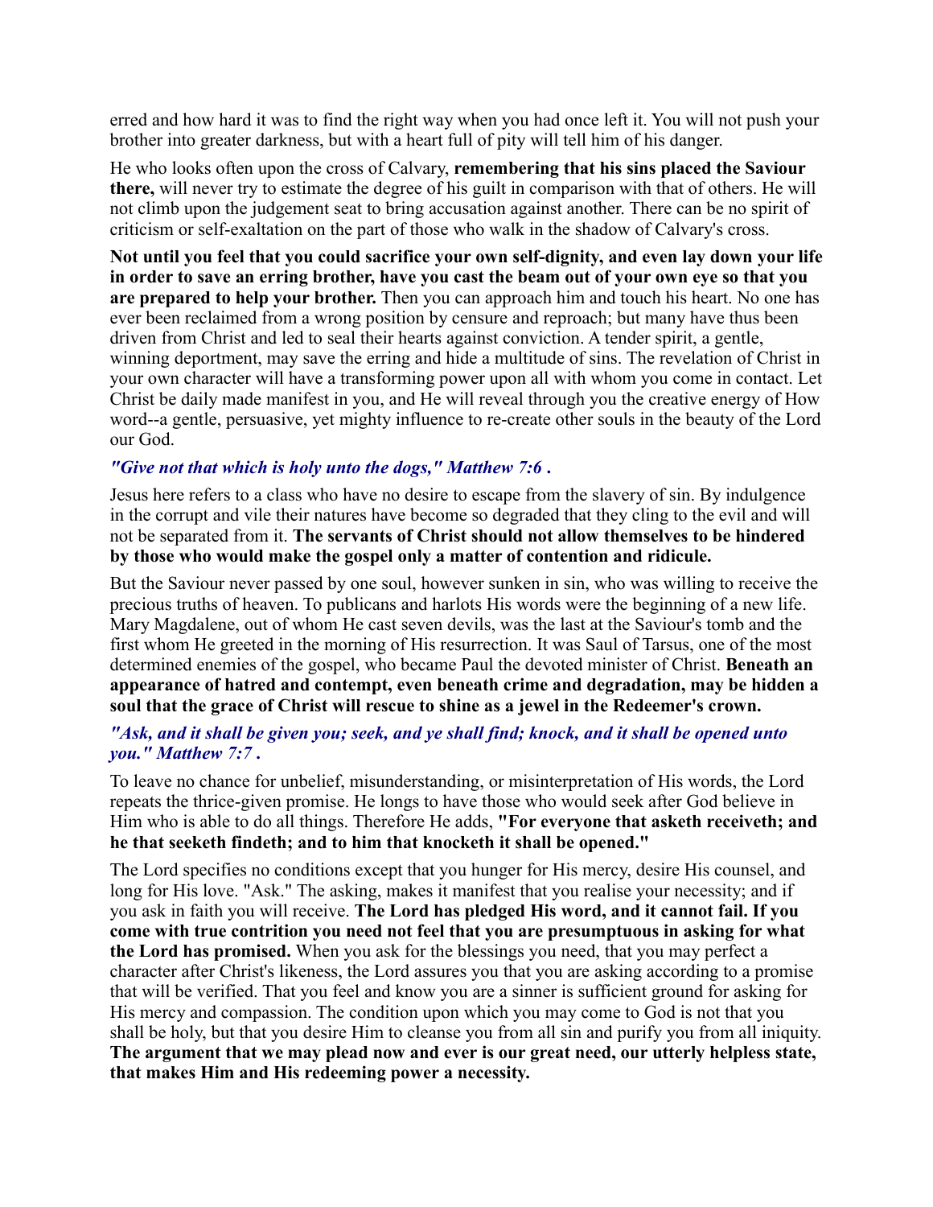erred and how hard it was to find the right way when you had once left it. You will not push your brother into greater darkness, but with a heart full of pity will tell him of his danger.

He who looks often upon the cross of Calvary, **remembering that his sins placed the Saviour there,** will never try to estimate the degree of his guilt in comparison with that of others. He will not climb upon the judgement seat to bring accusation against another. There can be no spirit of criticism or self-exaltation on the part of those who walk in the shadow of Calvary's cross.

**Not until you feel that you could sacrifice your own self-dignity, and even lay down your life in order to save an erring brother, have you cast the beam out of your own eye so that you are prepared to help your brother.** Then you can approach him and touch his heart. No one has ever been reclaimed from a wrong position by censure and reproach; but many have thus been driven from Christ and led to seal their hearts against conviction. A tender spirit, a gentle, winning deportment, may save the erring and hide a multitude of sins. The revelation of Christ in your own character will have a transforming power upon all with whom you come in contact. Let Christ be daily made manifest in you, and He will reveal through you the creative energy of How word--a gentle, persuasive, yet mighty influence to re-create other souls in the beauty of the Lord our God.

***"Give not that which is holy unto the dogs," Matthew 7:6 .***

Jesus here refers to a class who have no desire to escape from the slavery of sin. By indulgence in the corrupt and vile their natures have become so degraded that they cling to the evil and will not be separated from it. **The servants of Christ should not allow themselves to be hindered by those who would make the gospel only a matter of contention and ridicule.**

But the Saviour never passed by one soul, however sunken in sin, who was willing to receive the precious truths of heaven. To publicans and harlots His words were the beginning of a new life. Mary Magdalene, out of whom He cast seven devils, was the last at the Saviour's tomb and the first whom He greeted in the morning of His resurrection. It was Saul of Tarsus, one of the most determined enemies of the gospel, who became Paul the devoted minister of Christ. **Beneath an appearance of hatred and contempt, even beneath crime and degradation, may be hidden a soul that the grace of Christ will rescue to shine as a jewel in the Redeemer's crown.**

***"Ask, and it shall be given you; seek, and ye shall find; knock, and it shall be opened unto you." Matthew 7:7 .***

To leave no chance for unbelief, misunderstanding, or misinterpretation of His words, the Lord repeats the thrice-given promise. He longs to have those who would seek after God believe in Him who is able to do all things. Therefore He adds, **"For everyone that asketh receiveth; and he that seeketh findeth; and to him that knocketh it shall be opened."**

The Lord specifies no conditions except that you hunger for His mercy, desire His counsel, and long for His love. "Ask." The asking, makes it manifest that you realise your necessity; and if you ask in faith you will receive. **The Lord has pledged His word, and it cannot fail. If you come with true contrition you need not feel that you are presumptuous in asking for what the Lord has promised.** When you ask for the blessings you need, that you may perfect a character after Christ's likeness, the Lord assures you that you are asking according to a promise that will be verified. That you feel and know you are a sinner is sufficient ground for asking for His mercy and compassion. The condition upon which you may come to God is not that you shall be holy, but that you desire Him to cleanse you from all sin and purify you from all iniquity. **The argument that we may plead now and ever is our great need, our utterly helpless state, that makes Him and His redeeming power a necessity.**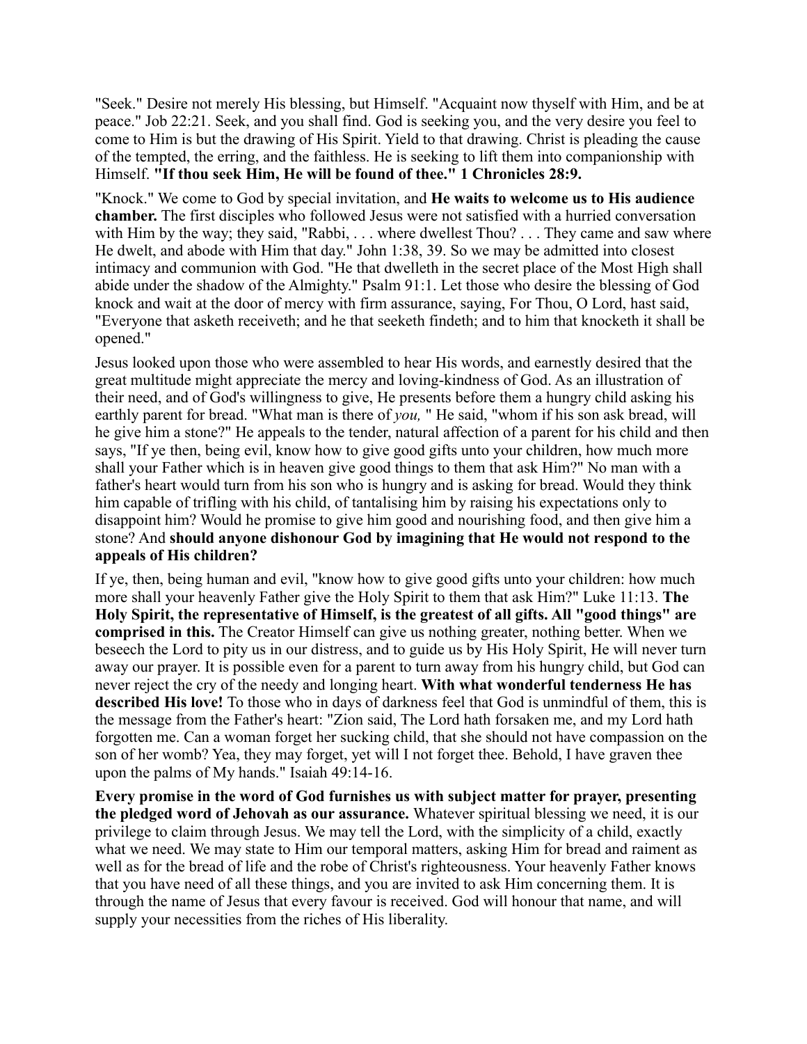"Seek." Desire not merely His blessing, but Himself. "Acquaint now thyself with Him, and be at peace." Job 22:21. Seek, and you shall find. God is seeking you, and the very desire you feel to come to Him is but the drawing of His Spirit. Yield to that drawing. Christ is pleading the cause of the tempted, the erring, and the faithless. He is seeking to lift them into companionship with Himself. **"If thou seek Him, He will be found of thee." 1 Chronicles 28:9.**

"Knock." We come to God by special invitation, and **He waits to welcome us to His audience chamber.** The first disciples who followed Jesus were not satisfied with a hurried conversation with Him by the way; they said, "Rabbi, . . . where dwellest Thou? . . . They came and saw where He dwelt, and abode with Him that day." John 1:38, 39. So we may be admitted into closest intimacy and communion with God. "He that dwelleth in the secret place of the Most High shall abide under the shadow of the Almighty." Psalm 91:1. Let those who desire the blessing of God knock and wait at the door of mercy with firm assurance, saying, For Thou, O Lord, hast said, "Everyone that asketh receiveth; and he that seeketh findeth; and to him that knocketh it shall be opened."

Jesus looked upon those who were assembled to hear His words, and earnestly desired that the great multitude might appreciate the mercy and loving-kindness of God. As an illustration of their need, and of God's willingness to give, He presents before them a hungry child asking his earthly parent for bread. "What man is there of *you,* " He said, "whom if his son ask bread, will he give him a stone?" He appeals to the tender, natural affection of a parent for his child and then says, "If ye then, being evil, know how to give good gifts unto your children, how much more shall your Father which is in heaven give good things to them that ask Him?" No man with a father's heart would turn from his son who is hungry and is asking for bread. Would they think him capable of trifling with his child, of tantalising him by raising his expectations only to disappoint him? Would he promise to give him good and nourishing food, and then give him a stone? And **should anyone dishonour God by imagining that He would not respond to the appeals of His children?**

If ye, then, being human and evil, "know how to give good gifts unto your children: how much more shall your heavenly Father give the Holy Spirit to them that ask Him?" Luke 11:13. **The Holy Spirit, the representative of Himself, is the greatest of all gifts. All "good things" are comprised in this.** The Creator Himself can give us nothing greater, nothing better. When we beseech the Lord to pity us in our distress, and to guide us by His Holy Spirit, He will never turn away our prayer. It is possible even for a parent to turn away from his hungry child, but God can never reject the cry of the needy and longing heart. **With what wonderful tenderness He has described His love!** To those who in days of darkness feel that God is unmindful of them, this is the message from the Father's heart: "Zion said, The Lord hath forsaken me, and my Lord hath forgotten me. Can a woman forget her sucking child, that she should not have compassion on the son of her womb? Yea, they may forget, yet will I not forget thee. Behold, I have graven thee upon the palms of My hands." Isaiah 49:14-16.

**Every promise in the word of God furnishes us with subject matter for prayer, presenting the pledged word of Jehovah as our assurance.** Whatever spiritual blessing we need, it is our privilege to claim through Jesus. We may tell the Lord, with the simplicity of a child, exactly what we need. We may state to Him our temporal matters, asking Him for bread and raiment as well as for the bread of life and the robe of Christ's righteousness. Your heavenly Father knows that you have need of all these things, and you are invited to ask Him concerning them. It is through the name of Jesus that every favour is received. God will honour that name, and will supply your necessities from the riches of His liberality.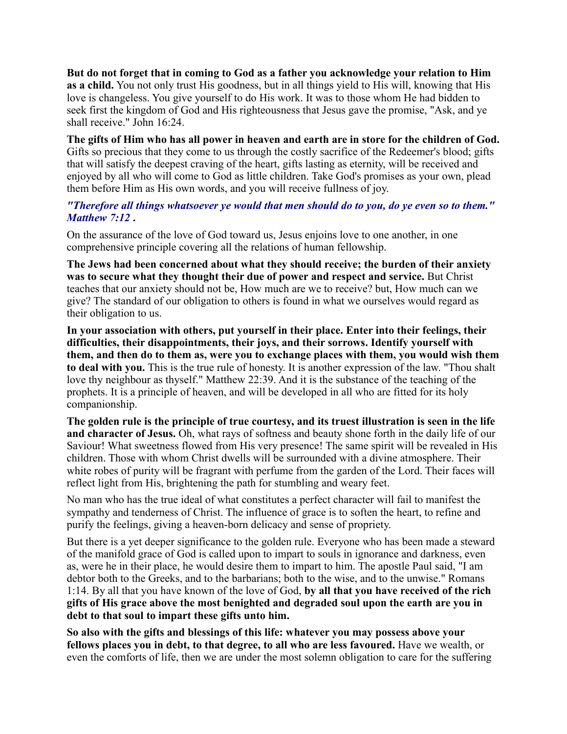**But do not forget that in coming to God as a father you acknowledge your relation to Him as a child.** You not only trust His goodness, but in all things yield to His will, knowing that His love is changeless. You give yourself to do His work. It was to those whom He had bidden to seek first the kingdom of God and His righteousness that Jesus gave the promise, "Ask, and ye shall receive." John 16:24.

**The gifts of Him who has all power in heaven and earth are in store for the children of God.** Gifts so precious that they come to us through the costly sacrifice of the Redeemer's blood; gifts that will satisfy the deepest craving of the heart, gifts lasting as eternity, will be received and enjoyed by all who will come to God as little children. Take God's promises as your own, plead them before Him as His own words, and you will receive fullness of joy.

***"Therefore all things whatsoever ye would that men should do to you, do ye even so to them." Matthew 7:12 .***

On the assurance of the love of God toward us, Jesus enjoins love to one another, in one comprehensive principle covering all the relations of human fellowship.

**The Jews had been concerned about what they should receive; the burden of their anxiety was to secure what they thought their due of power and respect and service.** But Christ teaches that our anxiety should not be, How much are we to receive? but, How much can we give? The standard of our obligation to others is found in what we ourselves would regard as their obligation to us.

**In your association with others, put yourself in their place. Enter into their feelings, their difficulties, their disappointments, their joys, and their sorrows. Identify yourself with them, and then do to them as, were you to exchange places with them, you would wish them to deal with you.** This is the true rule of honesty. It is another expression of the law. "Thou shalt love thy neighbour as thyself." Matthew 22:39. And it is the substance of the teaching of the prophets. It is a principle of heaven, and will be developed in all who are fitted for its holy companionship.

**The golden rule is the principle of true courtesy, and its truest illustration is seen in the life and character of Jesus.** Oh, what rays of softness and beauty shone forth in the daily life of our Saviour! What sweetness flowed from His very presence! The same spirit will be revealed in His children. Those with whom Christ dwells will be surrounded with a divine atmosphere. Their white robes of purity will be fragrant with perfume from the garden of the Lord. Their faces will reflect light from His, brightening the path for stumbling and weary feet.

No man who has the true ideal of what constitutes a perfect character will fail to manifest the sympathy and tenderness of Christ. The influence of grace is to soften the heart, to refine and purify the feelings, giving a heaven-born delicacy and sense of propriety.

But there is a yet deeper significance to the golden rule. Everyone who has been made a steward of the manifold grace of God is called upon to impart to souls in ignorance and darkness, even as, were he in their place, he would desire them to impart to him. The apostle Paul said, "I am debtor both to the Greeks, and to the barbarians; both to the wise, and to the unwise." Romans 1:14. By all that you have known of the love of God, **by all that you have received of the rich gifts of His grace above the most benighted and degraded soul upon the earth are you in debt to that soul to impart these gifts unto him.**

**So also with the gifts and blessings of this life: whatever you may possess above your fellows places you in debt, to that degree, to all who are less favoured.** Have we wealth, or even the comforts of life, then we are under the most solemn obligation to care for the suffering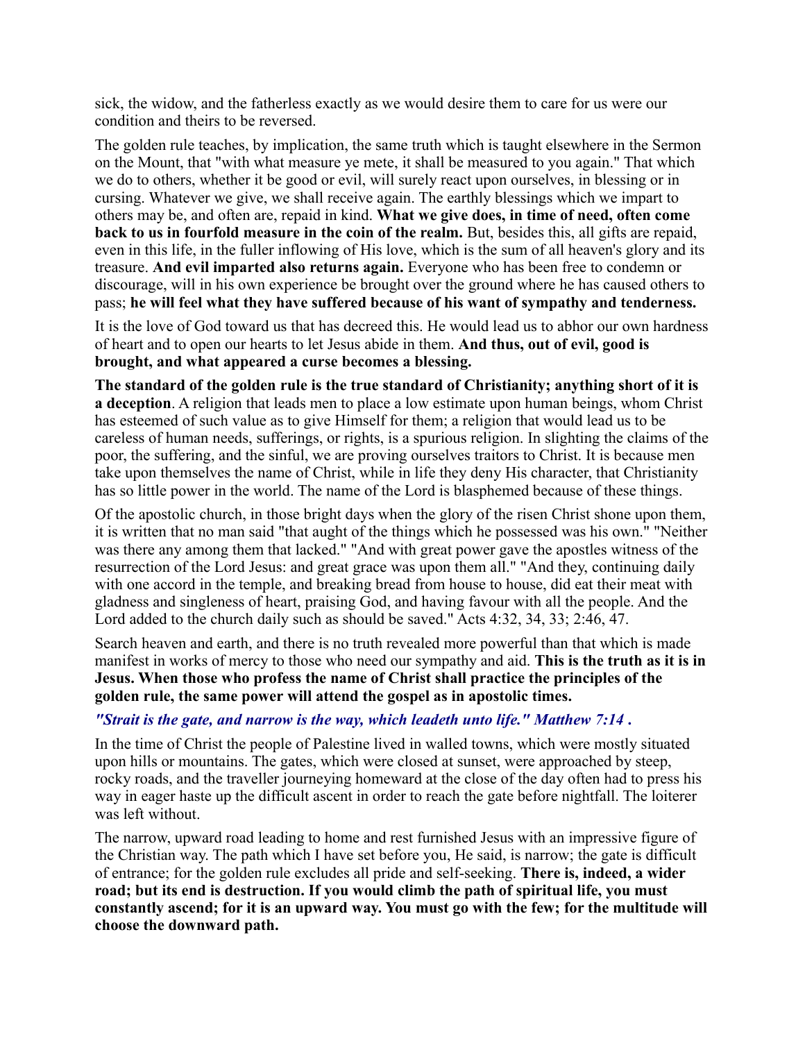sick, the widow, and the fatherless exactly as we would desire them to care for us were our condition and theirs to be reversed.

The golden rule teaches, by implication, the same truth which is taught elsewhere in the Sermon on the Mount, that "with what measure ye mete, it shall be measured to you again." That which we do to others, whether it be good or evil, will surely react upon ourselves, in blessing or in cursing. Whatever we give, we shall receive again. The earthly blessings which we impart to others may be, and often are, repaid in kind. **What we give does, in time of need, often come back to us in fourfold measure in the coin of the realm.** But, besides this, all gifts are repaid, even in this life, in the fuller inflowing of His love, which is the sum of all heaven's glory and its treasure. **And evil imparted also returns again.** Everyone who has been free to condemn or discourage, will in his own experience be brought over the ground where he has caused others to pass; **he will feel what they have suffered because of his want of sympathy and tenderness.**

It is the love of God toward us that has decreed this. He would lead us to abhor our own hardness of heart and to open our hearts to let Jesus abide in them. **And thus, out of evil, good is brought, and what appeared a curse becomes a blessing.**

**The standard of the golden rule is the true standard of Christianity; anything short of it is a deception**. A religion that leads men to place a low estimate upon human beings, whom Christ has esteemed of such value as to give Himself for them; a religion that would lead us to be careless of human needs, sufferings, or rights, is a spurious religion. In slighting the claims of the poor, the suffering, and the sinful, we are proving ourselves traitors to Christ. It is because men take upon themselves the name of Christ, while in life they deny His character, that Christianity has so little power in the world. The name of the Lord is blasphemed because of these things.

Of the apostolic church, in those bright days when the glory of the risen Christ shone upon them, it is written that no man said "that aught of the things which he possessed was his own." "Neither was there any among them that lacked." "And with great power gave the apostles witness of the resurrection of the Lord Jesus: and great grace was upon them all." "And they, continuing daily with one accord in the temple, and breaking bread from house to house, did eat their meat with gladness and singleness of heart, praising God, and having favour with all the people. And the Lord added to the church daily such as should be saved." Acts 4:32, 34, 33; 2:46, 47.

Search heaven and earth, and there is no truth revealed more powerful than that which is made manifest in works of mercy to those who need our sympathy and aid. **This is the truth as it is in Jesus. When those who profess the name of Christ shall practice the principles of the golden rule, the same power will attend the gospel as in apostolic times.**

***"Strait is the gate, and narrow is the way, which leadeth unto life." Matthew 7:14 .***

In the time of Christ the people of Palestine lived in walled towns, which were mostly situated upon hills or mountains. The gates, which were closed at sunset, were approached by steep, rocky roads, and the traveller journeying homeward at the close of the day often had to press his way in eager haste up the difficult ascent in order to reach the gate before nightfall. The loiterer was left without.

The narrow, upward road leading to home and rest furnished Jesus with an impressive figure of the Christian way. The path which I have set before you, He said, is narrow; the gate is difficult of entrance; for the golden rule excludes all pride and self-seeking. **There is, indeed, a wider road; but its end is destruction. If you would climb the path of spiritual life, you must constantly ascend; for it is an upward way. You must go with the few; for the multitude will choose the downward path.**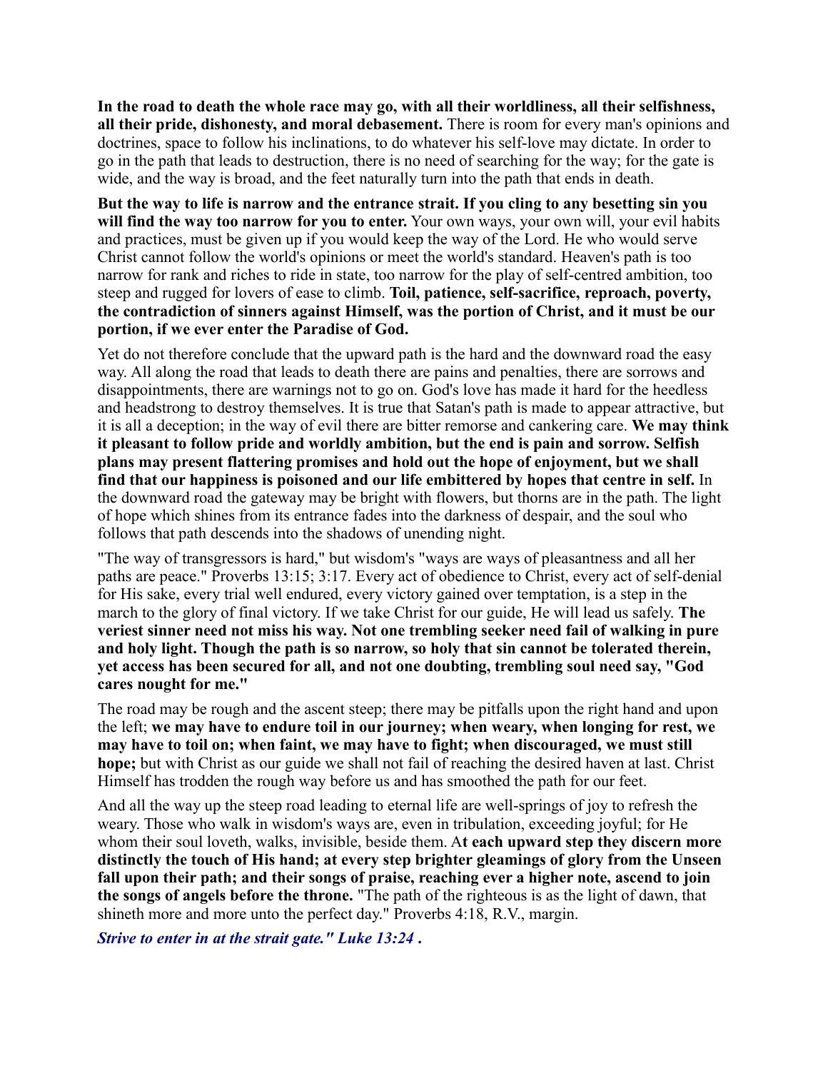**In the road to death the whole race may go, with all their worldliness, all their selfishness, all their pride, dishonesty, and moral debasement.** There is room for every man's opinions and doctrines, space to follow his inclinations, to do whatever his self-love may dictate. In order to go in the path that leads to destruction, there is no need of searching for the way; for the gate is wide, and the way is broad, and the feet naturally turn into the path that ends in death.

**But the way to life is narrow and the entrance strait. If you cling to any besetting sin you will find the way too narrow for you to enter.** Your own ways, your own will, your evil habits and practices, must be given up if you would keep the way of the Lord. He who would serve Christ cannot follow the world's opinions or meet the world's standard. Heaven's path is too narrow for rank and riches to ride in state, too narrow for the play of self-centred ambition, too steep and rugged for lovers of ease to climb. **Toil, patience, self-sacrifice, reproach, poverty, the contradiction of sinners against Himself, was the portion of Christ, and it must be our portion, if we ever enter the Paradise of God.**

Yet do not therefore conclude that the upward path is the hard and the downward road the easy way. All along the road that leads to death there are pains and penalties, there are sorrows and disappointments, there are warnings not to go on. God's love has made it hard for the heedless and headstrong to destroy themselves. It is true that Satan's path is made to appear attractive, but it is all a deception; in the way of evil there are bitter remorse and cankering care. **We may think it pleasant to follow pride and worldly ambition, but the end is pain and sorrow. Selfish plans may present flattering promises and hold out the hope of enjoyment, but we shall find that our happiness is poisoned and our life embittered by hopes that centre in self.** In the downward road the gateway may be bright with flowers, but thorns are in the path. The light of hope which shines from its entrance fades into the darkness of despair, and the soul who follows that path descends into the shadows of unending night.

"The way of transgressors is hard," but wisdom's "ways are ways of pleasantness and all her paths are peace." Proverbs 13:15; 3:17. Every act of obedience to Christ, every act of self-denial for His sake, every trial well endured, every victory gained over temptation, is a step in the march to the glory of final victory. If we take Christ for our guide, He will lead us safely. **The veriest sinner need not miss his way. Not one trembling seeker need fail of walking in pure and holy light. Though the path is so narrow, so holy that sin cannot be tolerated therein, yet access has been secured for all, and not one doubting, trembling soul need say, "God cares nought for me."**

The road may be rough and the ascent steep; there may be pitfalls upon the right hand and upon the left; **we may have to endure toil in our journey; when weary, when longing for rest, we may have to toil on; when faint, we may have to fight; when discouraged, we must still hope;** but with Christ as our guide we shall not fail of reaching the desired haven at last. Christ Himself has trodden the rough way before us and has smoothed the path for our feet.

And all the way up the steep road leading to eternal life are well-springs of joy to refresh the weary. Those who walk in wisdom's ways are, even in tribulation, exceeding joyful; for He whom their soul loveth, walks, invisible, beside them. A**t each upward step they discern more distinctly the touch of His hand; at every step brighter gleamings of glory from the Unseen fall upon their path; and their songs of praise, reaching ever a higher note, ascend to join the songs of angels before the throne.** "The path of the righteous is as the light of dawn, that shineth more and more unto the perfect day." Proverbs 4:18, R.V., margin.

***Strive to enter in at the strait gate." Luke 13:24 .***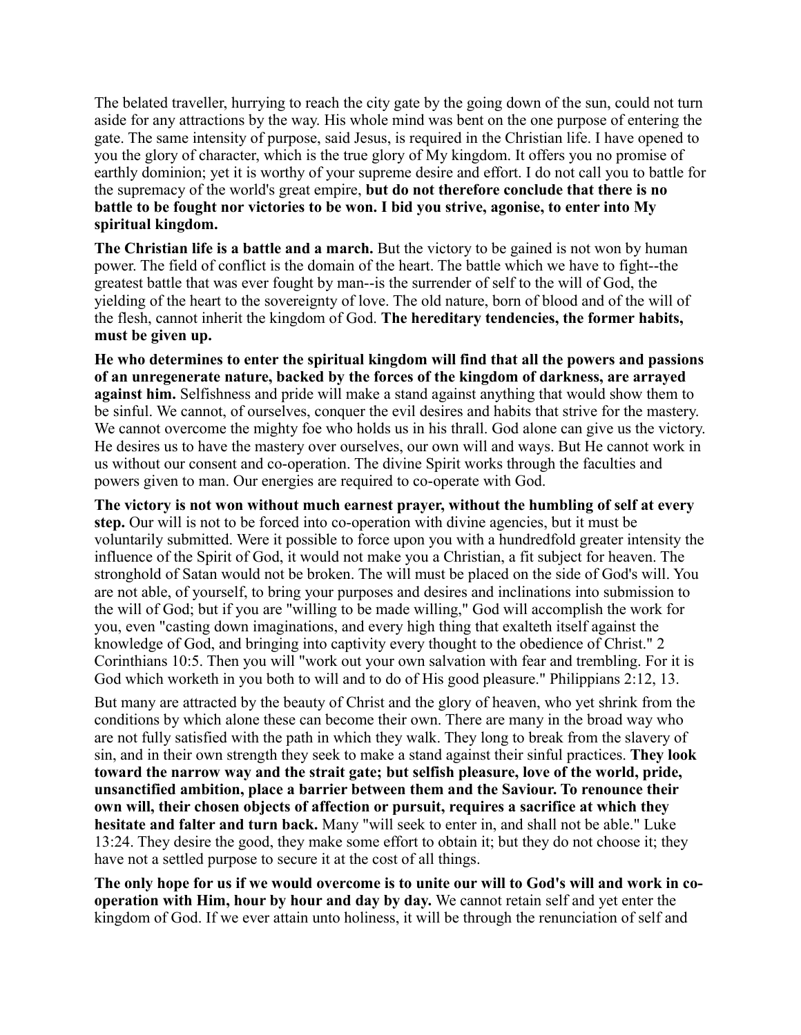The belated traveller, hurrying to reach the city gate by the going down of the sun, could not turn aside for any attractions by the way. His whole mind was bent on the one purpose of entering the gate. The same intensity of purpose, said Jesus, is required in the Christian life. I have opened to you the glory of character, which is the true glory of My kingdom. It offers you no promise of earthly dominion; yet it is worthy of your supreme desire and effort. I do not call you to battle for the supremacy of the world's great empire, **but do not therefore conclude that there is no battle to be fought nor victories to be won. I bid you strive, agonise, to enter into My spiritual kingdom.**

**The Christian life is a battle and a march.** But the victory to be gained is not won by human power. The field of conflict is the domain of the heart. The battle which we have to fight--the greatest battle that was ever fought by man--is the surrender of self to the will of God, the yielding of the heart to the sovereignty of love. The old nature, born of blood and of the will of the flesh, cannot inherit the kingdom of God. **The hereditary tendencies, the former habits, must be given up.**

**He who determines to enter the spiritual kingdom will find that all the powers and passions of an unregenerate nature, backed by the forces of the kingdom of darkness, are arrayed against him.** Selfishness and pride will make a stand against anything that would show them to be sinful. We cannot, of ourselves, conquer the evil desires and habits that strive for the mastery. We cannot overcome the mighty foe who holds us in his thrall. God alone can give us the victory. He desires us to have the mastery over ourselves, our own will and ways. But He cannot work in us without our consent and co-operation. The divine Spirit works through the faculties and powers given to man. Our energies are required to co-operate with God.

**The victory is not won without much earnest prayer, without the humbling of self at every step.** Our will is not to be forced into co-operation with divine agencies, but it must be voluntarily submitted. Were it possible to force upon you with a hundredfold greater intensity the influence of the Spirit of God, it would not make you a Christian, a fit subject for heaven. The stronghold of Satan would not be broken. The will must be placed on the side of God's will. You are not able, of yourself, to bring your purposes and desires and inclinations into submission to the will of God; but if you are "willing to be made willing," God will accomplish the work for you, even "casting down imaginations, and every high thing that exalteth itself against the knowledge of God, and bringing into captivity every thought to the obedience of Christ." 2 Corinthians 10:5. Then you will "work out your own salvation with fear and trembling. For it is God which worketh in you both to will and to do of His good pleasure." Philippians 2:12, 13.

But many are attracted by the beauty of Christ and the glory of heaven, who yet shrink from the conditions by which alone these can become their own. There are many in the broad way who are not fully satisfied with the path in which they walk. They long to break from the slavery of sin, and in their own strength they seek to make a stand against their sinful practices. **They look toward the narrow way and the strait gate; but selfish pleasure, love of the world, pride, unsanctified ambition, place a barrier between them and the Saviour. To renounce their own will, their chosen objects of affection or pursuit, requires a sacrifice at which they hesitate and falter and turn back.** Many "will seek to enter in, and shall not be able." Luke 13:24. They desire the good, they make some effort to obtain it; but they do not choose it; they have not a settled purpose to secure it at the cost of all things.

**The only hope for us if we would overcome is to unite our will to God's will and work in co-operation with Him, hour by hour and day by day.** We cannot retain self and yet enter the kingdom of God. If we ever attain unto holiness, it will be through the renunciation of self and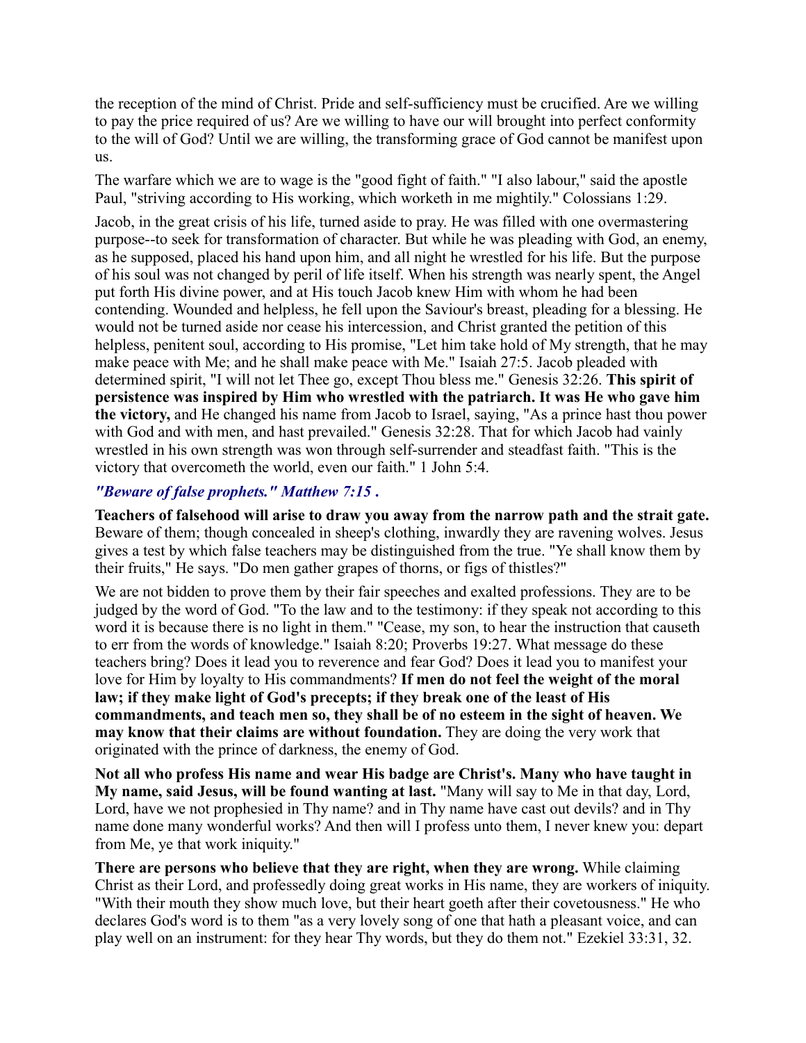the reception of the mind of Christ. Pride and self-sufficiency must be crucified. Are we willing to pay the price required of us? Are we willing to have our will brought into perfect conformity to the will of God? Until we are willing, the transforming grace of God cannot be manifest upon us.

The warfare which we are to wage is the "good fight of faith." "I also labour," said the apostle Paul, "striving according to His working, which worketh in me mightily." Colossians 1:29.

Jacob, in the great crisis of his life, turned aside to pray. He was filled with one overmastering purpose--to seek for transformation of character. But while he was pleading with God, an enemy, as he supposed, placed his hand upon him, and all night he wrestled for his life. But the purpose of his soul was not changed by peril of life itself. When his strength was nearly spent, the Angel put forth His divine power, and at His touch Jacob knew Him with whom he had been contending. Wounded and helpless, he fell upon the Saviour's breast, pleading for a blessing. He would not be turned aside nor cease his intercession, and Christ granted the petition of this helpless, penitent soul, according to His promise, "Let him take hold of My strength, that he may make peace with Me; and he shall make peace with Me." Isaiah 27:5. Jacob pleaded with determined spirit, "I will not let Thee go, except Thou bless me." Genesis 32:26. **This spirit of persistence was inspired by Him who wrestled with the patriarch. It was He who gave him the victory,** and He changed his name from Jacob to Israel, saying, "As a prince hast thou power with God and with men, and hast prevailed." Genesis 32:28. That for which Jacob had vainly wrestled in his own strength was won through self-surrender and steadfast faith. "This is the victory that overcometh the world, even our faith." 1 John 5:4.

### *"Beware of false prophets." Matthew 7:15 .*

**Teachers of falsehood will arise to draw you away from the narrow path and the strait gate.** Beware of them; though concealed in sheep's clothing, inwardly they are ravening wolves. Jesus gives a test by which false teachers may be distinguished from the true. "Ye shall know them by their fruits," He says. "Do men gather grapes of thorns, or figs of thistles?"

We are not bidden to prove them by their fair speeches and exalted professions. They are to be judged by the word of God. "To the law and to the testimony: if they speak not according to this word it is because there is no light in them." "Cease, my son, to hear the instruction that causeth to err from the words of knowledge." Isaiah 8:20; Proverbs 19:27. What message do these teachers bring? Does it lead you to reverence and fear God? Does it lead you to manifest your love for Him by loyalty to His commandments? **If men do not feel the weight of the moral law; if they make light of God's precepts; if they break one of the least of His commandments, and teach men so, they shall be of no esteem in the sight of heaven. We may know that their claims are without foundation.** They are doing the very work that originated with the prince of darkness, the enemy of God.

**Not all who profess His name and wear His badge are Christ's. Many who have taught in My name, said Jesus, will be found wanting at last.** "Many will say to Me in that day, Lord, Lord, have we not prophesied in Thy name? and in Thy name have cast out devils? and in Thy name done many wonderful works? And then will I profess unto them, I never knew you: depart from Me, ye that work iniquity."

**There are persons who believe that they are right, when they are wrong.** While claiming Christ as their Lord, and professedly doing great works in His name, they are workers of iniquity. "With their mouth they show much love, but their heart goeth after their covetousness." He who declares God's word is to them "as a very lovely song of one that hath a pleasant voice, and can play well on an instrument: for they hear Thy words, but they do them not." Ezekiel 33:31, 32.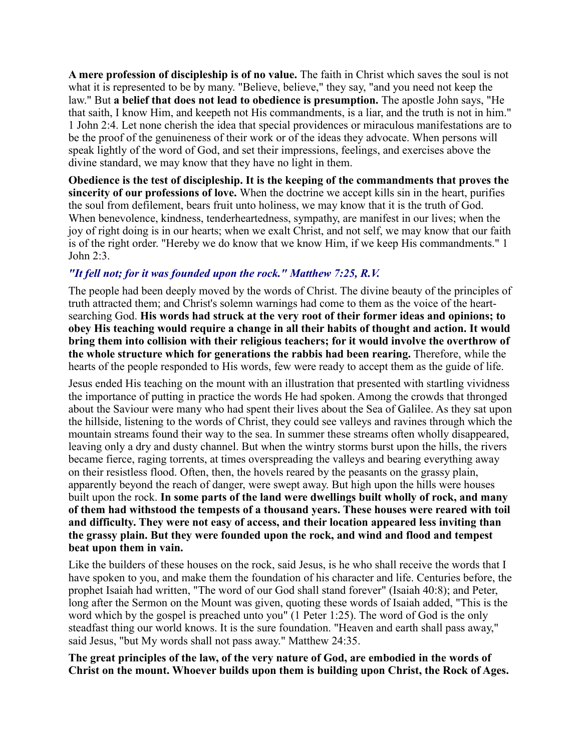**A mere profession of discipleship is of no value.** The faith in Christ which saves the soul is not what it is represented to be by many. "Believe, believe," they say, "and you need not keep the law." But **a belief that does not lead to obedience is presumption.** The apostle John says, "He that saith, I know Him, and keepeth not His commandments, is a liar, and the truth is not in him." 1 John 2:4. Let none cherish the idea that special providences or miraculous manifestations are to be the proof of the genuineness of their work or of the ideas they advocate. When persons will speak lightly of the word of God, and set their impressions, feelings, and exercises above the divine standard, we may know that they have no light in them.

**Obedience is the test of discipleship. It is the keeping of the commandments that proves the sincerity of our professions of love.** When the doctrine we accept kills sin in the heart, purifies the soul from defilement, bears fruit unto holiness, we may know that it is the truth of God. When benevolence, kindness, tenderheartedness, sympathy, are manifest in our lives; when the joy of right doing is in our hearts; when we exalt Christ, and not self, we may know that our faith is of the right order. "Hereby we do know that we know Him, if we keep His commandments." 1 John 2:3.

### *"It fell not; for it was founded upon the rock." Matthew 7:25, R.V.*

The people had been deeply moved by the words of Christ. The divine beauty of the principles of truth attracted them; and Christ's solemn warnings had come to them as the voice of the heart-searching God. **His words had struck at the very root of their former ideas and opinions; to obey His teaching would require a change in all their habits of thought and action. It would bring them into collision with their religious teachers; for it would involve the overthrow of the whole structure which for generations the rabbis had been rearing.** Therefore, while the hearts of the people responded to His words, few were ready to accept them as the guide of life.

Jesus ended His teaching on the mount with an illustration that presented with startling vividness the importance of putting in practice the words He had spoken. Among the crowds that thronged about the Saviour were many who had spent their lives about the Sea of Galilee. As they sat upon the hillside, listening to the words of Christ, they could see valleys and ravines through which the mountain streams found their way to the sea. In summer these streams often wholly disappeared, leaving only a dry and dusty channel. But when the wintry storms burst upon the hills, the rivers became fierce, raging torrents, at times overspreading the valleys and bearing everything away on their resistless flood. Often, then, the hovels reared by the peasants on the grassy plain, apparently beyond the reach of danger, were swept away. But high upon the hills were houses built upon the rock. **In some parts of the land were dwellings built wholly of rock, and many of them had withstood the tempests of a thousand years. These houses were reared with toil and difficulty. They were not easy of access, and their location appeared less inviting than the grassy plain. But they were founded upon the rock, and wind and flood and tempest beat upon them in vain.**

Like the builders of these houses on the rock, said Jesus, is he who shall receive the words that I have spoken to you, and make them the foundation of his character and life. Centuries before, the prophet Isaiah had written, "The word of our God shall stand forever" (Isaiah 40:8); and Peter, long after the Sermon on the Mount was given, quoting these words of Isaiah added, "This is the word which by the gospel is preached unto you" (1 Peter 1:25). The word of God is the only steadfast thing our world knows. It is the sure foundation. "Heaven and earth shall pass away," said Jesus, "but My words shall not pass away." Matthew 24:35.

**The great principles of the law, of the very nature of God, are embodied in the words of Christ on the mount. Whoever builds upon them is building upon Christ, the Rock of Ages.**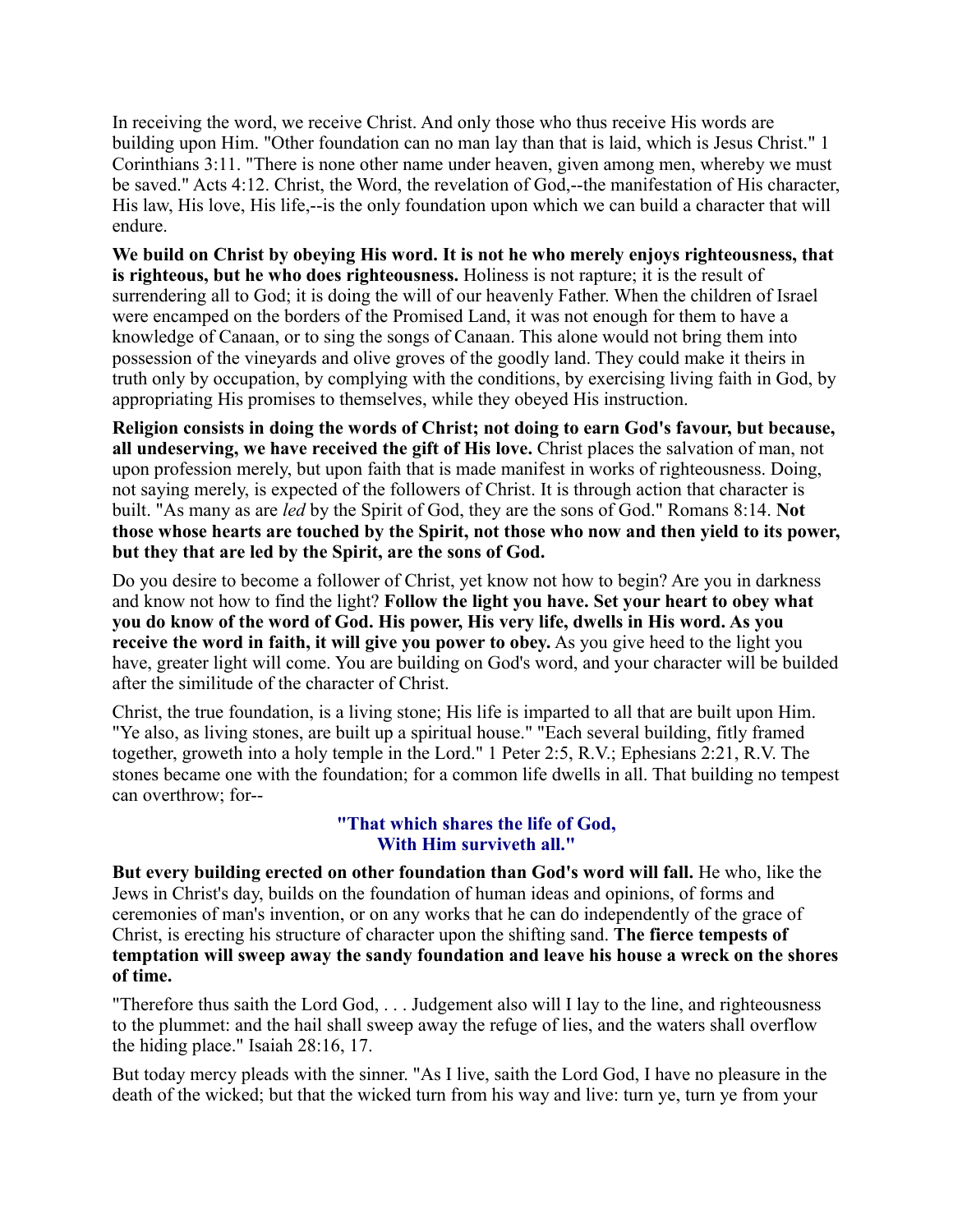In receiving the word, we receive Christ. And only those who thus receive His words are building upon Him. "Other foundation can no man lay than that is laid, which is Jesus Christ." 1 Corinthians 3:11. "There is none other name under heaven, given among men, whereby we must be saved." Acts 4:12. Christ, the Word, the revelation of God,--the manifestation of His character, His law, His love, His life,--is the only foundation upon which we can build a character that will endure.

**We build on Christ by obeying His word. It is not he who merely enjoys righteousness, that is righteous, but he who does righteousness.** Holiness is not rapture; it is the result of surrendering all to God; it is doing the will of our heavenly Father. When the children of Israel were encamped on the borders of the Promised Land, it was not enough for them to have a knowledge of Canaan, or to sing the songs of Canaan. This alone would not bring them into possession of the vineyards and olive groves of the goodly land. They could make it theirs in truth only by occupation, by complying with the conditions, by exercising living faith in God, by appropriating His promises to themselves, while they obeyed His instruction.

**Religion consists in doing the words of Christ; not doing to earn God's favour, but because, all undeserving, we have received the gift of His love.** Christ places the salvation of man, not upon profession merely, but upon faith that is made manifest in works of righteousness. Doing, not saying merely, is expected of the followers of Christ. It is through action that character is built. "As many as are *led* by the Spirit of God, they are the sons of God." Romans 8:14. **Not those whose hearts are touched by the Spirit, not those who now and then yield to its power, but they that are led by the Spirit, are the sons of God.**

Do you desire to become a follower of Christ, yet know not how to begin? Are you in darkness and know not how to find the light? **Follow the light you have. Set your heart to obey what you do know of the word of God. His power, His very life, dwells in His word. As you receive the word in faith, it will give you power to obey.** As you give heed to the light you have, greater light will come. You are building on God's word, and your character will be builded after the similitude of the character of Christ.

Christ, the true foundation, is a living stone; His life is imparted to all that are built upon Him. "Ye also, as living stones, are built up a spiritual house." "Each several building, fitly framed together, groweth into a holy temple in the Lord." 1 Peter 2:5, R.V.; Ephesians 2:21, R.V. The stones became one with the foundation; for a common life dwells in all. That building no tempest can overthrow; for--

**"That which shares the life of God,
With Him surviveth all."**

**But every building erected on other foundation than God's word will fall.** He who, like the Jews in Christ's day, builds on the foundation of human ideas and opinions, of forms and ceremonies of man's invention, or on any works that he can do independently of the grace of Christ, is erecting his structure of character upon the shifting sand. **The fierce tempests of temptation will sweep away the sandy foundation and leave his house a wreck on the shores of time.**

"Therefore thus saith the Lord God, . . . Judgement also will I lay to the line, and righteousness to the plummet: and the hail shall sweep away the refuge of lies, and the waters shall overflow the hiding place." Isaiah 28:16, 17.

But today mercy pleads with the sinner. "As I live, saith the Lord God, I have no pleasure in the death of the wicked; but that the wicked turn from his way and live: turn ye, turn ye from your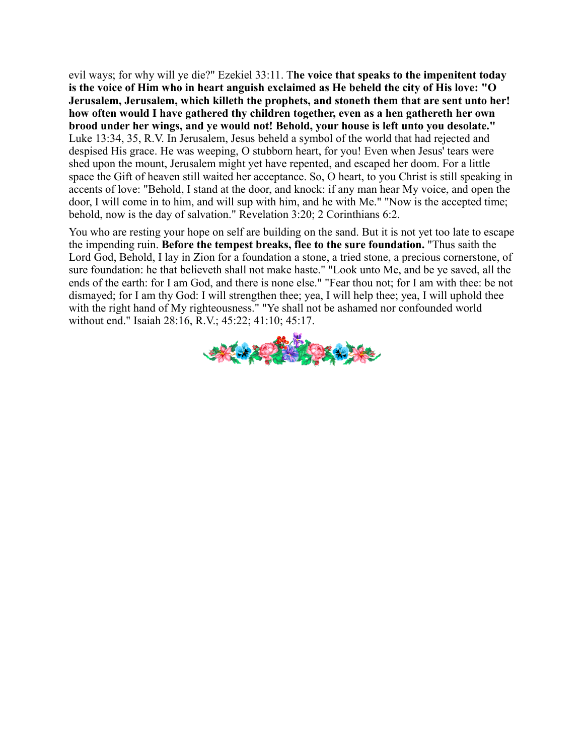evil ways; for why will ye die?" Ezekiel 33:11. T**he voice that speaks to the impenitent today is the voice of Him who in heart anguish exclaimed as He beheld the city of His love: "O Jerusalem, Jerusalem, which killeth the prophets, and stoneth them that are sent unto her! how often would I have gathered thy children together, even as a hen gathereth her own brood under her wings, and ye would not! Behold, your house is left unto you desolate."** Luke 13:34, 35, R.V. In Jerusalem, Jesus beheld a symbol of the world that had rejected and despised His grace. He was weeping, O stubborn heart, for you! Even when Jesus' tears were shed upon the mount, Jerusalem might yet have repented, and escaped her doom. For a little space the Gift of heaven still waited her acceptance. So, O heart, to you Christ is still speaking in accents of love: "Behold, I stand at the door, and knock: if any man hear My voice, and open the door, I will come in to him, and will sup with him, and he with Me." "Now is the accepted time; behold, now is the day of salvation." Revelation 3:20; 2 Corinthians 6:2.

You who are resting your hope on self are building on the sand. But it is not yet too late to escape the impending ruin. **Before the tempest breaks, flee to the sure foundation.** "Thus saith the Lord God, Behold, I lay in Zion for a foundation a stone, a tried stone, a precious cornerstone, of sure foundation: he that believeth shall not make haste." "Look unto Me, and be ye saved, all the ends of the earth: for I am God, and there is none else." "Fear thou not; for I am with thee: be not dismayed; for I am thy God: I will strengthen thee; yea, I will help thee; yea, I will uphold thee with the right hand of My righteousness." "Ye shall not be ashamed nor confounded world without end." Isaiah 28:16, R.V.; 45:22; 41:10; 45:17.